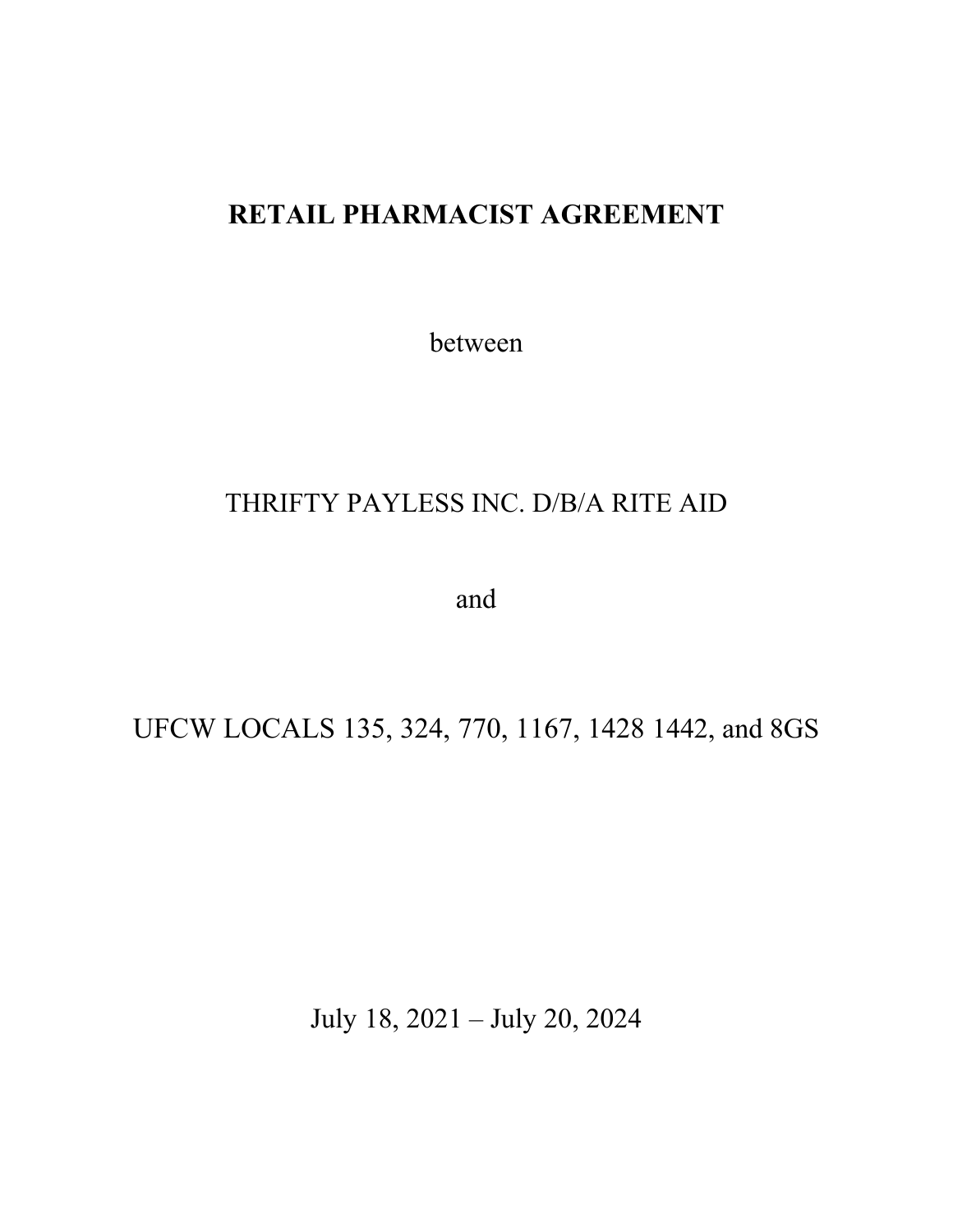# RETAIL PHARMACIST AGREEMENT

between

THRIFTY PAYLESS INC. D/B/A RITE AID

and

UFCW LOCALS 135, 324, 770, 1167, 1428 1442, and 8GS

July 18, 2021 – July 20, 2024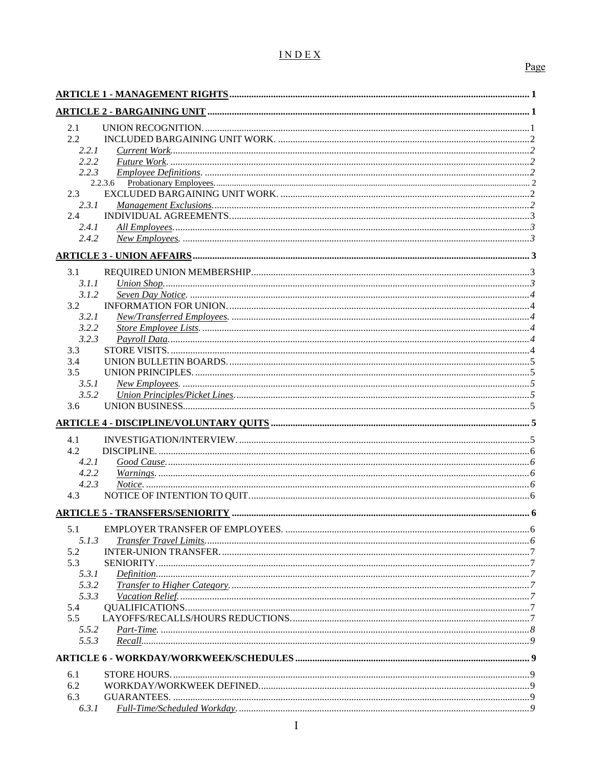# INDEX

| | | Page |
|---|---|---|
| **ARTICLE 1 - MANAGEMENT RIGHTS** | | **1** |
| **ARTICLE 2 - BARGAINING UNIT** | | **1** |
| 2.1 | UNION RECOGNITION. | 1 |
| 2.2 | INCLUDED BARGAINING UNIT WORK. | 2 |
| *2.2.1* | *Current Work.* | *2* |
| *2.2.2* | *Future Work.* | *2* |
| *2.2.3* | *Employee Definitions.* | *2* |
| 2.2.3.6 | Probationary Employees. | 2 |
| 2.3 | EXCLUDED BARGAINING UNIT WORK. | 2 |
| *2.3.1* | *Management Exclusions.* | *2* |
| 2.4 | INDIVIDUAL AGREEMENTS. | 3 |
| *2.4.1* | *All Employees.* | *3* |
| *2.4.2* | *New Employees.* | *3* |
| **ARTICLE 3 - UNION AFFAIRS** | | **3** |
| 3.1 | REQUIRED UNION MEMBERSHIP. | 3 |
| *3.1.1* | *Union Shop.* | *3* |
| *3.1.2* | *Seven Day Notice.* | *4* |
| 3.2 | INFORMATION FOR UNION. | 4 |
| *3.2.1* | *New/Transferred Employees.* | *4* |
| *3.2.2* | *Store Employee Lists.* | *4* |
| *3.2.3* | *Payroll Data.* | *4* |
| 3.3 | STORE VISITS. | 4 |
| 3.4 | UNION BULLETIN BOARDS. | 5 |
| 3.5 | UNION PRINCIPLES. | 5 |
| *3.5.1* | *New Employees.* | *5* |
| *3.5.2* | *Union Principles/Picket Lines.* | *5* |
| 3.6 | UNION BUSINESS. | 5 |
| **ARTICLE 4 - DISCIPLINE/VOLUNTARY QUITS** | | **5** |
| 4.1 | INVESTIGATION/INTERVIEW. | 5 |
| 4.2 | DISCIPLINE. | 6 |
| *4.2.1* | *Good Cause.* | *6* |
| *4.2.2* | *Warnings.* | *6* |
| *4.2.3* | *Notice.* | *6* |
| 4.3 | NOTICE OF INTENTION TO QUIT. | 6 |
| **ARTICLE 5 - TRANSFERS/SENIORITY** | | **6** |
| 5.1 | EMPLOYER TRANSFER OF EMPLOYEES. | 6 |
| *5.1.3* | *Transfer Travel Limits.* | *6* |
| 5.2 | INTER-UNION TRANSFER. | 7 |
| 5.3 | SENIORITY. | 7 |
| *5.3.1* | *Definition.* | *7* |
| *5.3.2* | *Transfer to Higher Category.* | *7* |
| *5.3.3* | *Vacation Relief.* | *7* |
| 5.4 | QUALIFICATIONS. | 7 |
| 5.5 | LAYOFFS/RECALLS/HOURS REDUCTIONS. | 7 |
| *5.5.2* | *Part-Time.* | *8* |
| *5.5.3* | *Recall.* | *9* |
| **ARTICLE 6 - WORKDAY/WORKWEEK/SCHEDULES** | | **9** |
| 6.1 | STORE HOURS. | 9 |
| 6.2 | WORKDAY/WORKWEEK DEFINED. | 9 |
| 6.3 | GUARANTEES. | 9 |
| *6.3.1* | *Full-Time/Scheduled Workday.* | *9* |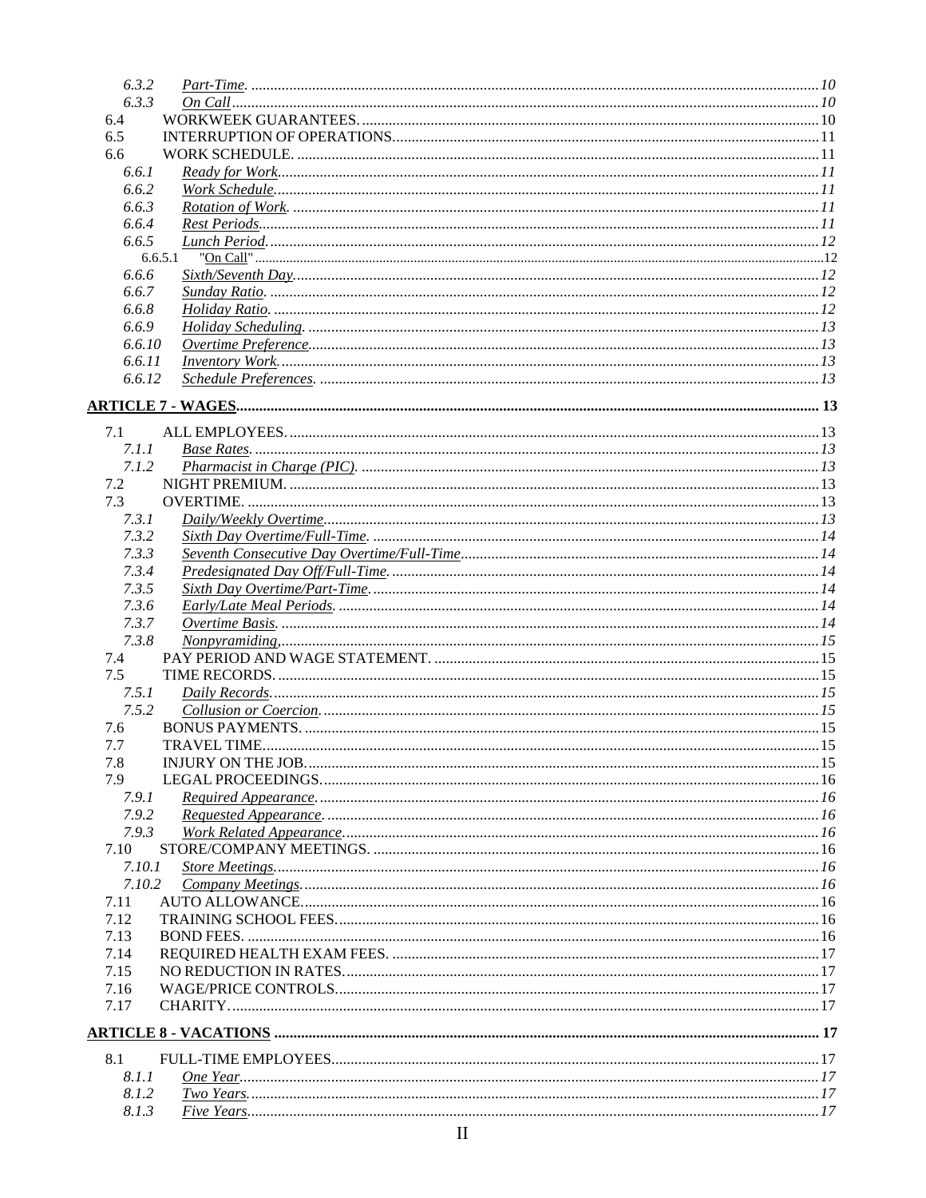| | | |
|---|---|---|
| 6.3.2 | *Part-Time.* | 10 |
| 6.3.3 | *On Call* | 10 |
| 6.4 | WORKWEEK GUARANTEES. | 10 |
| 6.5 | INTERRUPTION OF OPERATIONS. | 11 |
| 6.6 | WORK SCHEDULE. | 11 |
| 6.6.1 | *Ready for Work.* | 11 |
| 6.6.2 | *Work Schedule.* | 11 |
| 6.6.3 | *Rotation of Work.* | 11 |
| 6.6.4 | *Rest Periods.* | 11 |
| 6.6.5 | *Lunch Period.* | 12 |
| 6.6.5.1 | "On Call" | 12 |
| 6.6.6 | *Sixth/Seventh Day.* | 12 |
| 6.6.7 | *Sunday Ratio.* | 12 |
| 6.6.8 | *Holiday Ratio.* | 12 |
| 6.6.9 | *Holiday Scheduling.* | 13 |
| 6.6.10 | *Overtime Preference.* | 13 |
| 6.6.11 | *Inventory Work.* | 13 |
| 6.6.12 | *Schedule Preferences.* | 13 |

**ARTICLE 7 - WAGES** ... 13

| | | |
|---|---|---|
| 7.1 | ALL EMPLOYEES. | 13 |
| 7.1.1 | *Base Rates.* | 13 |
| 7.1.2 | *Pharmacist in Charge (PIC).* | 13 |
| 7.2 | NIGHT PREMIUM. | 13 |
| 7.3 | OVERTIME. | 13 |
| 7.3.1 | *Daily/Weekly Overtime.* | 13 |
| 7.3.2 | *Sixth Day Overtime/Full-Time.* | 14 |
| 7.3.3 | *Seventh Consecutive Day Overtime/Full-Time* | 14 |
| 7.3.4 | *Predesignated Day Off/Full-Time.* | 14 |
| 7.3.5 | *Sixth Day Overtime/Part-Time.* | 14 |
| 7.3.6 | *Early/Late Meal Periods.* | 14 |
| 7.3.7 | *Overtime Basis.* | 14 |
| 7.3.8 | *Nonpyramiding,* | 15 |
| 7.4 | PAY PERIOD AND WAGE STATEMENT. | 15 |
| 7.5 | TIME RECORDS. | 15 |
| 7.5.1 | *Daily Records.* | 15 |
| 7.5.2 | *Collusion or Coercion.* | 15 |
| 7.6 | BONUS PAYMENTS. | 15 |
| 7.7 | TRAVEL TIME. | 15 |
| 7.8 | INJURY ON THE JOB. | 15 |
| 7.9 | LEGAL PROCEEDINGS. | 16 |
| 7.9.1 | *Required Appearance.* | 16 |
| 7.9.2 | *Requested Appearance.* | 16 |
| 7.9.3 | *Work Related Appearance.* | 16 |
| 7.10 | STORE/COMPANY MEETINGS. | 16 |
| 7.10.1 | *Store Meetings.* | 16 |
| 7.10.2 | *Company Meetings.* | 16 |
| 7.11 | AUTO ALLOWANCE. | 16 |
| 7.12 | TRAINING SCHOOL FEES. | 16 |
| 7.13 | BOND FEES. | 16 |
| 7.14 | REQUIRED HEALTH EXAM FEES. | 17 |
| 7.15 | NO REDUCTION IN RATES. | 17 |
| 7.16 | WAGE/PRICE CONTROLS. | 17 |
| 7.17 | CHARITY. | 17 |

**ARTICLE 8 - VACATIONS** ... 17

| | | |
|---|---|---|
| 8.1 | FULL-TIME EMPLOYEES. | 17 |
| 8.1.1 | *One Year.* | 17 |
| 8.1.2 | *Two Years.* | 17 |
| 8.1.3 | *Five Years.* | 17 |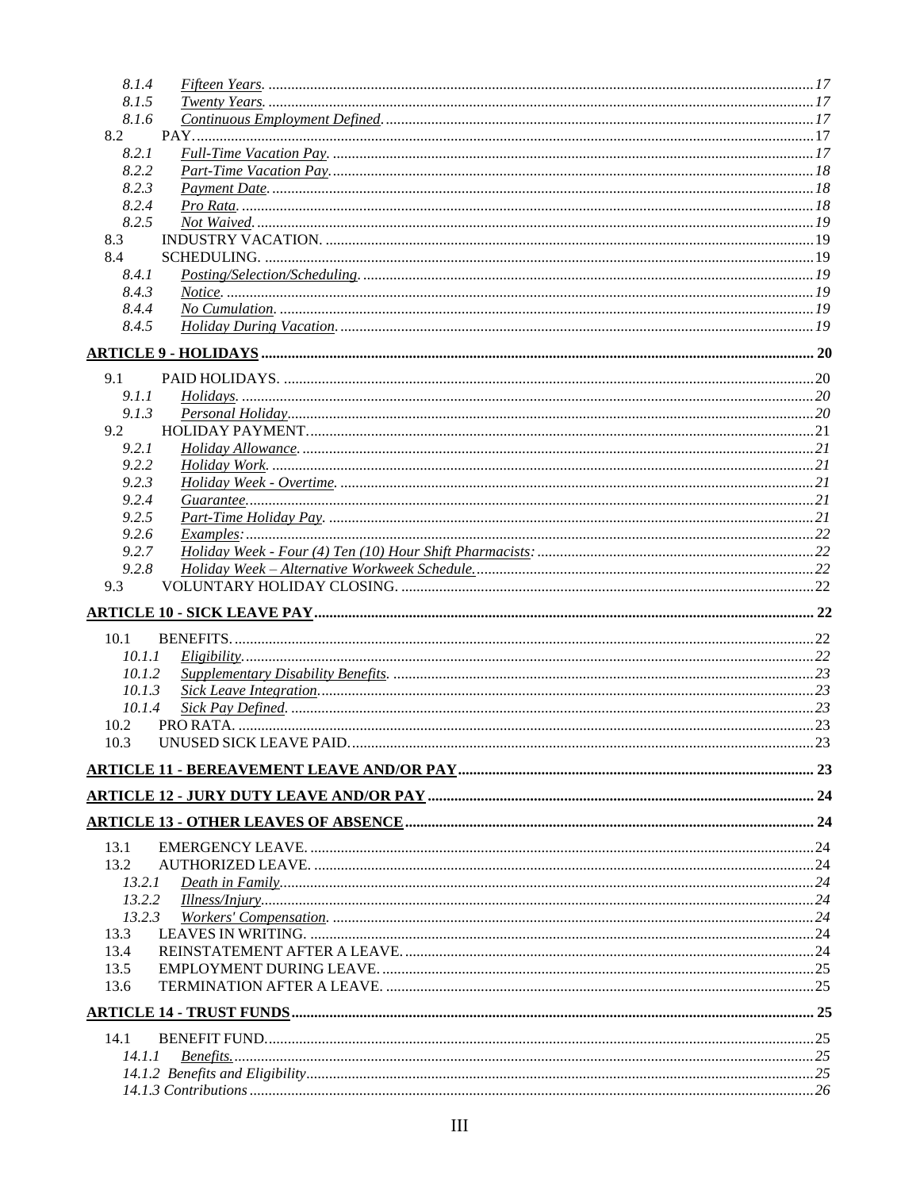8.1.4 *Fifteen Years.* ....... 17
8.1.5 *Twenty Years.* ....... 17
8.1.6 *Continuous Employment Defined.* ....... 17
8.2 PAY. ....... 17
8.2.1 *Full-Time Vacation Pay.* ....... 17
8.2.2 *Part-Time Vacation Pay.* ....... 18
8.2.3 *Payment Date.* ....... 18
8.2.4 *Pro Rata.* ....... 18
8.2.5 *Not Waived.* ....... 19
8.3 INDUSTRY VACATION. ....... 19
8.4 SCHEDULING. ....... 19
8.4.1 *Posting/Selection/Scheduling.* ....... 19
8.4.3 *Notice.* ....... 19
8.4.4 *No Cumulation.* ....... 19
8.4.5 *Holiday During Vacation.* ....... 19

**ARTICLE 9 - HOLIDAYS** ....... 20

9.1 PAID HOLIDAYS. ....... 20
9.1.1 *Holidays.* ....... 20
9.1.3 *Personal Holiday.* ....... 20
9.2 HOLIDAY PAYMENT. ....... 21
9.2.1 *Holiday Allowance.* ....... 21
9.2.2 *Holiday Work.* ....... 21
9.2.3 *Holiday Week - Overtime.* ....... 21
9.2.4 *Guarantee.* ....... 21
9.2.5 *Part-Time Holiday Pay.* ....... 21
9.2.6 *Examples:* ....... 22
9.2.7 *Holiday Week - Four (4) Ten (10) Hour Shift Pharmacists:* ....... 22
9.2.8 *Holiday Week – Alternative Workweek Schedule.* ....... 22
9.3 VOLUNTARY HOLIDAY CLOSING. ....... 22

**ARTICLE 10 - SICK LEAVE PAY** ....... 22

10.1 BENEFITS. ....... 22
10.1.1 *Eligibility.* ....... 22
10.1.2 *Supplementary Disability Benefits.* ....... 23
10.1.3 *Sick Leave Integration.* ....... 23
10.1.4 *Sick Pay Defined.* ....... 23
10.2 PRO RATA. ....... 23
10.3 UNUSED SICK LEAVE PAID. ....... 23

**ARTICLE 11 - BEREAVEMENT LEAVE AND/OR PAY** ....... 23

**ARTICLE 12 - JURY DUTY LEAVE AND/OR PAY** ....... 24

**ARTICLE 13 - OTHER LEAVES OF ABSENCE** ....... 24

13.1 EMERGENCY LEAVE. ....... 24
13.2 AUTHORIZED LEAVE. ....... 24
13.2.1 *Death in Family.* ....... 24
13.2.2 *Illness/Injury.* ....... 24
13.2.3 *Workers' Compensation.* ....... 24
13.3 LEAVES IN WRITING. ....... 24
13.4 REINSTATEMENT AFTER A LEAVE. ....... 24
13.5 EMPLOYMENT DURING LEAVE. ....... 25
13.6 TERMINATION AFTER A LEAVE. ....... 25

**ARTICLE 14 - TRUST FUNDS** ....... 25

14.1 BENEFIT FUND. ....... 25
14.1.1 *Benefits.* ....... 25
*14.1.2 Benefits and Eligibility* ....... 25
*14.1.3 Contributions* ....... 26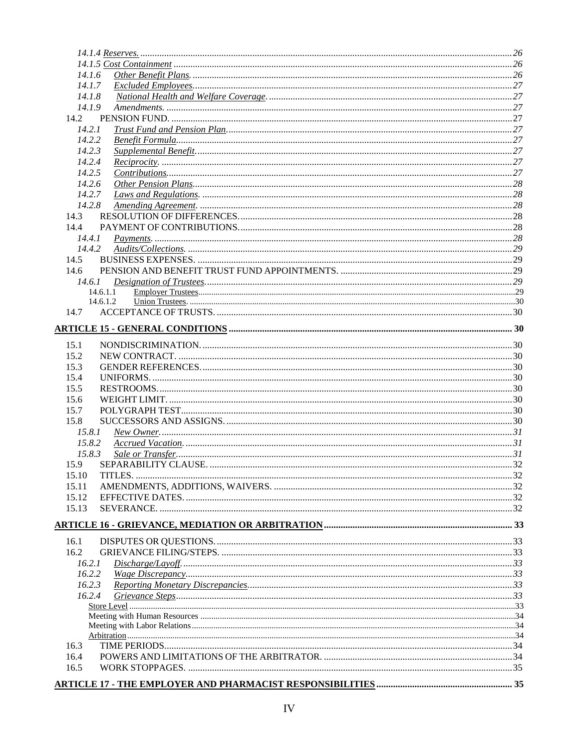14.1.4 *Reserves.* ............ 26
14.1.5 *Cost Containment* ............ 26
14.1.6 *Other Benefit Plans.* ............ 26
14.1.7 *Excluded Employees.* ............ 27
14.1.8 *National Health and Welfare Coverage.* ............ 27
14.1.9 *Amendments.* ............ 27
14.2 PENSION FUND. ............ 27
14.2.1 *Trust Fund and Pension Plan.* ............ 27
14.2.2 *Benefit Formula.* ............ 27
14.2.3 *Supplemental Benefit.* ............ 27
14.2.4 *Reciprocity.* ............ 27
14.2.5 *Contributions.* ............ 27
14.2.6 *Other Pension Plans.* ............ 28
14.2.7 *Laws and Regulations.* ............ 28
14.2.8 *Amending Agreement.* ............ 28
14.3 RESOLUTION OF DIFFERENCES. ............ 28
14.4 PAYMENT OF CONTRIBUTIONS. ............ 28
14.4.1 *Payments.* ............ 28
14.4.2 *Audits/Collections.* ............ 29
14.5 BUSINESS EXPENSES. ............ 29
14.6 PENSION AND BENEFIT TRUST FUND APPOINTMENTS. ............ 29
14.6.1 *Designation of Trustees.* ............ 29
14.6.1.1 Employer Trustees ............ 29
14.6.1.2 Union Trustees. ............ 30
14.7 ACCEPTANCE OF TRUSTS. ............ 30

**ARTICLE 15 - GENERAL CONDITIONS ............ 30**

15.1 NONDISCRIMINATION. ............ 30
15.2 NEW CONTRACT. ............ 30
15.3 GENDER REFERENCES. ............ 30
15.4 UNIFORMS. ............ 30
15.5 RESTROOMS. ............ 30
15.6 WEIGHT LIMIT. ............ 30
15.7 POLYGRAPH TEST. ............ 30
15.8 SUCCESSORS AND ASSIGNS. ............ 30
15.8.1 *New Owner.* ............ 31
15.8.2 *Accrued Vacation.* ............ 31
15.8.3 *Sale or Transfer.* ............ 31
15.9 SEPARABILITY CLAUSE. ............ 32
15.10 TITLES. ............ 32
15.11 AMENDMENTS, ADDITIONS, WAIVERS. ............ 32
15.12 EFFECTIVE DATES. ............ 32
15.13 SEVERANCE. ............ 32

**ARTICLE 16 - GRIEVANCE, MEDIATION OR ARBITRATION ............ 33**

16.1 DISPUTES OR QUESTIONS. ............ 33
16.2 GRIEVANCE FILING/STEPS. ............ 33
16.2.1 *Discharge/Layoff.* ............ 33
16.2.2 *Wage Discrepancy.* ............ 33
16.2.3 *Reporting Monetary Discrepancies.* ............ 33
16.2.4 *Grievance Steps* ............ 33
Store Level ............ 33
Meeting with Human Resources ............ 34
Meeting with Labor Relations ............ 34
Arbitration ............ 34
16.3 TIME PERIODS. ............ 34
16.4 POWERS AND LIMITATIONS OF THE ARBITRATOR. ............ 34
16.5 WORK STOPPAGES. ............ 35

**ARTICLE 17 - THE EMPLOYER AND PHARMACIST RESPONSIBILITIES ............ 35**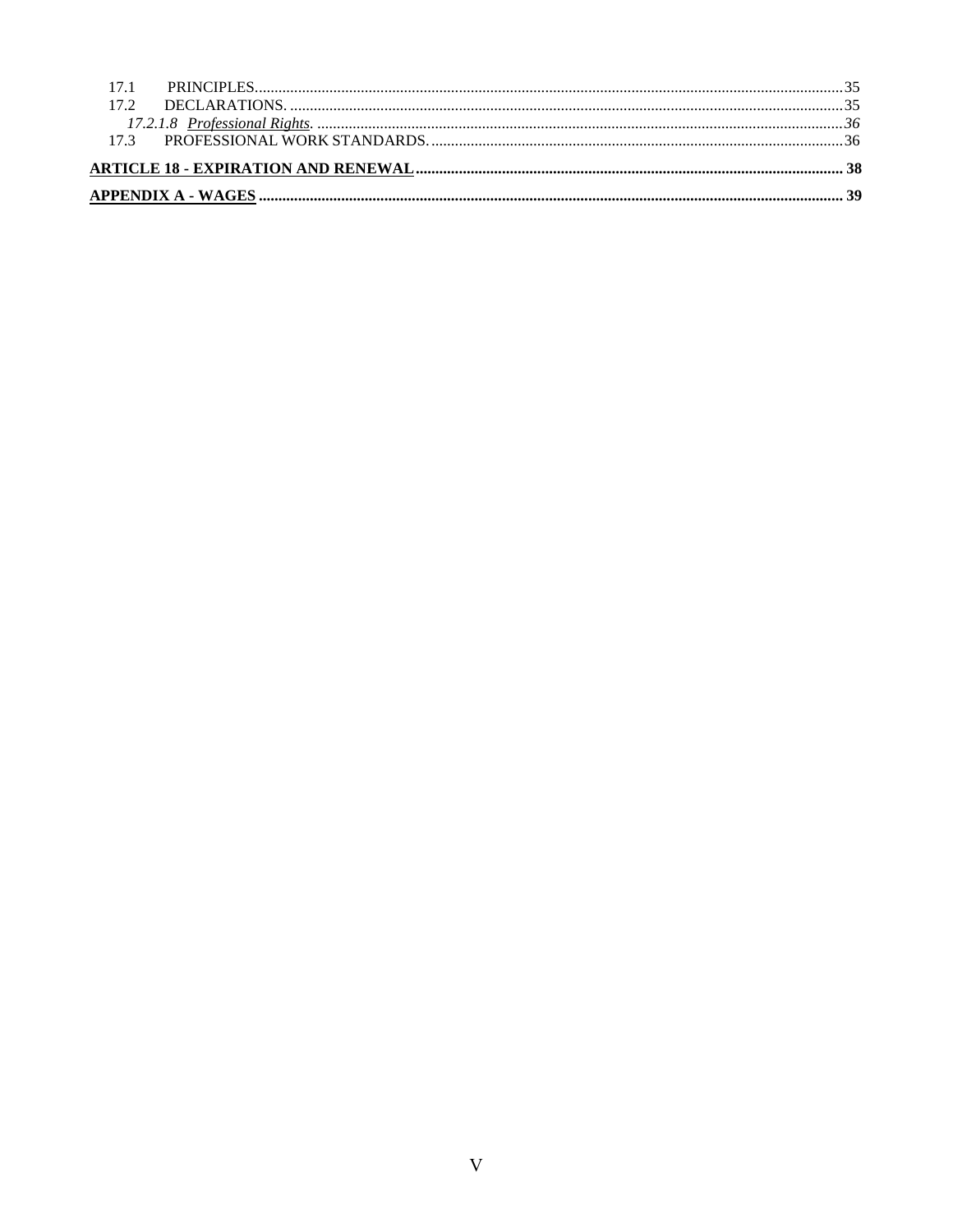17.1 PRINCIPLES.....35

17.2 DECLARATIONS.....35

*17.2.1.8 Professional Rights.....36*

17.3 PROFESSIONAL WORK STANDARDS.....36

**ARTICLE 18 - EXPIRATION AND RENEWAL.....38**

**APPENDIX A - WAGES.....39**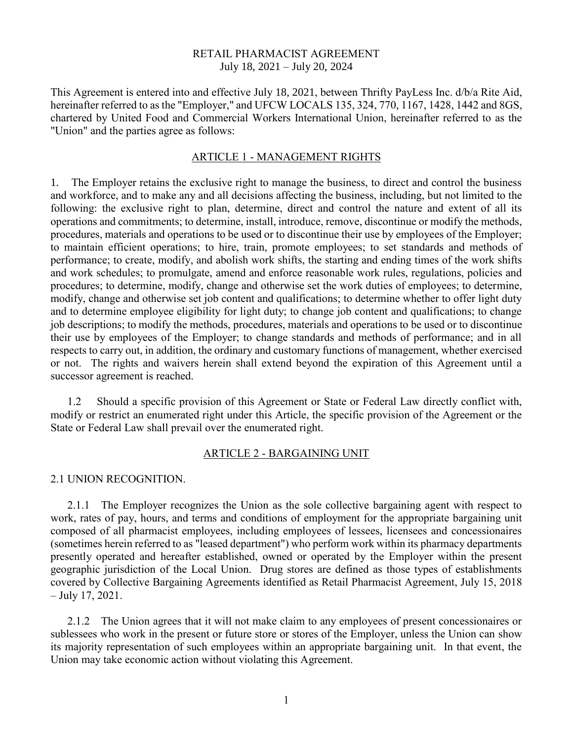# RETAIL PHARMACIST AGREEMENT

July 18, 2021 – July 20, 2024

This Agreement is entered into and effective July 18, 2021, between Thrifty PayLess Inc. d/b/a Rite Aid, hereinafter referred to as the "Employer," and UFCW LOCALS 135, 324, 770, 1167, 1428, 1442 and 8GS, chartered by United Food and Commercial Workers International Union, hereinafter referred to as the "Union" and the parties agree as follows:

## ARTICLE 1 - MANAGEMENT RIGHTS

1. The Employer retains the exclusive right to manage the business, to direct and control the business and workforce, and to make any and all decisions affecting the business, including, but not limited to the following: the exclusive right to plan, determine, direct and control the nature and extent of all its operations and commitments; to determine, install, introduce, remove, discontinue or modify the methods, procedures, materials and operations to be used or to discontinue their use by employees of the Employer; to maintain efficient operations; to hire, train, promote employees; to set standards and methods of performance; to create, modify, and abolish work shifts, the starting and ending times of the work shifts and work schedules; to promulgate, amend and enforce reasonable work rules, regulations, policies and procedures; to determine, modify, change and otherwise set the work duties of employees; to determine, modify, change and otherwise set job content and qualifications; to determine whether to offer light duty and to determine employee eligibility for light duty; to change job content and qualifications; to change job descriptions; to modify the methods, procedures, materials and operations to be used or to discontinue their use by employees of the Employer; to change standards and methods of performance; and in all respects to carry out, in addition, the ordinary and customary functions of management, whether exercised or not. The rights and waivers herein shall extend beyond the expiration of this Agreement until a successor agreement is reached.

1.2 Should a specific provision of this Agreement or State or Federal Law directly conflict with, modify or restrict an enumerated right under this Article, the specific provision of the Agreement or the State or Federal Law shall prevail over the enumerated right.

## ARTICLE 2 - BARGAINING UNIT

### 2.1 UNION RECOGNITION.

2.1.1 The Employer recognizes the Union as the sole collective bargaining agent with respect to work, rates of pay, hours, and terms and conditions of employment for the appropriate bargaining unit composed of all pharmacist employees, including employees of lessees, licensees and concessionaires (sometimes herein referred to as "leased department") who perform work within its pharmacy departments presently operated and hereafter established, owned or operated by the Employer within the present geographic jurisdiction of the Local Union. Drug stores are defined as those types of establishments covered by Collective Bargaining Agreements identified as Retail Pharmacist Agreement, July 15, 2018 – July 17, 2021.

2.1.2 The Union agrees that it will not make claim to any employees of present concessionaires or sublessees who work in the present or future store or stores of the Employer, unless the Union can show its majority representation of such employees within an appropriate bargaining unit. In that event, the Union may take economic action without violating this Agreement.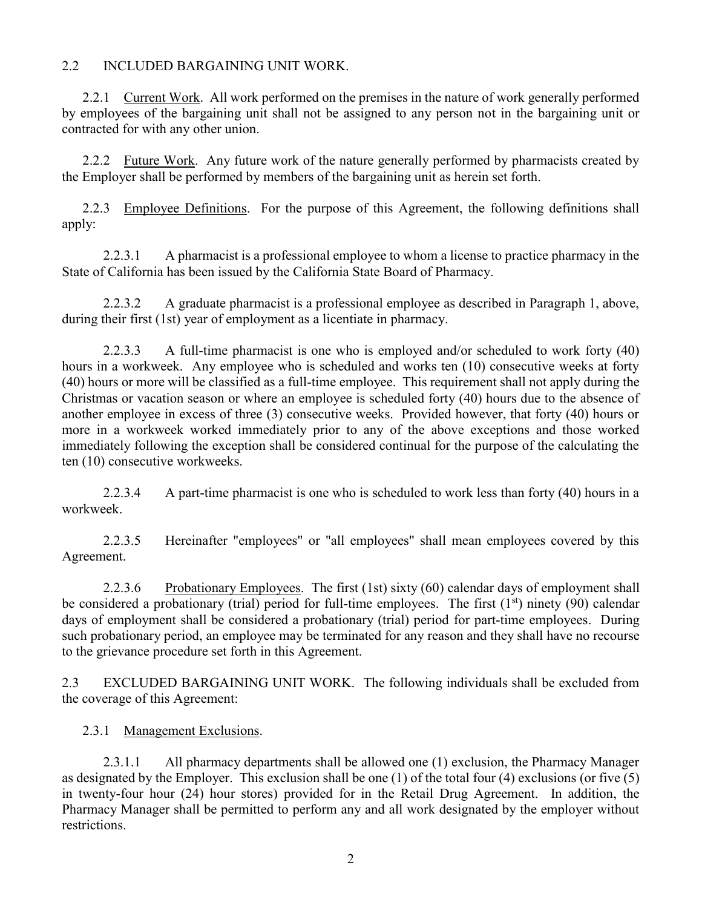2.2 INCLUDED BARGAINING UNIT WORK.

2.2.1 Current Work. All work performed on the premises in the nature of work generally performed by employees of the bargaining unit shall not be assigned to any person not in the bargaining unit or contracted for with any other union.

2.2.2 Future Work. Any future work of the nature generally performed by pharmacists created by the Employer shall be performed by members of the bargaining unit as herein set forth.

2.2.3 Employee Definitions. For the purpose of this Agreement, the following definitions shall apply:

2.2.3.1 A pharmacist is a professional employee to whom a license to practice pharmacy in the State of California has been issued by the California State Board of Pharmacy.

2.2.3.2 A graduate pharmacist is a professional employee as described in Paragraph 1, above, during their first (1st) year of employment as a licentiate in pharmacy.

2.2.3.3 A full-time pharmacist is one who is employed and/or scheduled to work forty (40) hours in a workweek. Any employee who is scheduled and works ten (10) consecutive weeks at forty (40) hours or more will be classified as a full-time employee. This requirement shall not apply during the Christmas or vacation season or where an employee is scheduled forty (40) hours due to the absence of another employee in excess of three (3) consecutive weeks. Provided however, that forty (40) hours or more in a workweek worked immediately prior to any of the above exceptions and those worked immediately following the exception shall be considered continual for the purpose of the calculating the ten (10) consecutive workweeks.

2.2.3.4 A part-time pharmacist is one who is scheduled to work less than forty (40) hours in a workweek.

2.2.3.5 Hereinafter "employees" or "all employees" shall mean employees covered by this Agreement.

2.2.3.6 Probationary Employees. The first (1st) sixty (60) calendar days of employment shall be considered a probationary (trial) period for full-time employees. The first (1st) ninety (90) calendar days of employment shall be considered a probationary (trial) period for part-time employees. During such probationary period, an employee may be terminated for any reason and they shall have no recourse to the grievance procedure set forth in this Agreement.

2.3 EXCLUDED BARGAINING UNIT WORK. The following individuals shall be excluded from the coverage of this Agreement:

2.3.1 Management Exclusions.

2.3.1.1 All pharmacy departments shall be allowed one (1) exclusion, the Pharmacy Manager as designated by the Employer. This exclusion shall be one (1) of the total four (4) exclusions (or five (5) in twenty-four hour (24) hour stores) provided for in the Retail Drug Agreement. In addition, the Pharmacy Manager shall be permitted to perform any and all work designated by the employer without restrictions.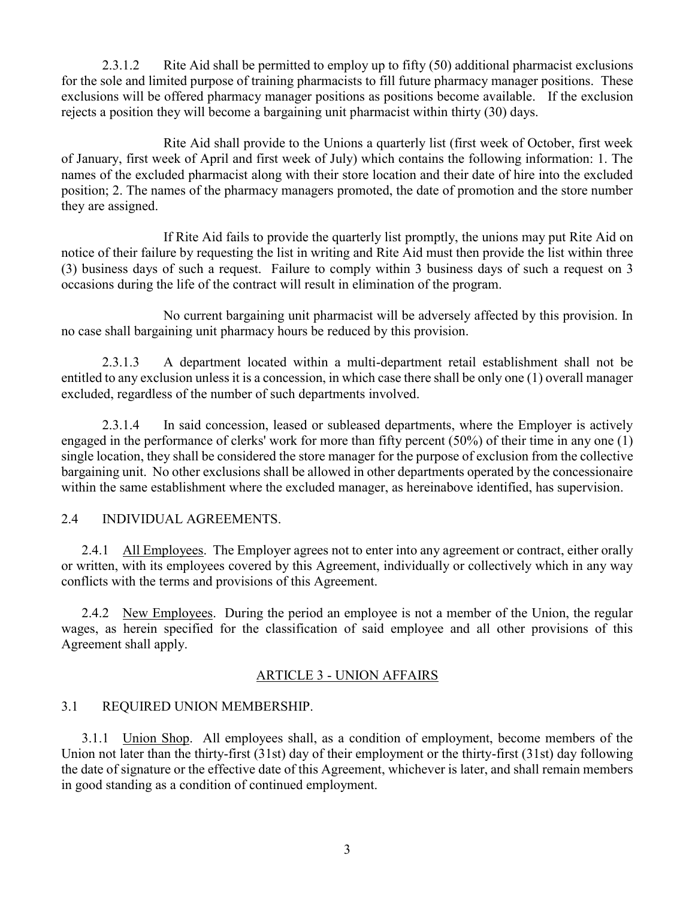2.3.1.2 Rite Aid shall be permitted to employ up to fifty (50) additional pharmacist exclusions for the sole and limited purpose of training pharmacists to fill future pharmacy manager positions. These exclusions will be offered pharmacy manager positions as positions become available. If the exclusion rejects a position they will become a bargaining unit pharmacist within thirty (30) days.

Rite Aid shall provide to the Unions a quarterly list (first week of October, first week of January, first week of April and first week of July) which contains the following information: 1. The names of the excluded pharmacist along with their store location and their date of hire into the excluded position; 2. The names of the pharmacy managers promoted, the date of promotion and the store number they are assigned.

If Rite Aid fails to provide the quarterly list promptly, the unions may put Rite Aid on notice of their failure by requesting the list in writing and Rite Aid must then provide the list within three (3) business days of such a request. Failure to comply within 3 business days of such a request on 3 occasions during the life of the contract will result in elimination of the program.

No current bargaining unit pharmacist will be adversely affected by this provision. In no case shall bargaining unit pharmacy hours be reduced by this provision.

2.3.1.3 A department located within a multi-department retail establishment shall not be entitled to any exclusion unless it is a concession, in which case there shall be only one (1) overall manager excluded, regardless of the number of such departments involved.

2.3.1.4 In said concession, leased or subleased departments, where the Employer is actively engaged in the performance of clerks' work for more than fifty percent (50%) of their time in any one (1) single location, they shall be considered the store manager for the purpose of exclusion from the collective bargaining unit. No other exclusions shall be allowed in other departments operated by the concessionaire within the same establishment where the excluded manager, as hereinabove identified, has supervision.

2.4 INDIVIDUAL AGREEMENTS.

2.4.1 All Employees. The Employer agrees not to enter into any agreement or contract, either orally or written, with its employees covered by this Agreement, individually or collectively which in any way conflicts with the terms and provisions of this Agreement.

2.4.2 New Employees. During the period an employee is not a member of the Union, the regular wages, as herein specified for the classification of said employee and all other provisions of this Agreement shall apply.

## ARTICLE 3 - UNION AFFAIRS

3.1 REQUIRED UNION MEMBERSHIP.

3.1.1 Union Shop. All employees shall, as a condition of employment, become members of the Union not later than the thirty-first (31st) day of their employment or the thirty-first (31st) day following the date of signature or the effective date of this Agreement, whichever is later, and shall remain members in good standing as a condition of continued employment.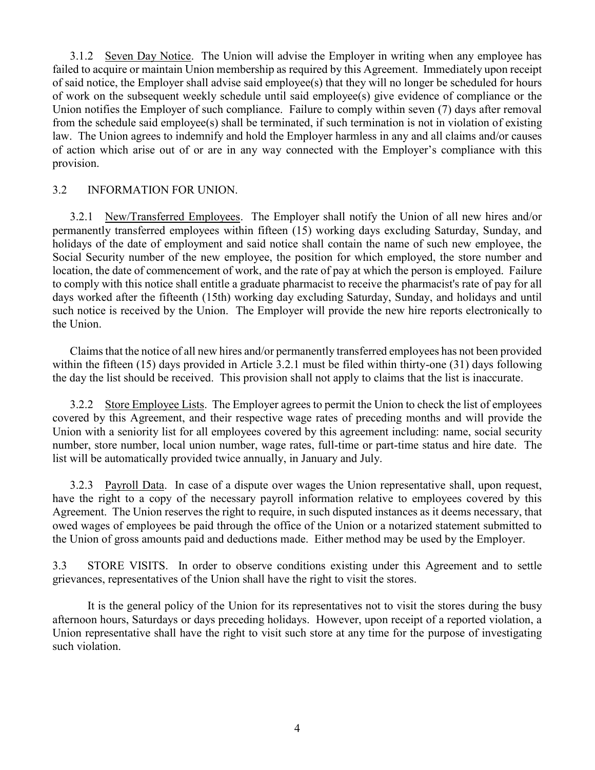3.1.2 Seven Day Notice. The Union will advise the Employer in writing when any employee has failed to acquire or maintain Union membership as required by this Agreement. Immediately upon receipt of said notice, the Employer shall advise said employee(s) that they will no longer be scheduled for hours of work on the subsequent weekly schedule until said employee(s) give evidence of compliance or the Union notifies the Employer of such compliance. Failure to comply within seven (7) days after removal from the schedule said employee(s) shall be terminated, if such termination is not in violation of existing law. The Union agrees to indemnify and hold the Employer harmless in any and all claims and/or causes of action which arise out of or are in any way connected with the Employer's compliance with this provision.

3.2 INFORMATION FOR UNION.

3.2.1 New/Transferred Employees. The Employer shall notify the Union of all new hires and/or permanently transferred employees within fifteen (15) working days excluding Saturday, Sunday, and holidays of the date of employment and said notice shall contain the name of such new employee, the Social Security number of the new employee, the position for which employed, the store number and location, the date of commencement of work, and the rate of pay at which the person is employed. Failure to comply with this notice shall entitle a graduate pharmacist to receive the pharmacist's rate of pay for all days worked after the fifteenth (15th) working day excluding Saturday, Sunday, and holidays and until such notice is received by the Union. The Employer will provide the new hire reports electronically to the Union.

Claims that the notice of all new hires and/or permanently transferred employees has not been provided within the fifteen (15) days provided in Article 3.2.1 must be filed within thirty-one (31) days following the day the list should be received. This provision shall not apply to claims that the list is inaccurate.

3.2.2 Store Employee Lists. The Employer agrees to permit the Union to check the list of employees covered by this Agreement, and their respective wage rates of preceding months and will provide the Union with a seniority list for all employees covered by this agreement including: name, social security number, store number, local union number, wage rates, full-time or part-time status and hire date. The list will be automatically provided twice annually, in January and July.

3.2.3 Payroll Data. In case of a dispute over wages the Union representative shall, upon request, have the right to a copy of the necessary payroll information relative to employees covered by this Agreement. The Union reserves the right to require, in such disputed instances as it deems necessary, that owed wages of employees be paid through the office of the Union or a notarized statement submitted to the Union of gross amounts paid and deductions made. Either method may be used by the Employer.

3.3 STORE VISITS. In order to observe conditions existing under this Agreement and to settle grievances, representatives of the Union shall have the right to visit the stores.

It is the general policy of the Union for its representatives not to visit the stores during the busy afternoon hours, Saturdays or days preceding holidays. However, upon receipt of a reported violation, a Union representative shall have the right to visit such store at any time for the purpose of investigating such violation.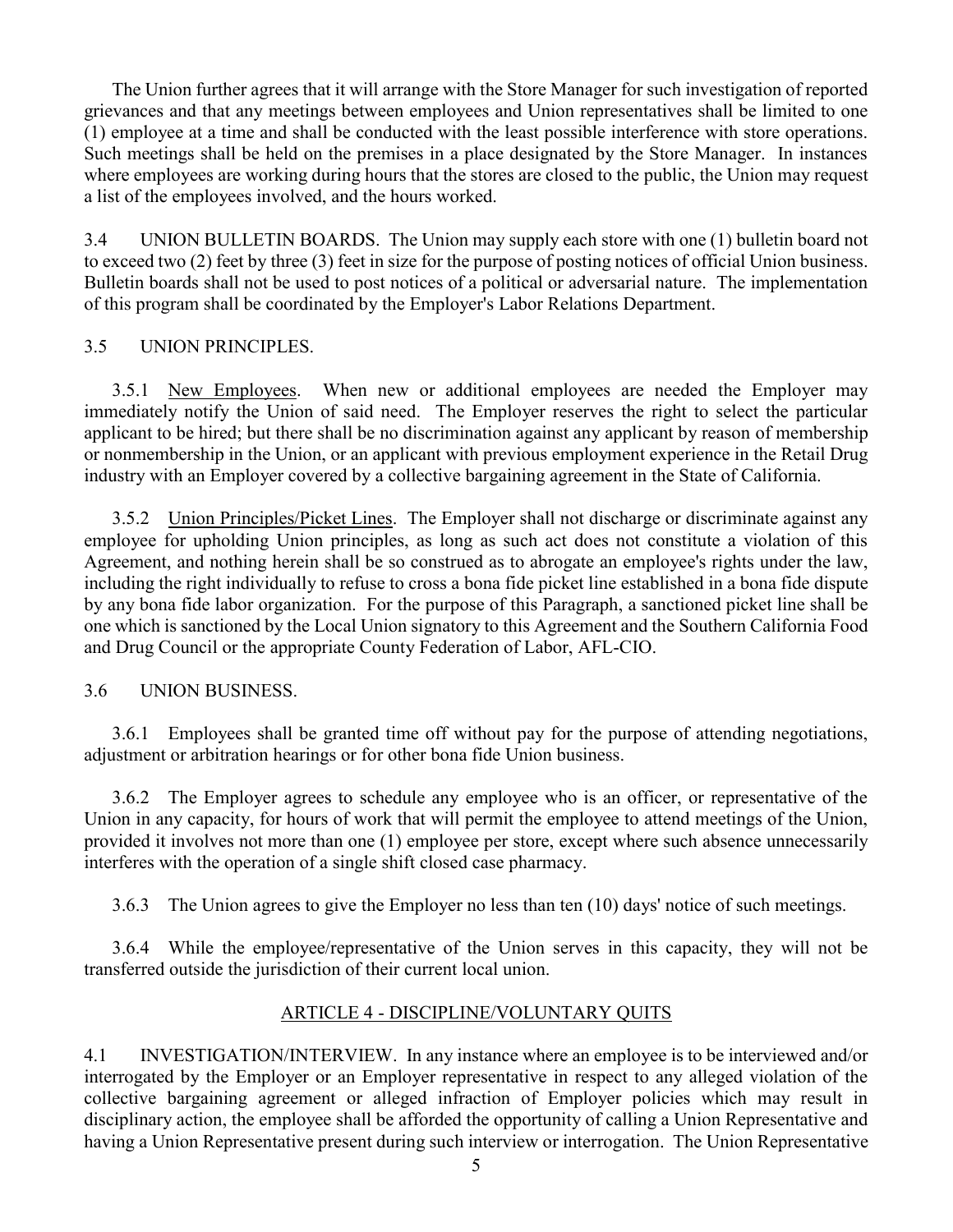The Union further agrees that it will arrange with the Store Manager for such investigation of reported grievances and that any meetings between employees and Union representatives shall be limited to one (1) employee at a time and shall be conducted with the least possible interference with store operations. Such meetings shall be held on the premises in a place designated by the Store Manager. In instances where employees are working during hours that the stores are closed to the public, the Union may request a list of the employees involved, and the hours worked.

3.4 UNION BULLETIN BOARDS. The Union may supply each store with one (1) bulletin board not to exceed two (2) feet by three (3) feet in size for the purpose of posting notices of official Union business. Bulletin boards shall not be used to post notices of a political or adversarial nature. The implementation of this program shall be coordinated by the Employer's Labor Relations Department.

3.5 UNION PRINCIPLES.

3.5.1 New Employees. When new or additional employees are needed the Employer may immediately notify the Union of said need. The Employer reserves the right to select the particular applicant to be hired; but there shall be no discrimination against any applicant by reason of membership or nonmembership in the Union, or an applicant with previous employment experience in the Retail Drug industry with an Employer covered by a collective bargaining agreement in the State of California.

3.5.2 Union Principles/Picket Lines. The Employer shall not discharge or discriminate against any employee for upholding Union principles, as long as such act does not constitute a violation of this Agreement, and nothing herein shall be so construed as to abrogate an employee's rights under the law, including the right individually to refuse to cross a bona fide picket line established in a bona fide dispute by any bona fide labor organization. For the purpose of this Paragraph, a sanctioned picket line shall be one which is sanctioned by the Local Union signatory to this Agreement and the Southern California Food and Drug Council or the appropriate County Federation of Labor, AFL-CIO.

3.6 UNION BUSINESS.

3.6.1 Employees shall be granted time off without pay for the purpose of attending negotiations, adjustment or arbitration hearings or for other bona fide Union business.

3.6.2 The Employer agrees to schedule any employee who is an officer, or representative of the Union in any capacity, for hours of work that will permit the employee to attend meetings of the Union, provided it involves not more than one (1) employee per store, except where such absence unnecessarily interferes with the operation of a single shift closed case pharmacy.

3.6.3 The Union agrees to give the Employer no less than ten (10) days' notice of such meetings.

3.6.4 While the employee/representative of the Union serves in this capacity, they will not be transferred outside the jurisdiction of their current local union.

## ARTICLE 4 - DISCIPLINE/VOLUNTARY QUITS

4.1 INVESTIGATION/INTERVIEW. In any instance where an employee is to be interviewed and/or interrogated by the Employer or an Employer representative in respect to any alleged violation of the collective bargaining agreement or alleged infraction of Employer policies which may result in disciplinary action, the employee shall be afforded the opportunity of calling a Union Representative and having a Union Representative present during such interview or interrogation. The Union Representative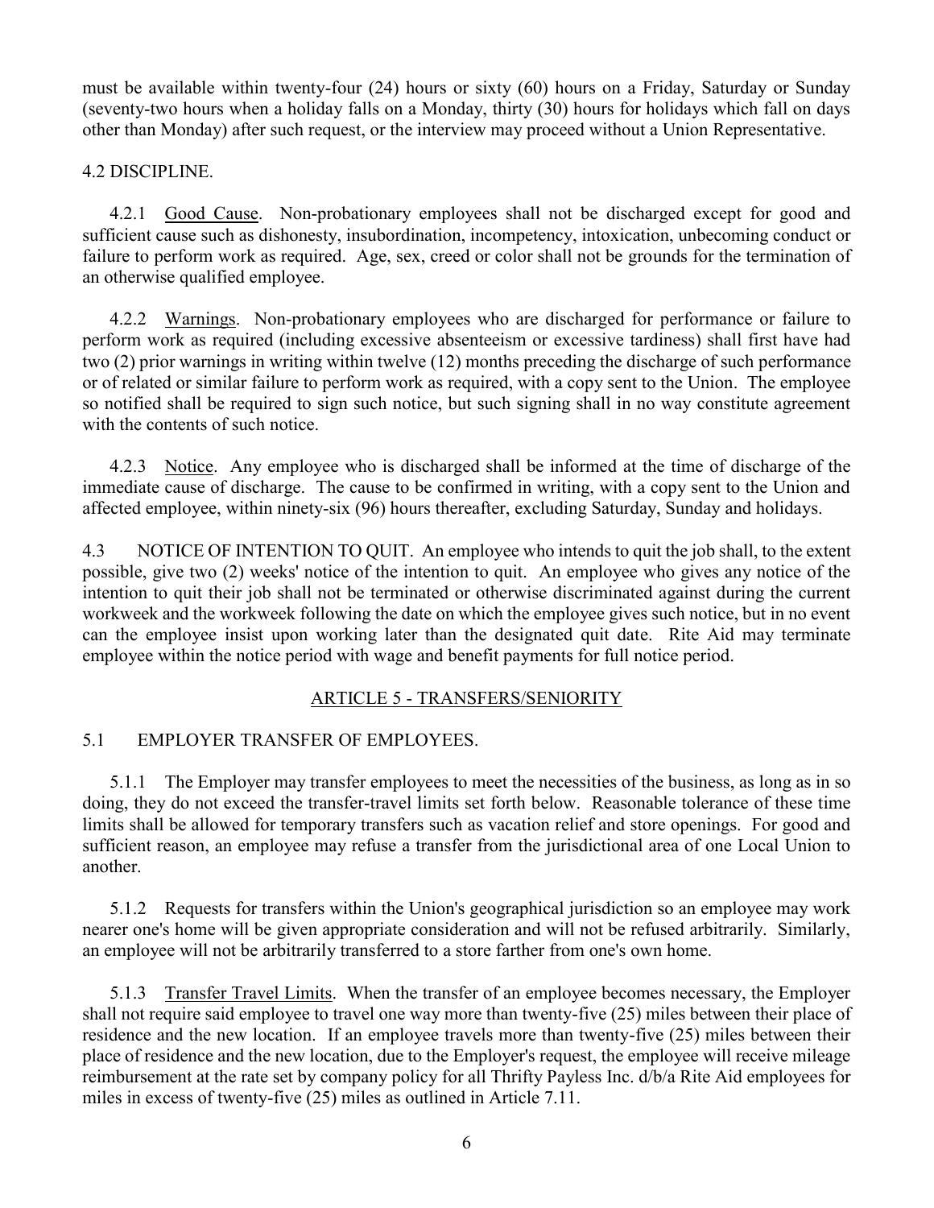must be available within twenty-four (24) hours or sixty (60) hours on a Friday, Saturday or Sunday (seventy-two hours when a holiday falls on a Monday, thirty (30) hours for holidays which fall on days other than Monday) after such request, or the interview may proceed without a Union Representative.

4.2 DISCIPLINE.

4.2.1 Good Cause. Non-probationary employees shall not be discharged except for good and sufficient cause such as dishonesty, insubordination, incompetency, intoxication, unbecoming conduct or failure to perform work as required. Age, sex, creed or color shall not be grounds for the termination of an otherwise qualified employee.

4.2.2 Warnings. Non-probationary employees who are discharged for performance or failure to perform work as required (including excessive absenteeism or excessive tardiness) shall first have had two (2) prior warnings in writing within twelve (12) months preceding the discharge of such performance or of related or similar failure to perform work as required, with a copy sent to the Union. The employee so notified shall be required to sign such notice, but such signing shall in no way constitute agreement with the contents of such notice.

4.2.3 Notice. Any employee who is discharged shall be informed at the time of discharge of the immediate cause of discharge. The cause to be confirmed in writing, with a copy sent to the Union and affected employee, within ninety-six (96) hours thereafter, excluding Saturday, Sunday and holidays.

4.3 NOTICE OF INTENTION TO QUIT. An employee who intends to quit the job shall, to the extent possible, give two (2) weeks' notice of the intention to quit. An employee who gives any notice of the intention to quit their job shall not be terminated or otherwise discriminated against during the current workweek and the workweek following the date on which the employee gives such notice, but in no event can the employee insist upon working later than the designated quit date. Rite Aid may terminate employee within the notice period with wage and benefit payments for full notice period.

## ARTICLE 5 - TRANSFERS/SENIORITY

5.1 EMPLOYER TRANSFER OF EMPLOYEES.

5.1.1 The Employer may transfer employees to meet the necessities of the business, as long as in so doing, they do not exceed the transfer-travel limits set forth below. Reasonable tolerance of these time limits shall be allowed for temporary transfers such as vacation relief and store openings. For good and sufficient reason, an employee may refuse a transfer from the jurisdictional area of one Local Union to another.

5.1.2 Requests for transfers within the Union's geographical jurisdiction so an employee may work nearer one's home will be given appropriate consideration and will not be refused arbitrarily. Similarly, an employee will not be arbitrarily transferred to a store farther from one's own home.

5.1.3 Transfer Travel Limits. When the transfer of an employee becomes necessary, the Employer shall not require said employee to travel one way more than twenty-five (25) miles between their place of residence and the new location. If an employee travels more than twenty-five (25) miles between their place of residence and the new location, due to the Employer's request, the employee will receive mileage reimbursement at the rate set by company policy for all Thrifty Payless Inc. d/b/a Rite Aid employees for miles in excess of twenty-five (25) miles as outlined in Article 7.11.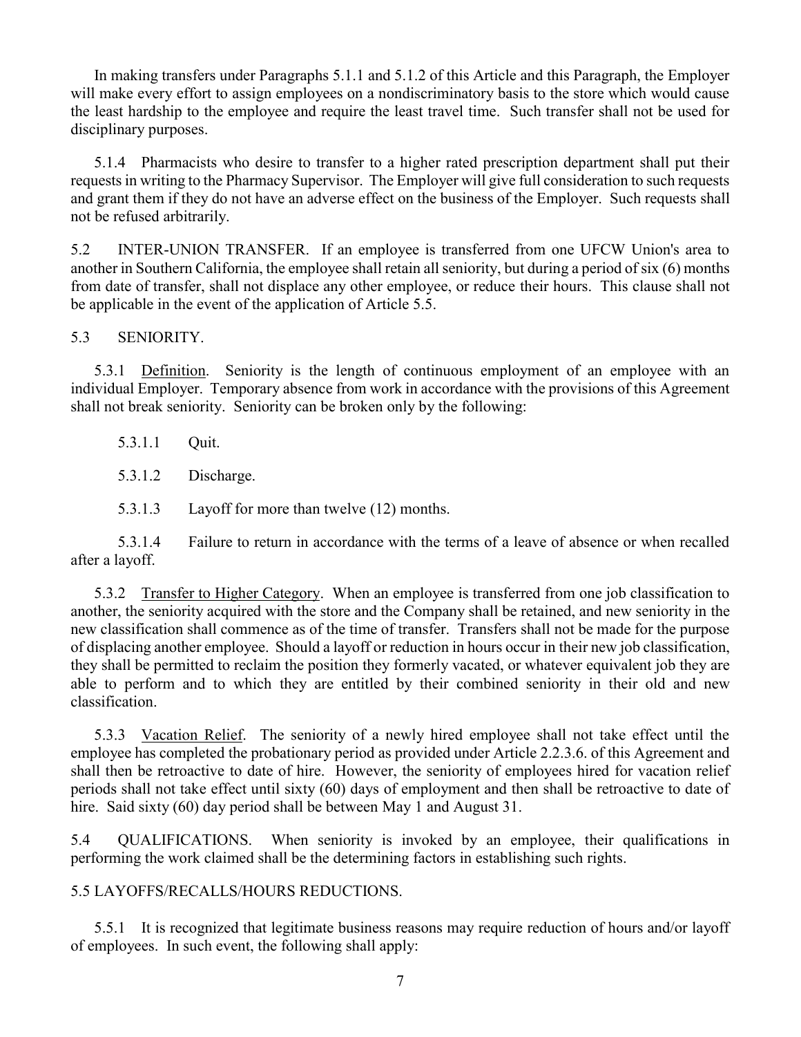In making transfers under Paragraphs 5.1.1 and 5.1.2 of this Article and this Paragraph, the Employer will make every effort to assign employees on a nondiscriminatory basis to the store which would cause the least hardship to the employee and require the least travel time. Such transfer shall not be used for disciplinary purposes.

5.1.4 Pharmacists who desire to transfer to a higher rated prescription department shall put their requests in writing to the Pharmacy Supervisor. The Employer will give full consideration to such requests and grant them if they do not have an adverse effect on the business of the Employer. Such requests shall not be refused arbitrarily.

5.2 INTER-UNION TRANSFER. If an employee is transferred from one UFCW Union's area to another in Southern California, the employee shall retain all seniority, but during a period of six (6) months from date of transfer, shall not displace any other employee, or reduce their hours. This clause shall not be applicable in the event of the application of Article 5.5.

5.3 SENIORITY.

5.3.1 Definition. Seniority is the length of continuous employment of an employee with an individual Employer. Temporary absence from work in accordance with the provisions of this Agreement shall not break seniority. Seniority can be broken only by the following:

5.3.1.1 Quit.

5.3.1.2 Discharge.

5.3.1.3 Layoff for more than twelve (12) months.

5.3.1.4 Failure to return in accordance with the terms of a leave of absence or when recalled after a layoff.

5.3.2 Transfer to Higher Category. When an employee is transferred from one job classification to another, the seniority acquired with the store and the Company shall be retained, and new seniority in the new classification shall commence as of the time of transfer. Transfers shall not be made for the purpose of displacing another employee. Should a layoff or reduction in hours occur in their new job classification, they shall be permitted to reclaim the position they formerly vacated, or whatever equivalent job they are able to perform and to which they are entitled by their combined seniority in their old and new classification.

5.3.3 Vacation Relief. The seniority of a newly hired employee shall not take effect until the employee has completed the probationary period as provided under Article 2.2.3.6. of this Agreement and shall then be retroactive to date of hire. However, the seniority of employees hired for vacation relief periods shall not take effect until sixty (60) days of employment and then shall be retroactive to date of hire. Said sixty (60) day period shall be between May 1 and August 31.

5.4 QUALIFICATIONS. When seniority is invoked by an employee, their qualifications in performing the work claimed shall be the determining factors in establishing such rights.

5.5 LAYOFFS/RECALLS/HOURS REDUCTIONS.

5.5.1 It is recognized that legitimate business reasons may require reduction of hours and/or layoff of employees. In such event, the following shall apply: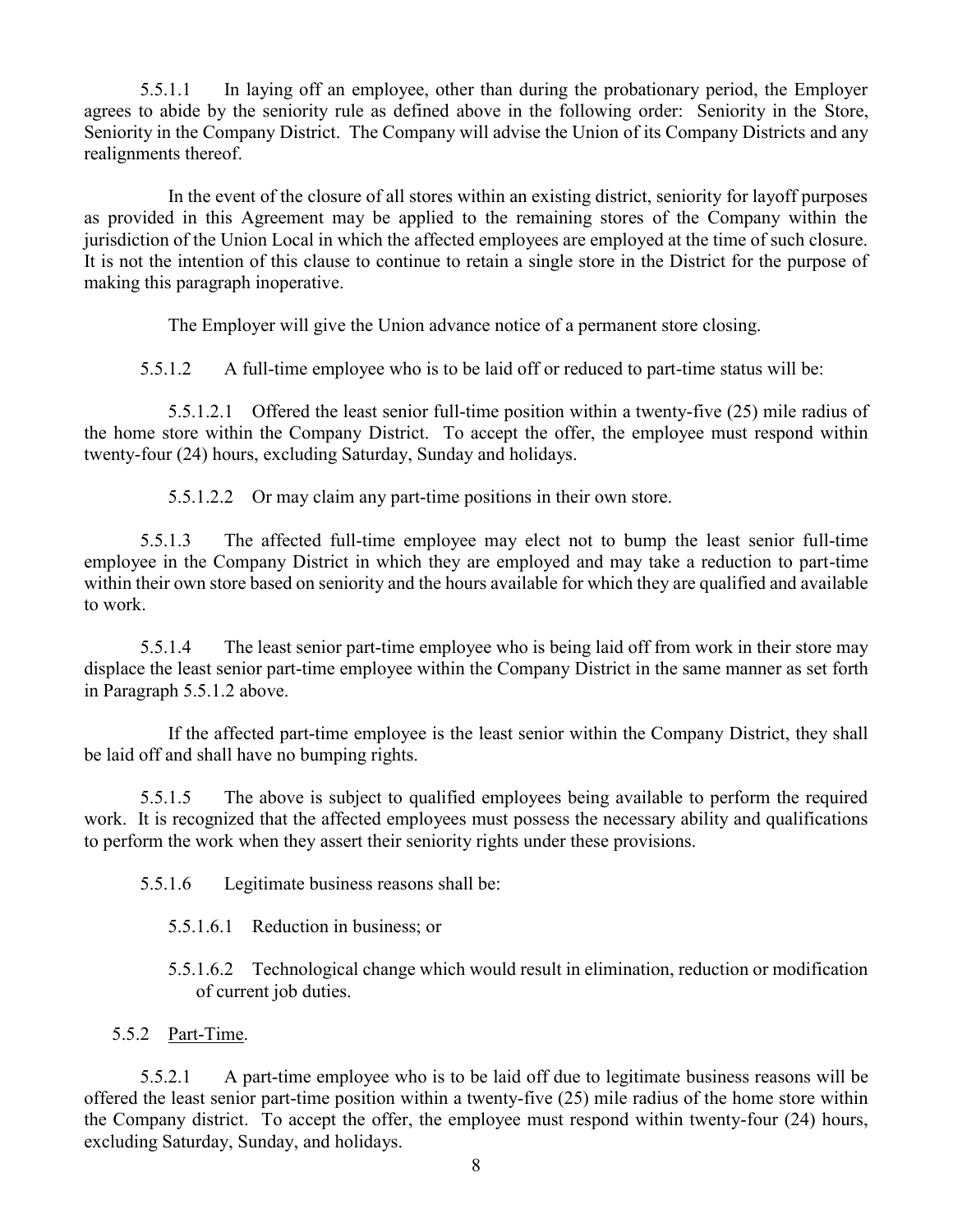5.5.1.1 In laying off an employee, other than during the probationary period, the Employer agrees to abide by the seniority rule as defined above in the following order: Seniority in the Store, Seniority in the Company District. The Company will advise the Union of its Company Districts and any realignments thereof.

In the event of the closure of all stores within an existing district, seniority for layoff purposes as provided in this Agreement may be applied to the remaining stores of the Company within the jurisdiction of the Union Local in which the affected employees are employed at the time of such closure. It is not the intention of this clause to continue to retain a single store in the District for the purpose of making this paragraph inoperative.

The Employer will give the Union advance notice of a permanent store closing.

5.5.1.2 A full-time employee who is to be laid off or reduced to part-time status will be:

5.5.1.2.1 Offered the least senior full-time position within a twenty-five (25) mile radius of the home store within the Company District. To accept the offer, the employee must respond within twenty-four (24) hours, excluding Saturday, Sunday and holidays.

5.5.1.2.2 Or may claim any part-time positions in their own store.

5.5.1.3 The affected full-time employee may elect not to bump the least senior full-time employee in the Company District in which they are employed and may take a reduction to part-time within their own store based on seniority and the hours available for which they are qualified and available to work.

5.5.1.4 The least senior part-time employee who is being laid off from work in their store may displace the least senior part-time employee within the Company District in the same manner as set forth in Paragraph 5.5.1.2 above.

If the affected part-time employee is the least senior within the Company District, they shall be laid off and shall have no bumping rights.

5.5.1.5 The above is subject to qualified employees being available to perform the required work. It is recognized that the affected employees must possess the necessary ability and qualifications to perform the work when they assert their seniority rights under these provisions.

5.5.1.6 Legitimate business reasons shall be:

5.5.1.6.1 Reduction in business; or

5.5.1.6.2 Technological change which would result in elimination, reduction or modification of current job duties.

5.5.2 Part-Time.

5.5.2.1 A part-time employee who is to be laid off due to legitimate business reasons will be offered the least senior part-time position within a twenty-five (25) mile radius of the home store within the Company district. To accept the offer, the employee must respond within twenty-four (24) hours, excluding Saturday, Sunday, and holidays.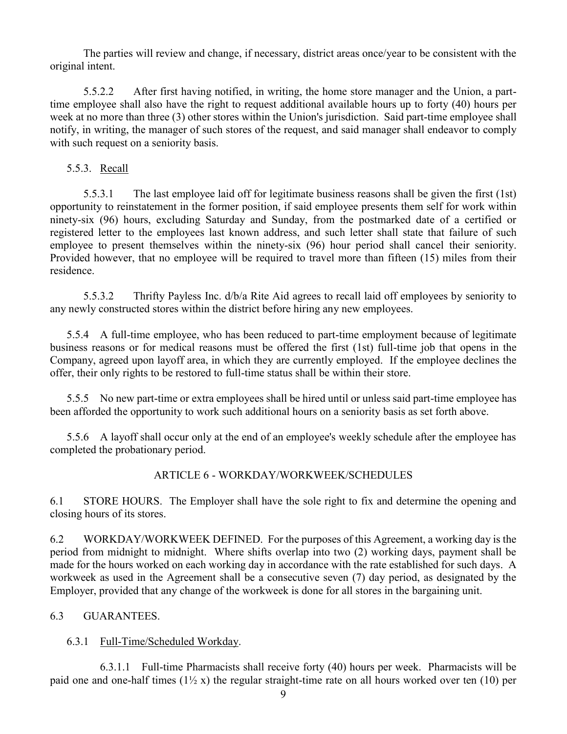The parties will review and change, if necessary, district areas once/year to be consistent with the original intent.

5.5.2.2 After first having notified, in writing, the home store manager and the Union, a part-time employee shall also have the right to request additional available hours up to forty (40) hours per week at no more than three (3) other stores within the Union's jurisdiction. Said part-time employee shall notify, in writing, the manager of such stores of the request, and said manager shall endeavor to comply with such request on a seniority basis.

5.5.3. <u>Recall</u>

5.5.3.1 The last employee laid off for legitimate business reasons shall be given the first (1st) opportunity to reinstatement in the former position, if said employee presents them self for work within ninety-six (96) hours, excluding Saturday and Sunday, from the postmarked date of a certified or registered letter to the employees last known address, and such letter shall state that failure of such employee to present themselves within the ninety-six (96) hour period shall cancel their seniority. Provided however, that no employee will be required to travel more than fifteen (15) miles from their residence.

5.5.3.2 Thrifty Payless Inc. d/b/a Rite Aid agrees to recall laid off employees by seniority to any newly constructed stores within the district before hiring any new employees.

5.5.4 A full-time employee, who has been reduced to part-time employment because of legitimate business reasons or for medical reasons must be offered the first (1st) full-time job that opens in the Company, agreed upon layoff area, in which they are currently employed. If the employee declines the offer, their only rights to be restored to full-time status shall be within their store.

5.5.5 No new part-time or extra employees shall be hired until or unless said part-time employee has been afforded the opportunity to work such additional hours on a seniority basis as set forth above.

5.5.6 A layoff shall occur only at the end of an employee's weekly schedule after the employee has completed the probationary period.

## ARTICLE 6 - WORKDAY/WORKWEEK/SCHEDULES

6.1 STORE HOURS. The Employer shall have the sole right to fix and determine the opening and closing hours of its stores.

6.2 WORKDAY/WORKWEEK DEFINED. For the purposes of this Agreement, a working day is the period from midnight to midnight. Where shifts overlap into two (2) working days, payment shall be made for the hours worked on each working day in accordance with the rate established for such days. A workweek as used in the Agreement shall be a consecutive seven (7) day period, as designated by the Employer, provided that any change of the workweek is done for all stores in the bargaining unit.

6.3 GUARANTEES.

6.3.1 <u>Full-Time/Scheduled Workday</u>.

6.3.1.1 Full-time Pharmacists shall receive forty (40) hours per week. Pharmacists will be paid one and one-half times (1½ x) the regular straight-time rate on all hours worked over ten (10) per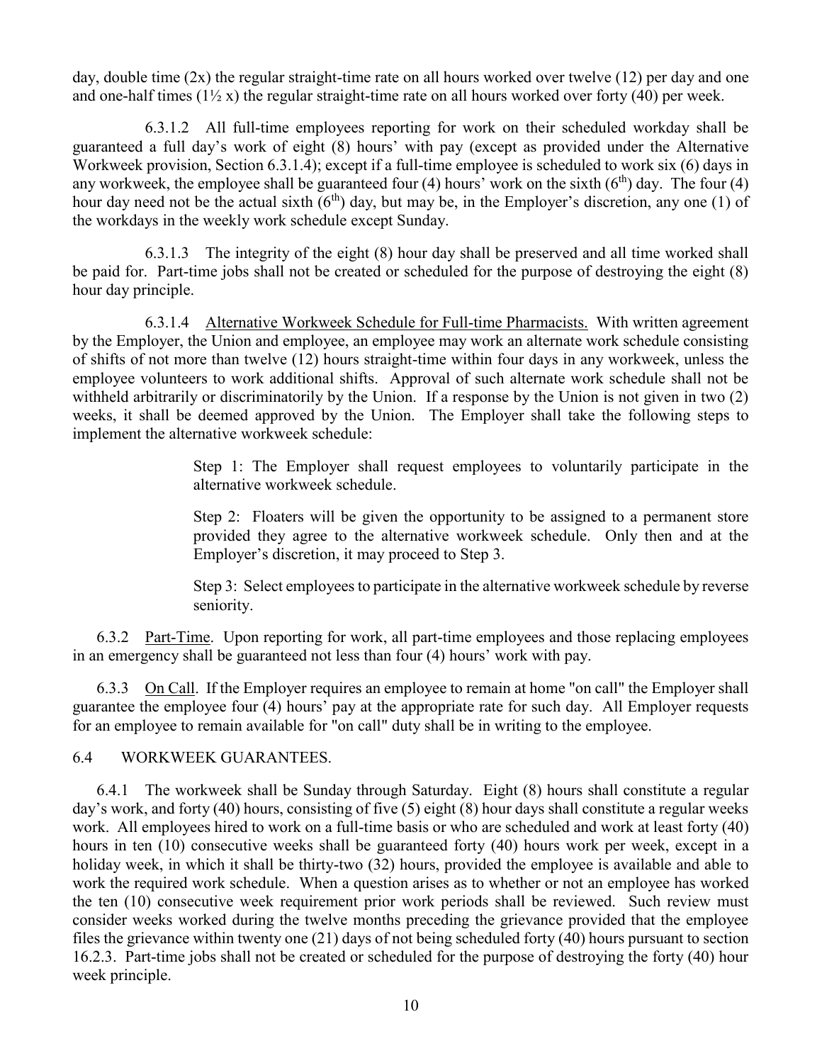day, double time (2x) the regular straight-time rate on all hours worked over twelve (12) per day and one and one-half times (1½ x) the regular straight-time rate on all hours worked over forty (40) per week.

6.3.1.2 All full-time employees reporting for work on their scheduled workday shall be guaranteed a full day's work of eight (8) hours' with pay (except as provided under the Alternative Workweek provision, Section 6.3.1.4); except if a full-time employee is scheduled to work six (6) days in any workweek, the employee shall be guaranteed four (4) hours' work on the sixth (6th) day. The four (4) hour day need not be the actual sixth (6th) day, but may be, in the Employer's discretion, any one (1) of the workdays in the weekly work schedule except Sunday.

6.3.1.3 The integrity of the eight (8) hour day shall be preserved and all time worked shall be paid for. Part-time jobs shall not be created or scheduled for the purpose of destroying the eight (8) hour day principle.

6.3.1.4 Alternative Workweek Schedule for Full-time Pharmacists. With written agreement by the Employer, the Union and employee, an employee may work an alternate work schedule consisting of shifts of not more than twelve (12) hours straight-time within four days in any workweek, unless the employee volunteers to work additional shifts. Approval of such alternate work schedule shall not be withheld arbitrarily or discriminatorily by the Union. If a response by the Union is not given in two (2) weeks, it shall be deemed approved by the Union. The Employer shall take the following steps to implement the alternative workweek schedule:

> Step 1: The Employer shall request employees to voluntarily participate in the alternative workweek schedule.
>
> Step 2: Floaters will be given the opportunity to be assigned to a permanent store provided they agree to the alternative workweek schedule. Only then and at the Employer's discretion, it may proceed to Step 3.
>
> Step 3: Select employees to participate in the alternative workweek schedule by reverse seniority.

6.3.2 Part-Time. Upon reporting for work, all part-time employees and those replacing employees in an emergency shall be guaranteed not less than four (4) hours' work with pay.

6.3.3 On Call. If the Employer requires an employee to remain at home "on call" the Employer shall guarantee the employee four (4) hours' pay at the appropriate rate for such day. All Employer requests for an employee to remain available for "on call" duty shall be in writing to the employee.

## 6.4 WORKWEEK GUARANTEES.

6.4.1 The workweek shall be Sunday through Saturday. Eight (8) hours shall constitute a regular day's work, and forty (40) hours, consisting of five (5) eight (8) hour days shall constitute a regular weeks work. All employees hired to work on a full-time basis or who are scheduled and work at least forty (40) hours in ten (10) consecutive weeks shall be guaranteed forty (40) hours work per week, except in a holiday week, in which it shall be thirty-two (32) hours, provided the employee is available and able to work the required work schedule. When a question arises as to whether or not an employee has worked the ten (10) consecutive week requirement prior work periods shall be reviewed. Such review must consider weeks worked during the twelve months preceding the grievance provided that the employee files the grievance within twenty one (21) days of not being scheduled forty (40) hours pursuant to section 16.2.3. Part-time jobs shall not be created or scheduled for the purpose of destroying the forty (40) hour week principle.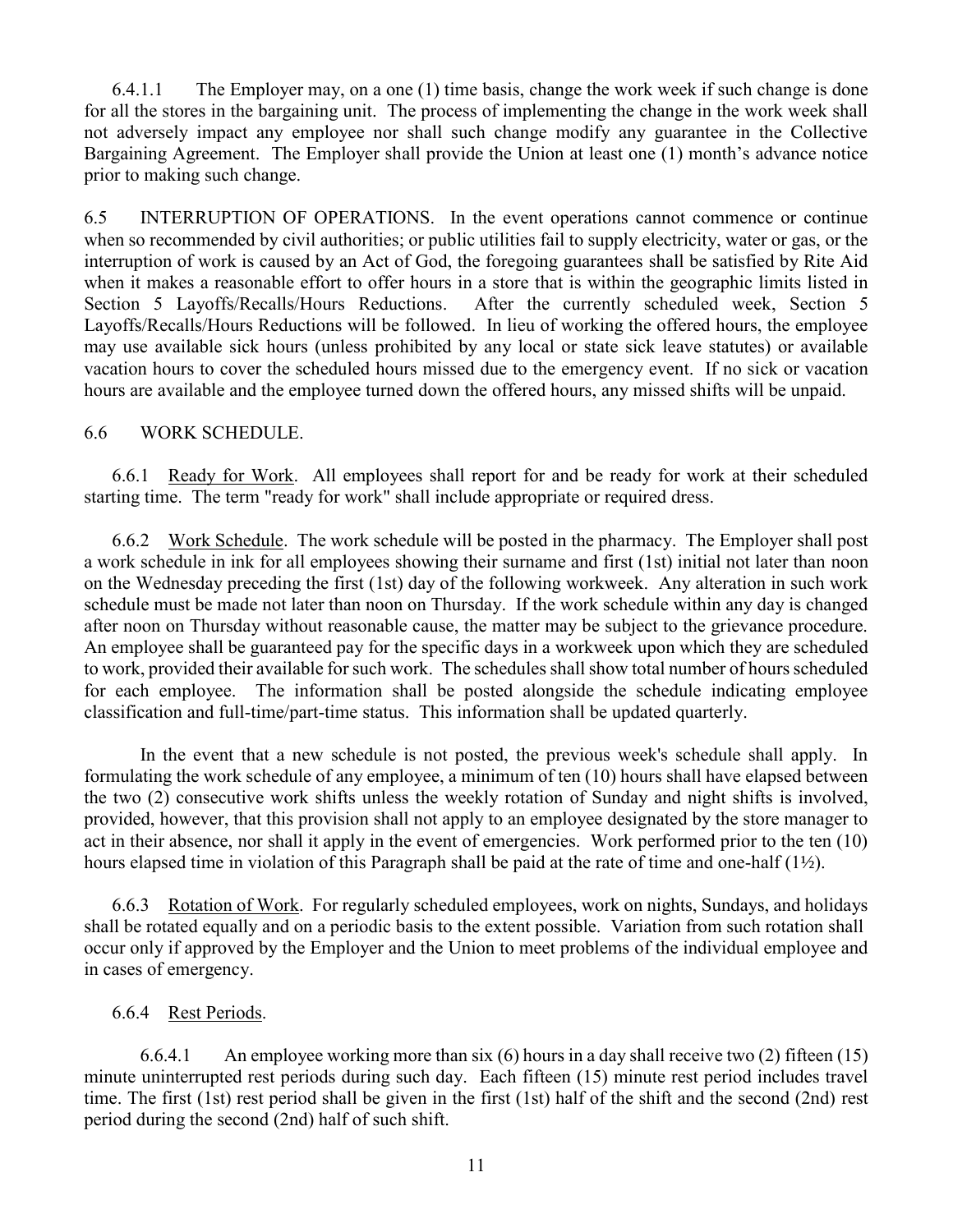6.4.1.1 The Employer may, on a one (1) time basis, change the work week if such change is done for all the stores in the bargaining unit. The process of implementing the change in the work week shall not adversely impact any employee nor shall such change modify any guarantee in the Collective Bargaining Agreement. The Employer shall provide the Union at least one (1) month's advance notice prior to making such change.

6.5 INTERRUPTION OF OPERATIONS. In the event operations cannot commence or continue when so recommended by civil authorities; or public utilities fail to supply electricity, water or gas, or the interruption of work is caused by an Act of God, the foregoing guarantees shall be satisfied by Rite Aid when it makes a reasonable effort to offer hours in a store that is within the geographic limits listed in Section 5 Layoffs/Recalls/Hours Reductions. After the currently scheduled week, Section 5 Layoffs/Recalls/Hours Reductions will be followed. In lieu of working the offered hours, the employee may use available sick hours (unless prohibited by any local or state sick leave statutes) or available vacation hours to cover the scheduled hours missed due to the emergency event. If no sick or vacation hours are available and the employee turned down the offered hours, any missed shifts will be unpaid.

6.6 WORK SCHEDULE.

6.6.1 Ready for Work. All employees shall report for and be ready for work at their scheduled starting time. The term "ready for work" shall include appropriate or required dress.

6.6.2 Work Schedule. The work schedule will be posted in the pharmacy. The Employer shall post a work schedule in ink for all employees showing their surname and first (1st) initial not later than noon on the Wednesday preceding the first (1st) day of the following workweek. Any alteration in such work schedule must be made not later than noon on Thursday. If the work schedule within any day is changed after noon on Thursday without reasonable cause, the matter may be subject to the grievance procedure. An employee shall be guaranteed pay for the specific days in a workweek upon which they are scheduled to work, provided their available for such work. The schedules shall show total number of hours scheduled for each employee. The information shall be posted alongside the schedule indicating employee classification and full-time/part-time status. This information shall be updated quarterly.

In the event that a new schedule is not posted, the previous week's schedule shall apply. In formulating the work schedule of any employee, a minimum of ten (10) hours shall have elapsed between the two (2) consecutive work shifts unless the weekly rotation of Sunday and night shifts is involved, provided, however, that this provision shall not apply to an employee designated by the store manager to act in their absence, nor shall it apply in the event of emergencies. Work performed prior to the ten (10) hours elapsed time in violation of this Paragraph shall be paid at the rate of time and one-half (1½).

6.6.3 Rotation of Work. For regularly scheduled employees, work on nights, Sundays, and holidays shall be rotated equally and on a periodic basis to the extent possible. Variation from such rotation shall occur only if approved by the Employer and the Union to meet problems of the individual employee and in cases of emergency.

6.6.4 Rest Periods.

6.6.4.1 An employee working more than six (6) hours in a day shall receive two (2) fifteen (15) minute uninterrupted rest periods during such day. Each fifteen (15) minute rest period includes travel time. The first (1st) rest period shall be given in the first (1st) half of the shift and the second (2nd) rest period during the second (2nd) half of such shift.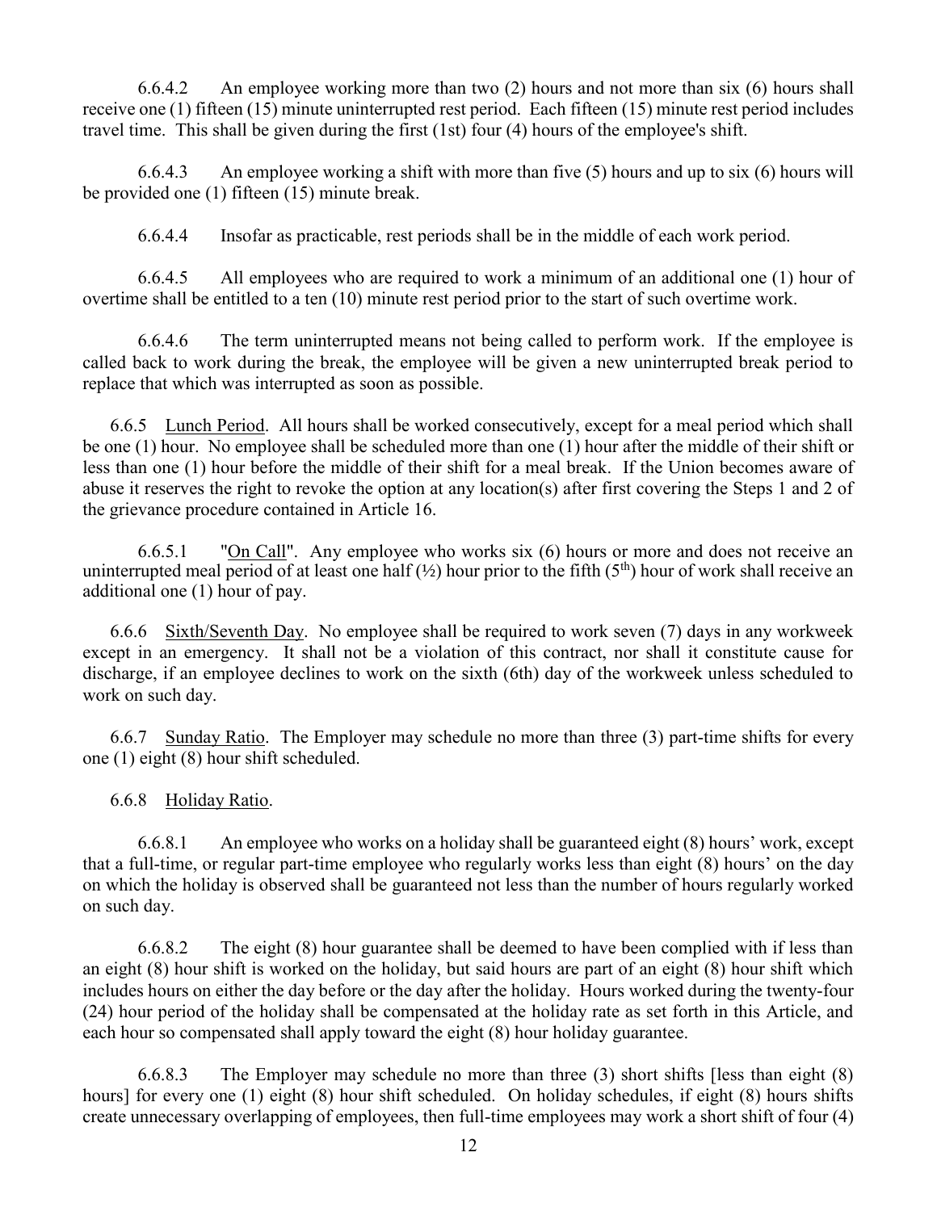6.6.4.2 An employee working more than two (2) hours and not more than six (6) hours shall receive one (1) fifteen (15) minute uninterrupted rest period. Each fifteen (15) minute rest period includes travel time. This shall be given during the first (1st) four (4) hours of the employee's shift.

6.6.4.3 An employee working a shift with more than five (5) hours and up to six (6) hours will be provided one (1) fifteen (15) minute break.

6.6.4.4 Insofar as practicable, rest periods shall be in the middle of each work period.

6.6.4.5 All employees who are required to work a minimum of an additional one (1) hour of overtime shall be entitled to a ten (10) minute rest period prior to the start of such overtime work.

6.6.4.6 The term uninterrupted means not being called to perform work. If the employee is called back to work during the break, the employee will be given a new uninterrupted break period to replace that which was interrupted as soon as possible.

6.6.5 Lunch Period. All hours shall be worked consecutively, except for a meal period which shall be one (1) hour. No employee shall be scheduled more than one (1) hour after the middle of their shift or less than one (1) hour before the middle of their shift for a meal break. If the Union becomes aware of abuse it reserves the right to revoke the option at any location(s) after first covering the Steps 1 and 2 of the grievance procedure contained in Article 16.

6.6.5.1 "On Call". Any employee who works six (6) hours or more and does not receive an uninterrupted meal period of at least one half (½) hour prior to the fifth (5th) hour of work shall receive an additional one (1) hour of pay.

6.6.6 Sixth/Seventh Day. No employee shall be required to work seven (7) days in any workweek except in an emergency. It shall not be a violation of this contract, nor shall it constitute cause for discharge, if an employee declines to work on the sixth (6th) day of the workweek unless scheduled to work on such day.

6.6.7 Sunday Ratio. The Employer may schedule no more than three (3) part-time shifts for every one (1) eight (8) hour shift scheduled.

6.6.8 Holiday Ratio.

6.6.8.1 An employee who works on a holiday shall be guaranteed eight (8) hours' work, except that a full-time, or regular part-time employee who regularly works less than eight (8) hours' on the day on which the holiday is observed shall be guaranteed not less than the number of hours regularly worked on such day.

6.6.8.2 The eight (8) hour guarantee shall be deemed to have been complied with if less than an eight (8) hour shift is worked on the holiday, but said hours are part of an eight (8) hour shift which includes hours on either the day before or the day after the holiday. Hours worked during the twenty-four (24) hour period of the holiday shall be compensated at the holiday rate as set forth in this Article, and each hour so compensated shall apply toward the eight (8) hour holiday guarantee.

6.6.8.3 The Employer may schedule no more than three (3) short shifts [less than eight (8) hours] for every one (1) eight (8) hour shift scheduled. On holiday schedules, if eight (8) hours shifts create unnecessary overlapping of employees, then full-time employees may work a short shift of four (4)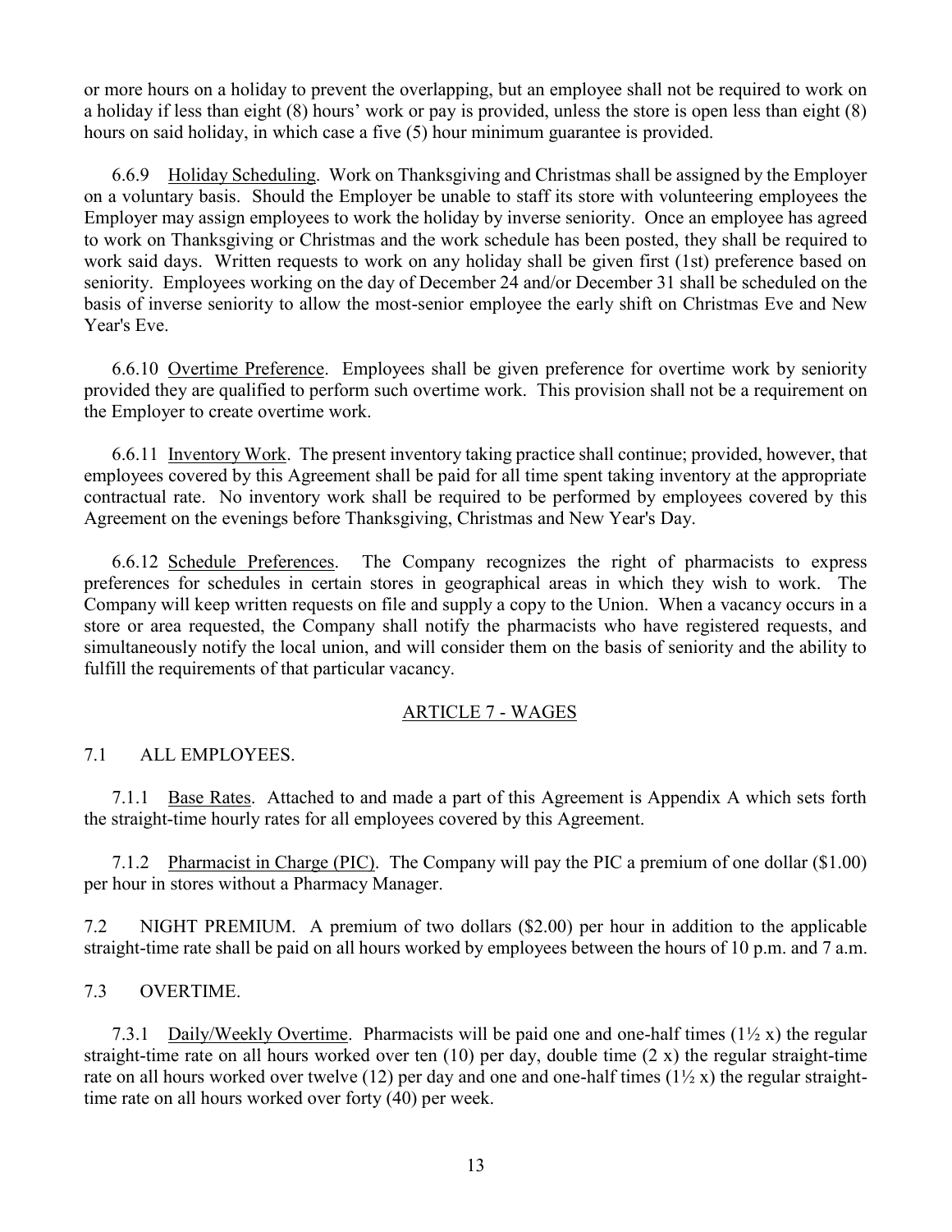or more hours on a holiday to prevent the overlapping, but an employee shall not be required to work on a holiday if less than eight (8) hours' work or pay is provided, unless the store is open less than eight (8) hours on said holiday, in which case a five (5) hour minimum guarantee is provided.

6.6.9 Holiday Scheduling. Work on Thanksgiving and Christmas shall be assigned by the Employer on a voluntary basis. Should the Employer be unable to staff its store with volunteering employees the Employer may assign employees to work the holiday by inverse seniority. Once an employee has agreed to work on Thanksgiving or Christmas and the work schedule has been posted, they shall be required to work said days. Written requests to work on any holiday shall be given first (1st) preference based on seniority. Employees working on the day of December 24 and/or December 31 shall be scheduled on the basis of inverse seniority to allow the most-senior employee the early shift on Christmas Eve and New Year's Eve.

6.6.10 Overtime Preference. Employees shall be given preference for overtime work by seniority provided they are qualified to perform such overtime work. This provision shall not be a requirement on the Employer to create overtime work.

6.6.11 Inventory Work. The present inventory taking practice shall continue; provided, however, that employees covered by this Agreement shall be paid for all time spent taking inventory at the appropriate contractual rate. No inventory work shall be required to be performed by employees covered by this Agreement on the evenings before Thanksgiving, Christmas and New Year's Day.

6.6.12 Schedule Preferences. The Company recognizes the right of pharmacists to express preferences for schedules in certain stores in geographical areas in which they wish to work. The Company will keep written requests on file and supply a copy to the Union. When a vacancy occurs in a store or area requested, the Company shall notify the pharmacists who have registered requests, and simultaneously notify the local union, and will consider them on the basis of seniority and the ability to fulfill the requirements of that particular vacancy.

## ARTICLE 7 - WAGES

### 7.1 ALL EMPLOYEES.

7.1.1 Base Rates. Attached to and made a part of this Agreement is Appendix A which sets forth the straight-time hourly rates for all employees covered by this Agreement.

7.1.2 Pharmacist in Charge (PIC). The Company will pay the PIC a premium of one dollar ($1.00) per hour in stores without a Pharmacy Manager.

7.2 NIGHT PREMIUM. A premium of two dollars ($2.00) per hour in addition to the applicable straight-time rate shall be paid on all hours worked by employees between the hours of 10 p.m. and 7 a.m.

### 7.3 OVERTIME.

7.3.1 Daily/Weekly Overtime. Pharmacists will be paid one and one-half times (1½ x) the regular straight-time rate on all hours worked over ten (10) per day, double time (2 x) the regular straight-time rate on all hours worked over twelve (12) per day and one and one-half times (1½ x) the regular straight-time rate on all hours worked over forty (40) per week.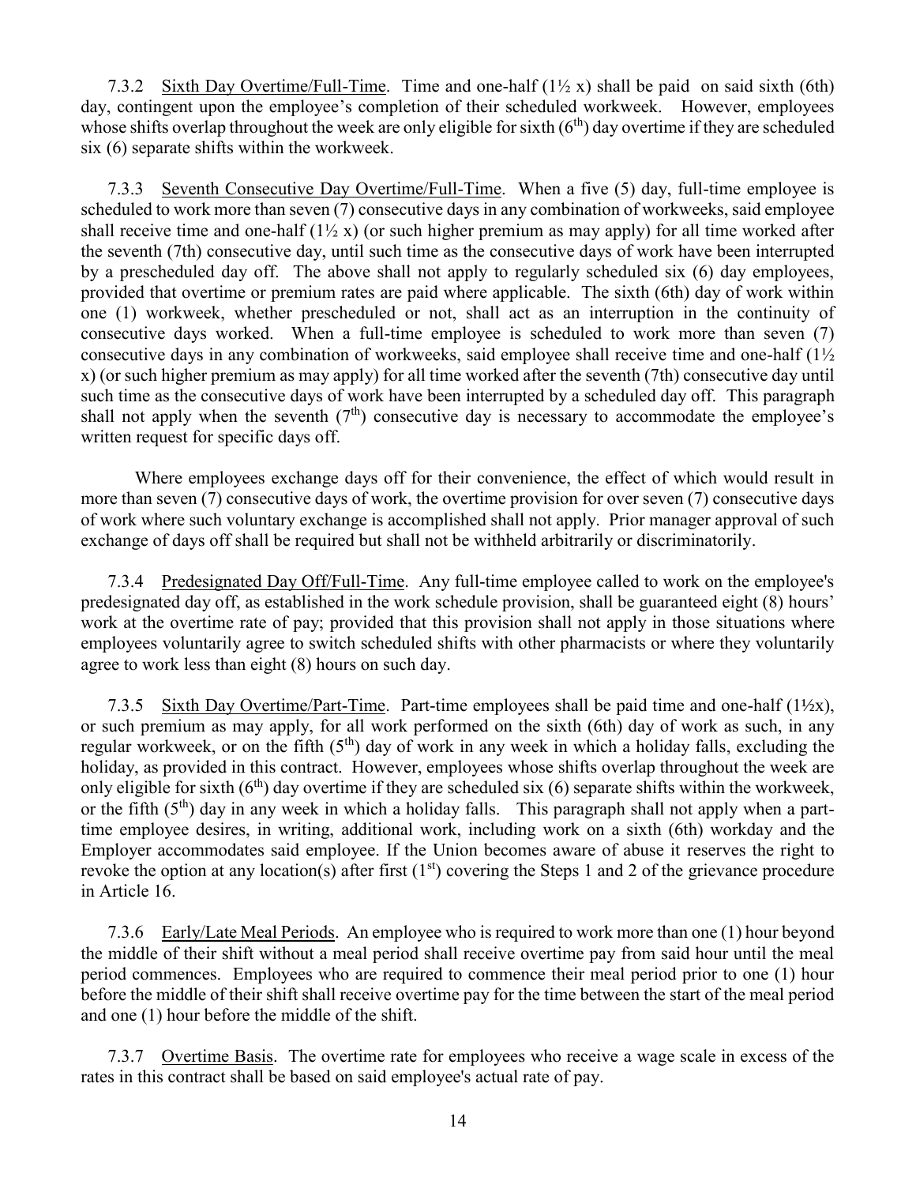7.3.2 Sixth Day Overtime/Full-Time. Time and one-half (1½ x) shall be paid on said sixth (6th) day, contingent upon the employee's completion of their scheduled workweek. However, employees whose shifts overlap throughout the week are only eligible for sixth (6th) day overtime if they are scheduled six (6) separate shifts within the workweek.

7.3.3 Seventh Consecutive Day Overtime/Full-Time. When a five (5) day, full-time employee is scheduled to work more than seven (7) consecutive days in any combination of workweeks, said employee shall receive time and one-half (1½ x) (or such higher premium as may apply) for all time worked after the seventh (7th) consecutive day, until such time as the consecutive days of work have been interrupted by a prescheduled day off. The above shall not apply to regularly scheduled six (6) day employees, provided that overtime or premium rates are paid where applicable. The sixth (6th) day of work within one (1) workweek, whether prescheduled or not, shall act as an interruption in the continuity of consecutive days worked. When a full-time employee is scheduled to work more than seven (7) consecutive days in any combination of workweeks, said employee shall receive time and one-half (1½ x) (or such higher premium as may apply) for all time worked after the seventh (7th) consecutive day until such time as the consecutive days of work have been interrupted by a scheduled day off. This paragraph shall not apply when the seventh (7th) consecutive day is necessary to accommodate the employee's written request for specific days off.

Where employees exchange days off for their convenience, the effect of which would result in more than seven (7) consecutive days of work, the overtime provision for over seven (7) consecutive days of work where such voluntary exchange is accomplished shall not apply. Prior manager approval of such exchange of days off shall be required but shall not be withheld arbitrarily or discriminatorily.

7.3.4 Predesignated Day Off/Full-Time. Any full-time employee called to work on the employee's predesignated day off, as established in the work schedule provision, shall be guaranteed eight (8) hours' work at the overtime rate of pay; provided that this provision shall not apply in those situations where employees voluntarily agree to switch scheduled shifts with other pharmacists or where they voluntarily agree to work less than eight (8) hours on such day.

7.3.5 Sixth Day Overtime/Part-Time. Part-time employees shall be paid time and one-half (1½x), or such premium as may apply, for all work performed on the sixth (6th) day of work as such, in any regular workweek, or on the fifth (5th) day of work in any week in which a holiday falls, excluding the holiday, as provided in this contract. However, employees whose shifts overlap throughout the week are only eligible for sixth (6th) day overtime if they are scheduled six (6) separate shifts within the workweek, or the fifth (5th) day in any week in which a holiday falls. This paragraph shall not apply when a part-time employee desires, in writing, additional work, including work on a sixth (6th) workday and the Employer accommodates said employee. If the Union becomes aware of abuse it reserves the right to revoke the option at any location(s) after first (1st) covering the Steps 1 and 2 of the grievance procedure in Article 16.

7.3.6 Early/Late Meal Periods. An employee who is required to work more than one (1) hour beyond the middle of their shift without a meal period shall receive overtime pay from said hour until the meal period commences. Employees who are required to commence their meal period prior to one (1) hour before the middle of their shift shall receive overtime pay for the time between the start of the meal period and one (1) hour before the middle of the shift.

7.3.7 Overtime Basis. The overtime rate for employees who receive a wage scale in excess of the rates in this contract shall be based on said employee's actual rate of pay.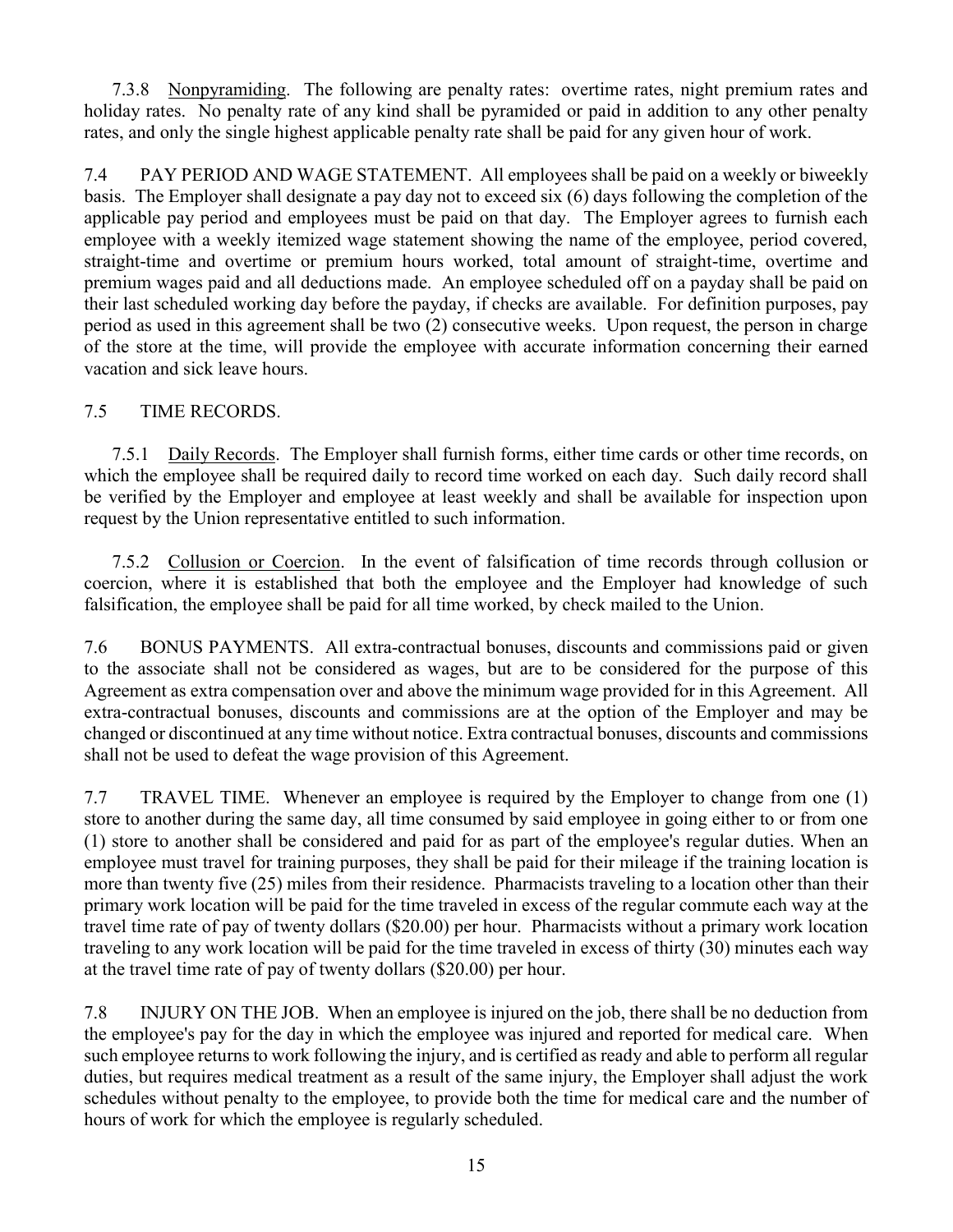7.3.8 Nonpyramiding. The following are penalty rates: overtime rates, night premium rates and holiday rates. No penalty rate of any kind shall be pyramided or paid in addition to any other penalty rates, and only the single highest applicable penalty rate shall be paid for any given hour of work.

7.4 PAY PERIOD AND WAGE STATEMENT. All employees shall be paid on a weekly or biweekly basis. The Employer shall designate a pay day not to exceed six (6) days following the completion of the applicable pay period and employees must be paid on that day. The Employer agrees to furnish each employee with a weekly itemized wage statement showing the name of the employee, period covered, straight-time and overtime or premium hours worked, total amount of straight-time, overtime and premium wages paid and all deductions made. An employee scheduled off on a payday shall be paid on their last scheduled working day before the payday, if checks are available. For definition purposes, pay period as used in this agreement shall be two (2) consecutive weeks. Upon request, the person in charge of the store at the time, will provide the employee with accurate information concerning their earned vacation and sick leave hours.

7.5 TIME RECORDS.

7.5.1 Daily Records. The Employer shall furnish forms, either time cards or other time records, on which the employee shall be required daily to record time worked on each day. Such daily record shall be verified by the Employer and employee at least weekly and shall be available for inspection upon request by the Union representative entitled to such information.

7.5.2 Collusion or Coercion. In the event of falsification of time records through collusion or coercion, where it is established that both the employee and the Employer had knowledge of such falsification, the employee shall be paid for all time worked, by check mailed to the Union.

7.6 BONUS PAYMENTS. All extra-contractual bonuses, discounts and commissions paid or given to the associate shall not be considered as wages, but are to be considered for the purpose of this Agreement as extra compensation over and above the minimum wage provided for in this Agreement. All extra-contractual bonuses, discounts and commissions are at the option of the Employer and may be changed or discontinued at any time without notice. Extra contractual bonuses, discounts and commissions shall not be used to defeat the wage provision of this Agreement.

7.7 TRAVEL TIME. Whenever an employee is required by the Employer to change from one (1) store to another during the same day, all time consumed by said employee in going either to or from one (1) store to another shall be considered and paid for as part of the employee's regular duties. When an employee must travel for training purposes, they shall be paid for their mileage if the training location is more than twenty five (25) miles from their residence. Pharmacists traveling to a location other than their primary work location will be paid for the time traveled in excess of the regular commute each way at the travel time rate of pay of twenty dollars ($20.00) per hour. Pharmacists without a primary work location traveling to any work location will be paid for the time traveled in excess of thirty (30) minutes each way at the travel time rate of pay of twenty dollars ($20.00) per hour.

7.8 INJURY ON THE JOB. When an employee is injured on the job, there shall be no deduction from the employee's pay for the day in which the employee was injured and reported for medical care. When such employee returns to work following the injury, and is certified as ready and able to perform all regular duties, but requires medical treatment as a result of the same injury, the Employer shall adjust the work schedules without penalty to the employee, to provide both the time for medical care and the number of hours of work for which the employee is regularly scheduled.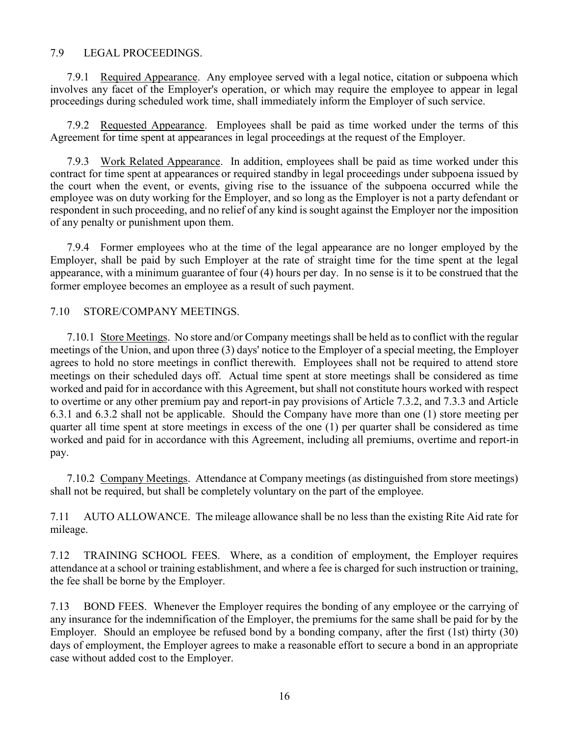### 7.9 LEGAL PROCEEDINGS.

7.9.1 Required Appearance. Any employee served with a legal notice, citation or subpoena which involves any facet of the Employer's operation, or which may require the employee to appear in legal proceedings during scheduled work time, shall immediately inform the Employer of such service.

7.9.2 Requested Appearance. Employees shall be paid as time worked under the terms of this Agreement for time spent at appearances in legal proceedings at the request of the Employer.

7.9.3 Work Related Appearance. In addition, employees shall be paid as time worked under this contract for time spent at appearances or required standby in legal proceedings under subpoena issued by the court when the event, or events, giving rise to the issuance of the subpoena occurred while the employee was on duty working for the Employer, and so long as the Employer is not a party defendant or respondent in such proceeding, and no relief of any kind is sought against the Employer nor the imposition of any penalty or punishment upon them.

7.9.4 Former employees who at the time of the legal appearance are no longer employed by the Employer, shall be paid by such Employer at the rate of straight time for the time spent at the legal appearance, with a minimum guarantee of four (4) hours per day. In no sense is it to be construed that the former employee becomes an employee as a result of such payment.

### 7.10 STORE/COMPANY MEETINGS.

7.10.1 Store Meetings. No store and/or Company meetings shall be held as to conflict with the regular meetings of the Union, and upon three (3) days' notice to the Employer of a special meeting, the Employer agrees to hold no store meetings in conflict therewith. Employees shall not be required to attend store meetings on their scheduled days off. Actual time spent at store meetings shall be considered as time worked and paid for in accordance with this Agreement, but shall not constitute hours worked with respect to overtime or any other premium pay and report-in pay provisions of Article 7.3.2, and 7.3.3 and Article 6.3.1 and 6.3.2 shall not be applicable. Should the Company have more than one (1) store meeting per quarter all time spent at store meetings in excess of the one (1) per quarter shall be considered as time worked and paid for in accordance with this Agreement, including all premiums, overtime and report-in pay.

7.10.2 Company Meetings. Attendance at Company meetings (as distinguished from store meetings) shall not be required, but shall be completely voluntary on the part of the employee.

7.11 AUTO ALLOWANCE. The mileage allowance shall be no less than the existing Rite Aid rate for mileage.

7.12 TRAINING SCHOOL FEES. Where, as a condition of employment, the Employer requires attendance at a school or training establishment, and where a fee is charged for such instruction or training, the fee shall be borne by the Employer.

7.13 BOND FEES. Whenever the Employer requires the bonding of any employee or the carrying of any insurance for the indemnification of the Employer, the premiums for the same shall be paid for by the Employer. Should an employee be refused bond by a bonding company, after the first (1st) thirty (30) days of employment, the Employer agrees to make a reasonable effort to secure a bond in an appropriate case without added cost to the Employer.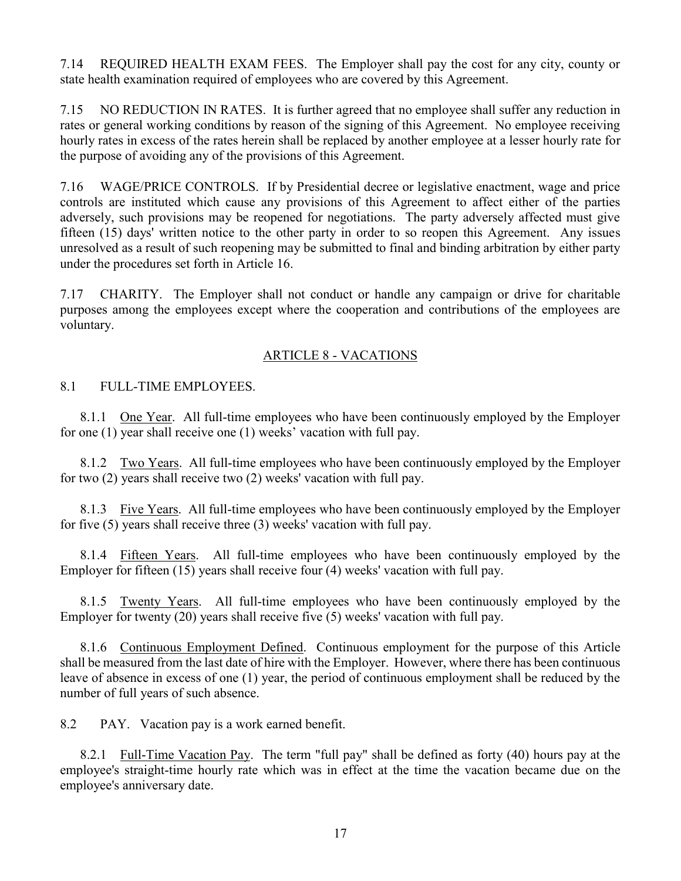7.14 REQUIRED HEALTH EXAM FEES. The Employer shall pay the cost for any city, county or state health examination required of employees who are covered by this Agreement.

7.15 NO REDUCTION IN RATES. It is further agreed that no employee shall suffer any reduction in rates or general working conditions by reason of the signing of this Agreement. No employee receiving hourly rates in excess of the rates herein shall be replaced by another employee at a lesser hourly rate for the purpose of avoiding any of the provisions of this Agreement.

7.16 WAGE/PRICE CONTROLS. If by Presidential decree or legislative enactment, wage and price controls are instituted which cause any provisions of this Agreement to affect either of the parties adversely, such provisions may be reopened for negotiations. The party adversely affected must give fifteen (15) days' written notice to the other party in order to so reopen this Agreement. Any issues unresolved as a result of such reopening may be submitted to final and binding arbitration by either party under the procedures set forth in Article 16.

7.17 CHARITY. The Employer shall not conduct or handle any campaign or drive for charitable purposes among the employees except where the cooperation and contributions of the employees are voluntary.

## ARTICLE 8 - VACATIONS

8.1 FULL-TIME EMPLOYEES.

8.1.1 One Year. All full-time employees who have been continuously employed by the Employer for one (1) year shall receive one (1) weeks' vacation with full pay.

8.1.2 Two Years. All full-time employees who have been continuously employed by the Employer for two (2) years shall receive two (2) weeks' vacation with full pay.

8.1.3 Five Years. All full-time employees who have been continuously employed by the Employer for five (5) years shall receive three (3) weeks' vacation with full pay.

8.1.4 Fifteen Years. All full-time employees who have been continuously employed by the Employer for fifteen (15) years shall receive four (4) weeks' vacation with full pay.

8.1.5 Twenty Years. All full-time employees who have been continuously employed by the Employer for twenty (20) years shall receive five (5) weeks' vacation with full pay.

8.1.6 Continuous Employment Defined. Continuous employment for the purpose of this Article shall be measured from the last date of hire with the Employer. However, where there has been continuous leave of absence in excess of one (1) year, the period of continuous employment shall be reduced by the number of full years of such absence.

8.2 PAY. Vacation pay is a work earned benefit.

8.2.1 Full-Time Vacation Pay. The term "full pay" shall be defined as forty (40) hours pay at the employee's straight-time hourly rate which was in effect at the time the vacation became due on the employee's anniversary date.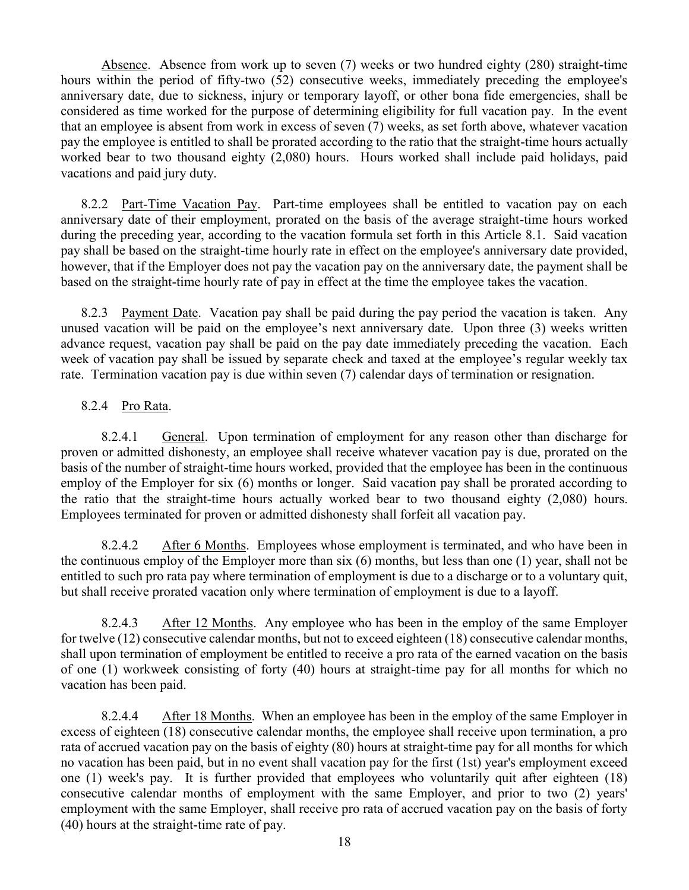Absence. Absence from work up to seven (7) weeks or two hundred eighty (280) straight-time hours within the period of fifty-two (52) consecutive weeks, immediately preceding the employee's anniversary date, due to sickness, injury or temporary layoff, or other bona fide emergencies, shall be considered as time worked for the purpose of determining eligibility for full vacation pay. In the event that an employee is absent from work in excess of seven (7) weeks, as set forth above, whatever vacation pay the employee is entitled to shall be prorated according to the ratio that the straight-time hours actually worked bear to two thousand eighty (2,080) hours. Hours worked shall include paid holidays, paid vacations and paid jury duty.

8.2.2 Part-Time Vacation Pay. Part-time employees shall be entitled to vacation pay on each anniversary date of their employment, prorated on the basis of the average straight-time hours worked during the preceding year, according to the vacation formula set forth in this Article 8.1. Said vacation pay shall be based on the straight-time hourly rate in effect on the employee's anniversary date provided, however, that if the Employer does not pay the vacation pay on the anniversary date, the payment shall be based on the straight-time hourly rate of pay in effect at the time the employee takes the vacation.

8.2.3 Payment Date. Vacation pay shall be paid during the pay period the vacation is taken. Any unused vacation will be paid on the employee's next anniversary date. Upon three (3) weeks written advance request, vacation pay shall be paid on the pay date immediately preceding the vacation. Each week of vacation pay shall be issued by separate check and taxed at the employee's regular weekly tax rate. Termination vacation pay is due within seven (7) calendar days of termination or resignation.

8.2.4 Pro Rata.

8.2.4.1 General. Upon termination of employment for any reason other than discharge for proven or admitted dishonesty, an employee shall receive whatever vacation pay is due, prorated on the basis of the number of straight-time hours worked, provided that the employee has been in the continuous employ of the Employer for six (6) months or longer. Said vacation pay shall be prorated according to the ratio that the straight-time hours actually worked bear to two thousand eighty (2,080) hours. Employees terminated for proven or admitted dishonesty shall forfeit all vacation pay.

8.2.4.2 After 6 Months. Employees whose employment is terminated, and who have been in the continuous employ of the Employer more than six (6) months, but less than one (1) year, shall not be entitled to such pro rata pay where termination of employment is due to a discharge or to a voluntary quit, but shall receive prorated vacation only where termination of employment is due to a layoff.

8.2.4.3 After 12 Months. Any employee who has been in the employ of the same Employer for twelve (12) consecutive calendar months, but not to exceed eighteen (18) consecutive calendar months, shall upon termination of employment be entitled to receive a pro rata of the earned vacation on the basis of one (1) workweek consisting of forty (40) hours at straight-time pay for all months for which no vacation has been paid.

8.2.4.4 After 18 Months. When an employee has been in the employ of the same Employer in excess of eighteen (18) consecutive calendar months, the employee shall receive upon termination, a pro rata of accrued vacation pay on the basis of eighty (80) hours at straight-time pay for all months for which no vacation has been paid, but in no event shall vacation pay for the first (1st) year's employment exceed one (1) week's pay. It is further provided that employees who voluntarily quit after eighteen (18) consecutive calendar months of employment with the same Employer, and prior to two (2) years' employment with the same Employer, shall receive pro rata of accrued vacation pay on the basis of forty (40) hours at the straight-time rate of pay.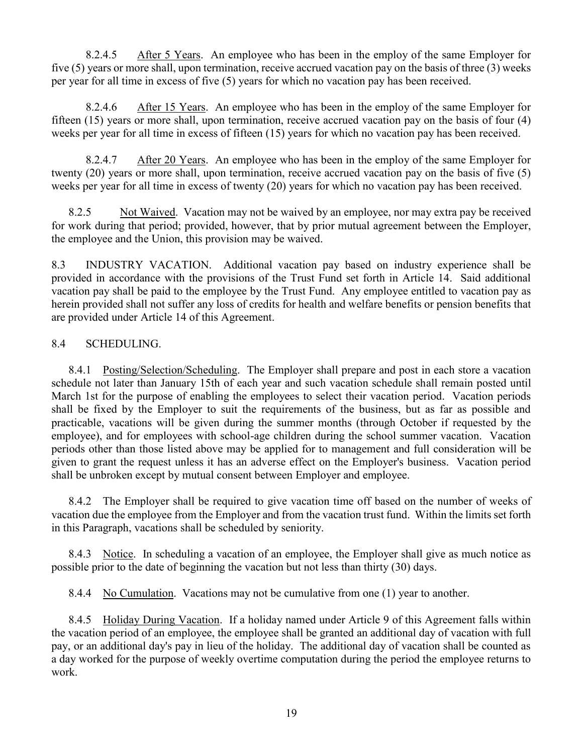8.2.4.5 After 5 Years. An employee who has been in the employ of the same Employer for five (5) years or more shall, upon termination, receive accrued vacation pay on the basis of three (3) weeks per year for all time in excess of five (5) years for which no vacation pay has been received.

8.2.4.6 After 15 Years. An employee who has been in the employ of the same Employer for fifteen (15) years or more shall, upon termination, receive accrued vacation pay on the basis of four (4) weeks per year for all time in excess of fifteen (15) years for which no vacation pay has been received.

8.2.4.7 After 20 Years. An employee who has been in the employ of the same Employer for twenty (20) years or more shall, upon termination, receive accrued vacation pay on the basis of five (5) weeks per year for all time in excess of twenty (20) years for which no vacation pay has been received.

8.2.5 Not Waived. Vacation may not be waived by an employee, nor may extra pay be received for work during that period; provided, however, that by prior mutual agreement between the Employer, the employee and the Union, this provision may be waived.

8.3 INDUSTRY VACATION. Additional vacation pay based on industry experience shall be provided in accordance with the provisions of the Trust Fund set forth in Article 14. Said additional vacation pay shall be paid to the employee by the Trust Fund. Any employee entitled to vacation pay as herein provided shall not suffer any loss of credits for health and welfare benefits or pension benefits that are provided under Article 14 of this Agreement.

8.4 SCHEDULING.

8.4.1 Posting/Selection/Scheduling. The Employer shall prepare and post in each store a vacation schedule not later than January 15th of each year and such vacation schedule shall remain posted until March 1st for the purpose of enabling the employees to select their vacation period. Vacation periods shall be fixed by the Employer to suit the requirements of the business, but as far as possible and practicable, vacations will be given during the summer months (through October if requested by the employee), and for employees with school-age children during the school summer vacation. Vacation periods other than those listed above may be applied for to management and full consideration will be given to grant the request unless it has an adverse effect on the Employer's business. Vacation period shall be unbroken except by mutual consent between Employer and employee.

8.4.2 The Employer shall be required to give vacation time off based on the number of weeks of vacation due the employee from the Employer and from the vacation trust fund. Within the limits set forth in this Paragraph, vacations shall be scheduled by seniority.

8.4.3 Notice. In scheduling a vacation of an employee, the Employer shall give as much notice as possible prior to the date of beginning the vacation but not less than thirty (30) days.

8.4.4 No Cumulation. Vacations may not be cumulative from one (1) year to another.

8.4.5 Holiday During Vacation. If a holiday named under Article 9 of this Agreement falls within the vacation period of an employee, the employee shall be granted an additional day of vacation with full pay, or an additional day's pay in lieu of the holiday. The additional day of vacation shall be counted as a day worked for the purpose of weekly overtime computation during the period the employee returns to work.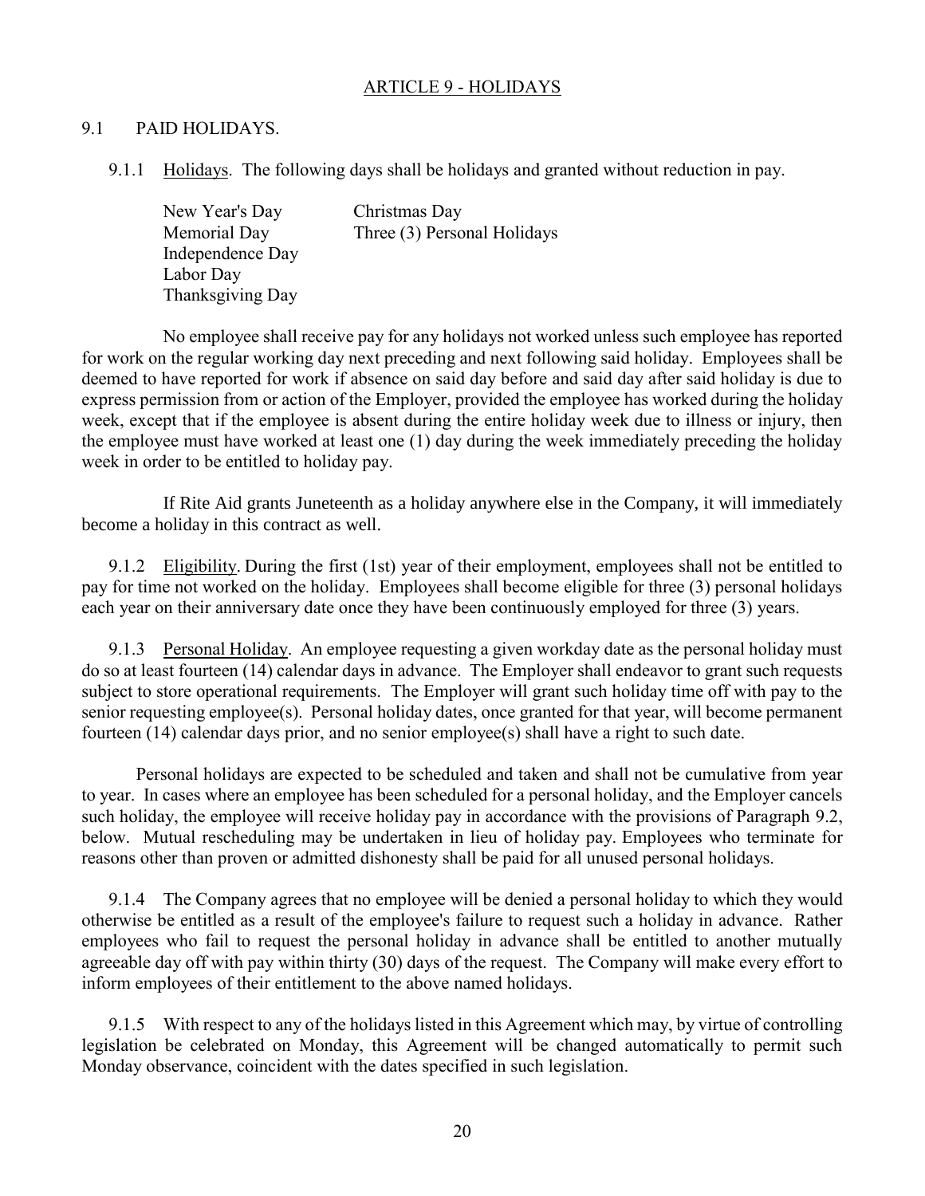## ARTICLE 9 - HOLIDAYS

### 9.1 PAID HOLIDAYS.

9.1.1 Holidays. The following days shall be holidays and granted without reduction in pay.

| | |
|---|---|
| New Year's Day | Christmas Day |
| Memorial Day | Three (3) Personal Holidays |
| Independence Day | |
| Labor Day | |
| Thanksgiving Day | |

No employee shall receive pay for any holidays not worked unless such employee has reported for work on the regular working day next preceding and next following said holiday. Employees shall be deemed to have reported for work if absence on said day before and said day after said holiday is due to express permission from or action of the Employer, provided the employee has worked during the holiday week, except that if the employee is absent during the entire holiday week due to illness or injury, then the employee must have worked at least one (1) day during the week immediately preceding the holiday week in order to be entitled to holiday pay.

If Rite Aid grants Juneteenth as a holiday anywhere else in the Company, it will immediately become a holiday in this contract as well.

9.1.2 Eligibility. During the first (1st) year of their employment, employees shall not be entitled to pay for time not worked on the holiday. Employees shall become eligible for three (3) personal holidays each year on their anniversary date once they have been continuously employed for three (3) years.

9.1.3 Personal Holiday. An employee requesting a given workday date as the personal holiday must do so at least fourteen (14) calendar days in advance. The Employer shall endeavor to grant such requests subject to store operational requirements. The Employer will grant such holiday time off with pay to the senior requesting employee(s). Personal holiday dates, once granted for that year, will become permanent fourteen (14) calendar days prior, and no senior employee(s) shall have a right to such date.

Personal holidays are expected to be scheduled and taken and shall not be cumulative from year to year. In cases where an employee has been scheduled for a personal holiday, and the Employer cancels such holiday, the employee will receive holiday pay in accordance with the provisions of Paragraph 9.2, below. Mutual rescheduling may be undertaken in lieu of holiday pay. Employees who terminate for reasons other than proven or admitted dishonesty shall be paid for all unused personal holidays.

9.1.4 The Company agrees that no employee will be denied a personal holiday to which they would otherwise be entitled as a result of the employee's failure to request such a holiday in advance. Rather employees who fail to request the personal holiday in advance shall be entitled to another mutually agreeable day off with pay within thirty (30) days of the request. The Company will make every effort to inform employees of their entitlement to the above named holidays.

9.1.5 With respect to any of the holidays listed in this Agreement which may, by virtue of controlling legislation be celebrated on Monday, this Agreement will be changed automatically to permit such Monday observance, coincident with the dates specified in such legislation.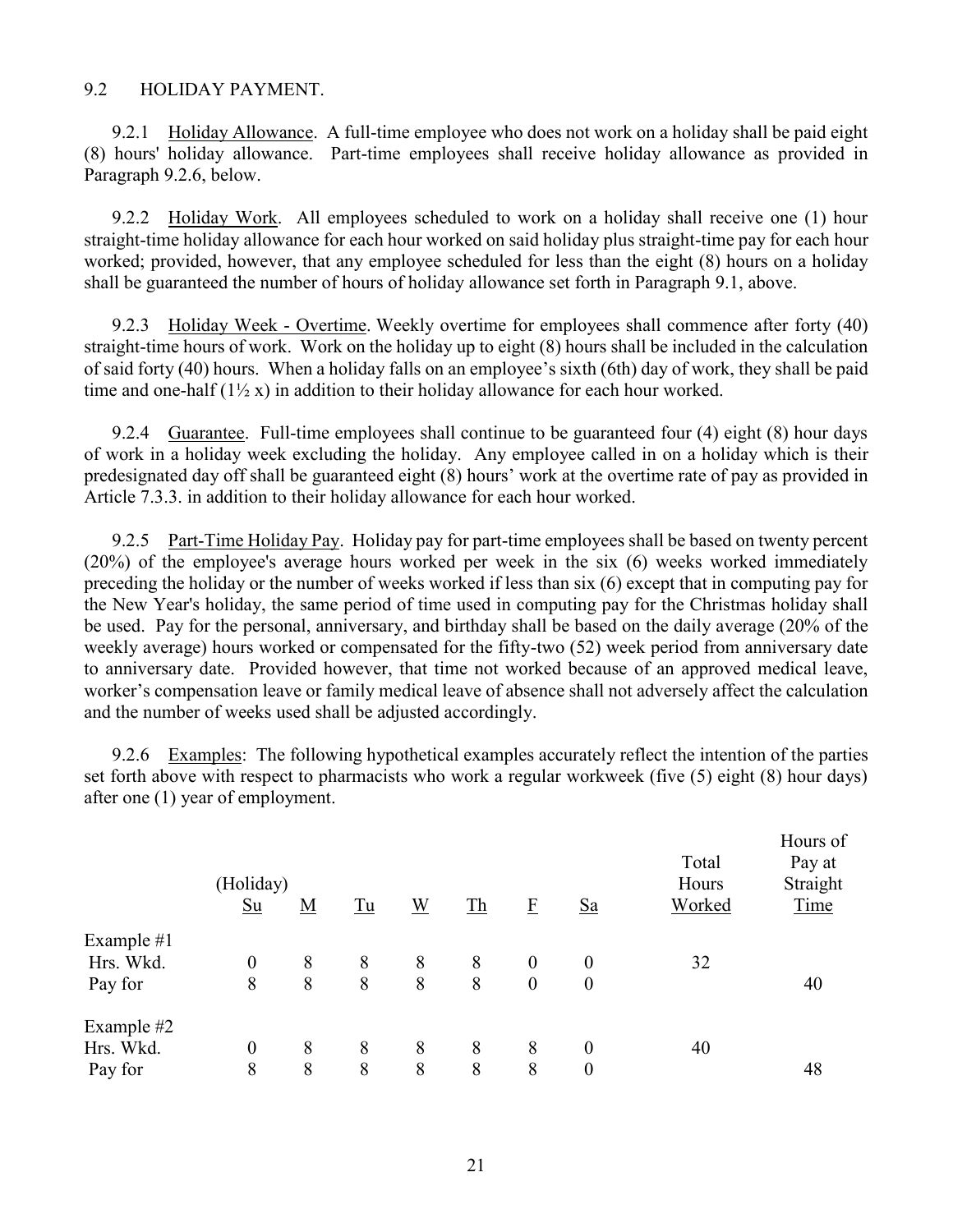### 9.2 HOLIDAY PAYMENT.

9.2.1 Holiday Allowance. A full-time employee who does not work on a holiday shall be paid eight (8) hours' holiday allowance. Part-time employees shall receive holiday allowance as provided in Paragraph 9.2.6, below.

9.2.2 Holiday Work. All employees scheduled to work on a holiday shall receive one (1) hour straight-time holiday allowance for each hour worked on said holiday plus straight-time pay for each hour worked; provided, however, that any employee scheduled for less than the eight (8) hours on a holiday shall be guaranteed the number of hours of holiday allowance set forth in Paragraph 9.1, above.

9.2.3 Holiday Week - Overtime. Weekly overtime for employees shall commence after forty (40) straight-time hours of work. Work on the holiday up to eight (8) hours shall be included in the calculation of said forty (40) hours. When a holiday falls on an employee's sixth (6th) day of work, they shall be paid time and one-half (1½ x) in addition to their holiday allowance for each hour worked.

9.2.4 Guarantee. Full-time employees shall continue to be guaranteed four (4) eight (8) hour days of work in a holiday week excluding the holiday. Any employee called in on a holiday which is their predesignated day off shall be guaranteed eight (8) hours' work at the overtime rate of pay as provided in Article 7.3.3. in addition to their holiday allowance for each hour worked.

9.2.5 Part-Time Holiday Pay. Holiday pay for part-time employees shall be based on twenty percent (20%) of the employee's average hours worked per week in the six (6) weeks worked immediately preceding the holiday or the number of weeks worked if less than six (6) except that in computing pay for the New Year's holiday, the same period of time used in computing pay for the Christmas holiday shall be used. Pay for the personal, anniversary, and birthday shall be based on the daily average (20% of the weekly average) hours worked or compensated for the fifty-two (52) week period from anniversary date to anniversary date. Provided however, that time not worked because of an approved medical leave, worker's compensation leave or family medical leave of absence shall not adversely affect the calculation and the number of weeks used shall be adjusted accordingly.

9.2.6 Examples: The following hypothetical examples accurately reflect the intention of the parties set forth above with respect to pharmacists who work a regular workweek (five (5) eight (8) hour days) after one (1) year of employment.

| | (Holiday) Su | M | Tu | W | Th | F | Sa | Total Hours Worked | Hours of Pay at Straight Time |
|---|---|---|---|---|---|---|---|---|---|
| Example #1 | | | | | | | | | |
| Hrs. Wkd. | 0 | 8 | 8 | 8 | 8 | 0 | 0 | 32 | |
| Pay for | 8 | 8 | 8 | 8 | 8 | 0 | 0 | | 40 |
| Example #2 | | | | | | | | | |
| Hrs. Wkd. | 0 | 8 | 8 | 8 | 8 | 8 | 0 | 40 | |
| Pay for | 8 | 8 | 8 | 8 | 8 | 8 | 0 | | 48 |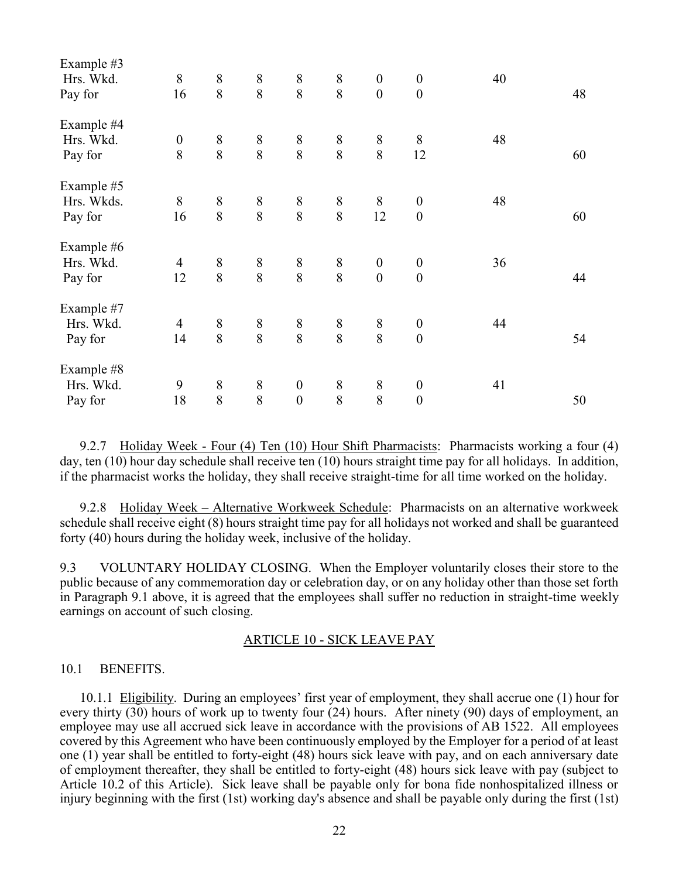| | | | | | | | | | |
|---|---|---|---|---|---|---|---|---|---|
| Example #3 | | | | | | | | | |
| Hrs. Wkd. | 8 | 8 | 8 | 8 | 8 | 0 | 0 | 40 | |
| Pay for | 16 | 8 | 8 | 8 | 8 | 0 | 0 | | 48 |
| Example #4 | | | | | | | | | |
| Hrs. Wkd. | 0 | 8 | 8 | 8 | 8 | 8 | 8 | 48 | |
| Pay for | 8 | 8 | 8 | 8 | 8 | 8 | 12 | | 60 |
| Example #5 | | | | | | | | | |
| Hrs. Wkds. | 8 | 8 | 8 | 8 | 8 | 8 | 0 | 48 | |
| Pay for | 16 | 8 | 8 | 8 | 8 | 12 | 0 | | 60 |
| Example #6 | | | | | | | | | |
| Hrs. Wkd. | 4 | 8 | 8 | 8 | 8 | 0 | 0 | 36 | |
| Pay for | 12 | 8 | 8 | 8 | 8 | 0 | 0 | | 44 |
| Example #7 | | | | | | | | | |
| Hrs. Wkd. | 4 | 8 | 8 | 8 | 8 | 8 | 0 | 44 | |
| Pay for | 14 | 8 | 8 | 8 | 8 | 8 | 0 | | 54 |
| Example #8 | | | | | | | | | |
| Hrs. Wkd. | 9 | 8 | 8 | 0 | 8 | 8 | 0 | 41 | |
| Pay for | 18 | 8 | 8 | 0 | 8 | 8 | 0 | | 50 |

9.2.7 Holiday Week - Four (4) Ten (10) Hour Shift Pharmacists: Pharmacists working a four (4) day, ten (10) hour day schedule shall receive ten (10) hours straight time pay for all holidays. In addition, if the pharmacist works the holiday, they shall receive straight-time for all time worked on the holiday.

9.2.8 Holiday Week – Alternative Workweek Schedule: Pharmacists on an alternative workweek schedule shall receive eight (8) hours straight time pay for all holidays not worked and shall be guaranteed forty (40) hours during the holiday week, inclusive of the holiday.

9.3 VOLUNTARY HOLIDAY CLOSING. When the Employer voluntarily closes their store to the public because of any commemoration day or celebration day, or on any holiday other than those set forth in Paragraph 9.1 above, it is agreed that the employees shall suffer no reduction in straight-time weekly earnings on account of such closing.

## ARTICLE 10 - SICK LEAVE PAY

10.1 BENEFITS.

10.1.1 Eligibility. During an employees' first year of employment, they shall accrue one (1) hour for every thirty (30) hours of work up to twenty four (24) hours. After ninety (90) days of employment, an employee may use all accrued sick leave in accordance with the provisions of AB 1522. All employees covered by this Agreement who have been continuously employed by the Employer for a period of at least one (1) year shall be entitled to forty-eight (48) hours sick leave with pay, and on each anniversary date of employment thereafter, they shall be entitled to forty-eight (48) hours sick leave with pay (subject to Article 10.2 of this Article). Sick leave shall be payable only for bona fide nonhospitalized illness or injury beginning with the first (1st) working day's absence and shall be payable only during the first (1st)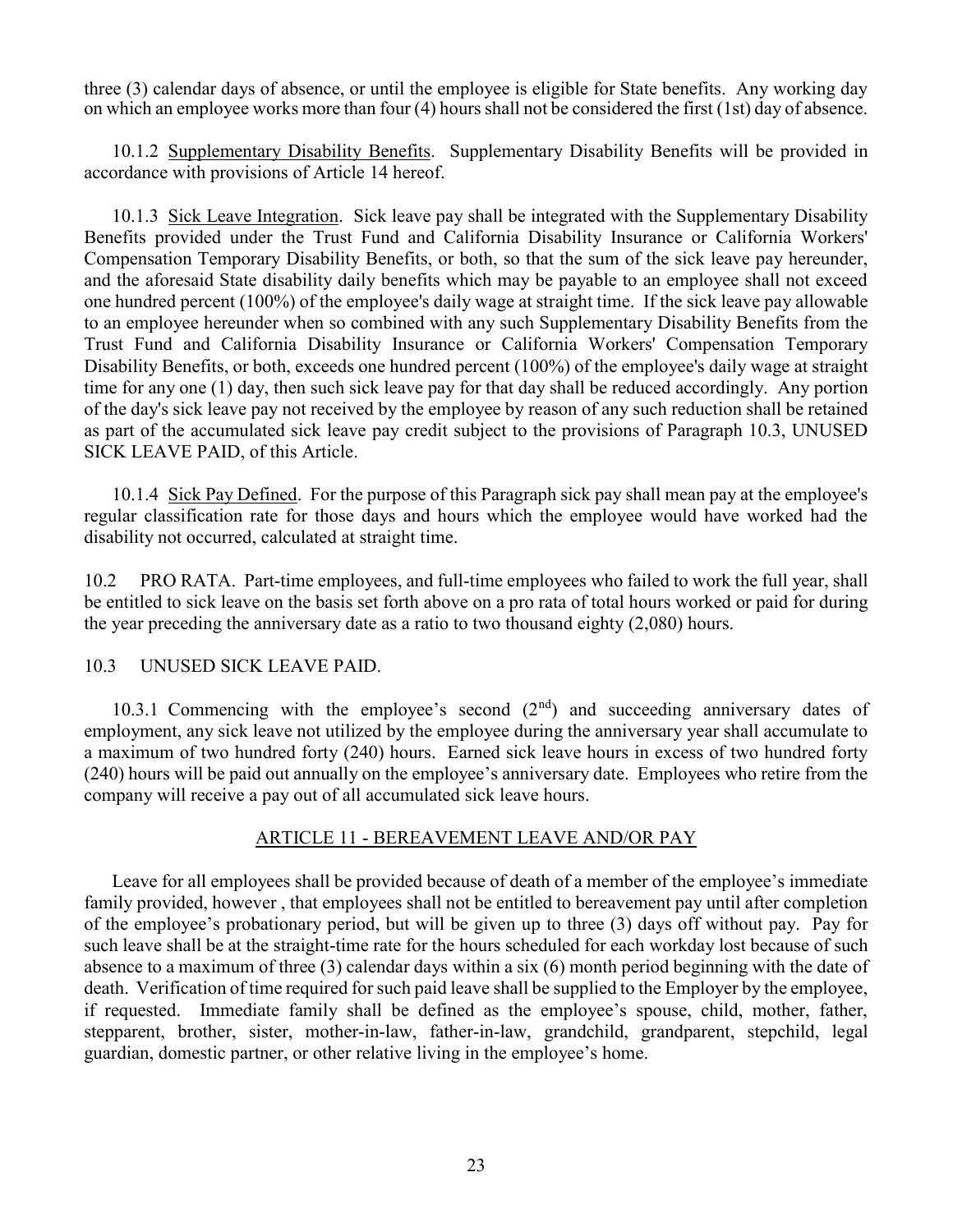three (3) calendar days of absence, or until the employee is eligible for State benefits. Any working day on which an employee works more than four (4) hours shall not be considered the first (1st) day of absence.

10.1.2 Supplementary Disability Benefits. Supplementary Disability Benefits will be provided in accordance with provisions of Article 14 hereof.

10.1.3 Sick Leave Integration. Sick leave pay shall be integrated with the Supplementary Disability Benefits provided under the Trust Fund and California Disability Insurance or California Workers' Compensation Temporary Disability Benefits, or both, so that the sum of the sick leave pay hereunder, and the aforesaid State disability daily benefits which may be payable to an employee shall not exceed one hundred percent (100%) of the employee's daily wage at straight time. If the sick leave pay allowable to an employee hereunder when so combined with any such Supplementary Disability Benefits from the Trust Fund and California Disability Insurance or California Workers' Compensation Temporary Disability Benefits, or both, exceeds one hundred percent (100%) of the employee's daily wage at straight time for any one (1) day, then such sick leave pay for that day shall be reduced accordingly. Any portion of the day's sick leave pay not received by the employee by reason of any such reduction shall be retained as part of the accumulated sick leave pay credit subject to the provisions of Paragraph 10.3, UNUSED SICK LEAVE PAID, of this Article.

10.1.4 Sick Pay Defined. For the purpose of this Paragraph sick pay shall mean pay at the employee's regular classification rate for those days and hours which the employee would have worked had the disability not occurred, calculated at straight time.

10.2 PRO RATA. Part-time employees, and full-time employees who failed to work the full year, shall be entitled to sick leave on the basis set forth above on a pro rata of total hours worked or paid for during the year preceding the anniversary date as a ratio to two thousand eighty (2,080) hours.

10.3 UNUSED SICK LEAVE PAID.

10.3.1 Commencing with the employee's second (2nd) and succeeding anniversary dates of employment, any sick leave not utilized by the employee during the anniversary year shall accumulate to a maximum of two hundred forty (240) hours. Earned sick leave hours in excess of two hundred forty (240) hours will be paid out annually on the employee's anniversary date. Employees who retire from the company will receive a pay out of all accumulated sick leave hours.

## ARTICLE 11 - BEREAVEMENT LEAVE AND/OR PAY

Leave for all employees shall be provided because of death of a member of the employee's immediate family provided, however , that employees shall not be entitled to bereavement pay until after completion of the employee's probationary period, but will be given up to three (3) days off without pay. Pay for such leave shall be at the straight-time rate for the hours scheduled for each workday lost because of such absence to a maximum of three (3) calendar days within a six (6) month period beginning with the date of death. Verification of time required for such paid leave shall be supplied to the Employer by the employee, if requested. Immediate family shall be defined as the employee's spouse, child, mother, father, stepparent, brother, sister, mother-in-law, father-in-law, grandchild, grandparent, stepchild, legal guardian, domestic partner, or other relative living in the employee's home.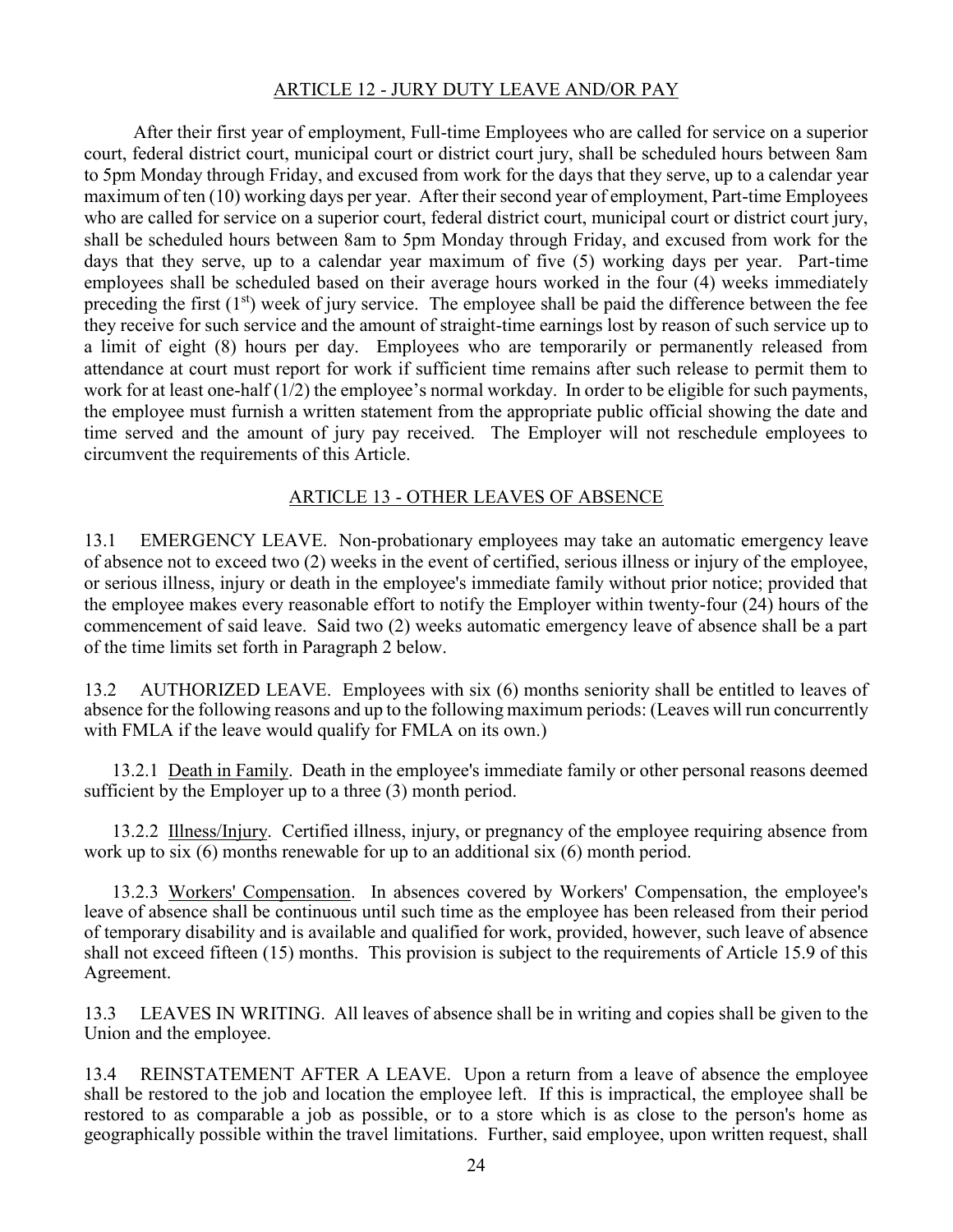## ARTICLE 12 - JURY DUTY LEAVE AND/OR PAY

After their first year of employment, Full-time Employees who are called for service on a superior court, federal district court, municipal court or district court jury, shall be scheduled hours between 8am to 5pm Monday through Friday, and excused from work for the days that they serve, up to a calendar year maximum of ten (10) working days per year. After their second year of employment, Part-time Employees who are called for service on a superior court, federal district court, municipal court or district court jury, shall be scheduled hours between 8am to 5pm Monday through Friday, and excused from work for the days that they serve, up to a calendar year maximum of five (5) working days per year. Part-time employees shall be scheduled based on their average hours worked in the four (4) weeks immediately preceding the first (1st) week of jury service. The employee shall be paid the difference between the fee they receive for such service and the amount of straight-time earnings lost by reason of such service up to a limit of eight (8) hours per day. Employees who are temporarily or permanently released from attendance at court must report for work if sufficient time remains after such release to permit them to work for at least one-half (1/2) the employee's normal workday. In order to be eligible for such payments, the employee must furnish a written statement from the appropriate public official showing the date and time served and the amount of jury pay received. The Employer will not reschedule employees to circumvent the requirements of this Article.

## ARTICLE 13 - OTHER LEAVES OF ABSENCE

13.1 EMERGENCY LEAVE. Non-probationary employees may take an automatic emergency leave of absence not to exceed two (2) weeks in the event of certified, serious illness or injury of the employee, or serious illness, injury or death in the employee's immediate family without prior notice; provided that the employee makes every reasonable effort to notify the Employer within twenty-four (24) hours of the commencement of said leave. Said two (2) weeks automatic emergency leave of absence shall be a part of the time limits set forth in Paragraph 2 below.

13.2 AUTHORIZED LEAVE. Employees with six (6) months seniority shall be entitled to leaves of absence for the following reasons and up to the following maximum periods: (Leaves will run concurrently with FMLA if the leave would qualify for FMLA on its own.)

13.2.1 Death in Family. Death in the employee's immediate family or other personal reasons deemed sufficient by the Employer up to a three (3) month period.

13.2.2 Illness/Injury. Certified illness, injury, or pregnancy of the employee requiring absence from work up to six (6) months renewable for up to an additional six (6) month period.

13.2.3 Workers' Compensation. In absences covered by Workers' Compensation, the employee's leave of absence shall be continuous until such time as the employee has been released from their period of temporary disability and is available and qualified for work, provided, however, such leave of absence shall not exceed fifteen (15) months. This provision is subject to the requirements of Article 15.9 of this Agreement.

13.3 LEAVES IN WRITING. All leaves of absence shall be in writing and copies shall be given to the Union and the employee.

13.4 REINSTATEMENT AFTER A LEAVE. Upon a return from a leave of absence the employee shall be restored to the job and location the employee left. If this is impractical, the employee shall be restored to as comparable a job as possible, or to a store which is as close to the person's home as geographically possible within the travel limitations. Further, said employee, upon written request, shall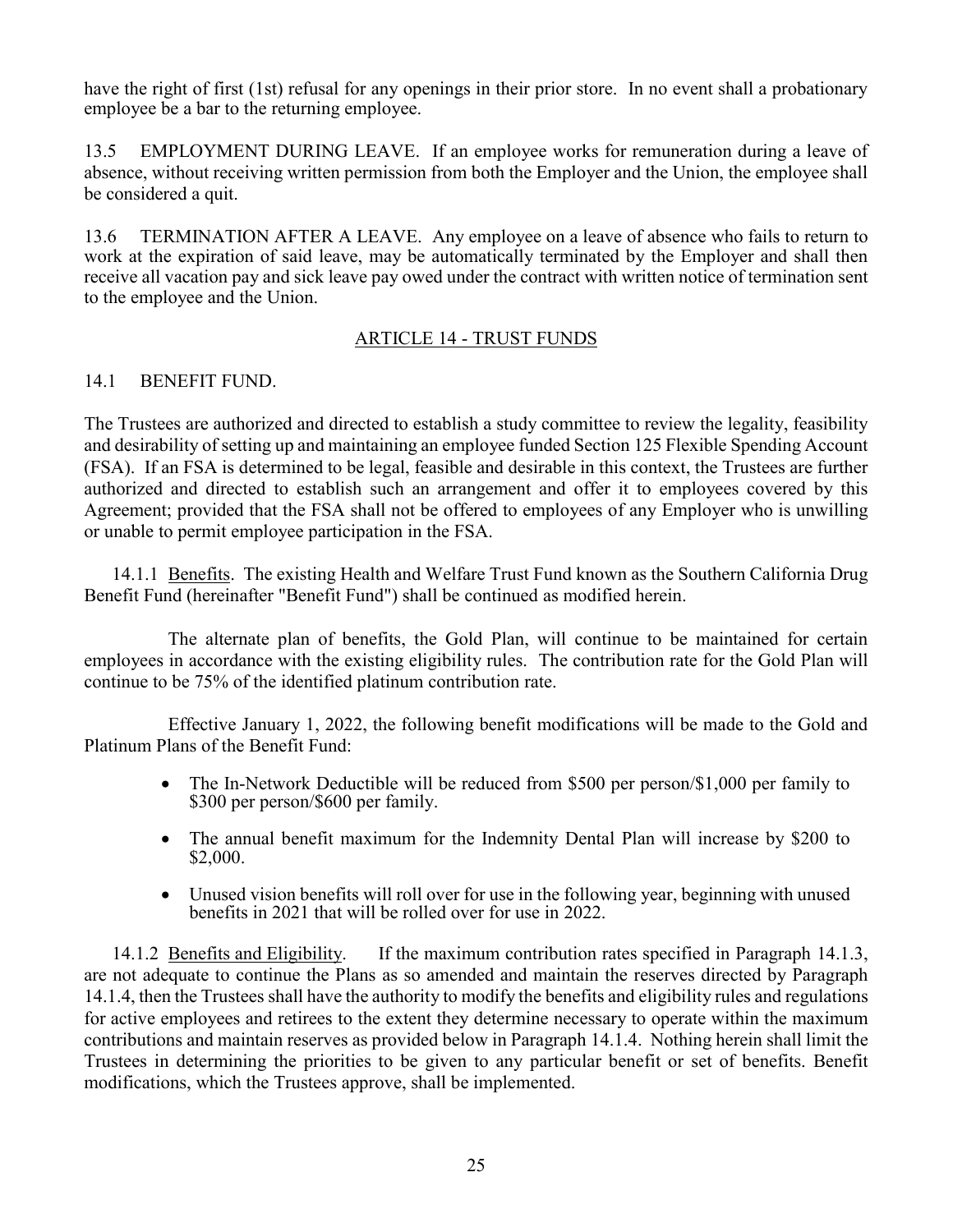have the right of first (1st) refusal for any openings in their prior store. In no event shall a probationary employee be a bar to the returning employee.

13.5 EMPLOYMENT DURING LEAVE. If an employee works for remuneration during a leave of absence, without receiving written permission from both the Employer and the Union, the employee shall be considered a quit.

13.6 TERMINATION AFTER A LEAVE. Any employee on a leave of absence who fails to return to work at the expiration of said leave, may be automatically terminated by the Employer and shall then receive all vacation pay and sick leave pay owed under the contract with written notice of termination sent to the employee and the Union.

## ARTICLE 14 - TRUST FUNDS

14.1 BENEFIT FUND.

The Trustees are authorized and directed to establish a study committee to review the legality, feasibility and desirability of setting up and maintaining an employee funded Section 125 Flexible Spending Account (FSA). If an FSA is determined to be legal, feasible and desirable in this context, the Trustees are further authorized and directed to establish such an arrangement and offer it to employees covered by this Agreement; provided that the FSA shall not be offered to employees of any Employer who is unwilling or unable to permit employee participation in the FSA.

14.1.1 Benefits. The existing Health and Welfare Trust Fund known as the Southern California Drug Benefit Fund (hereinafter "Benefit Fund") shall be continued as modified herein.

The alternate plan of benefits, the Gold Plan, will continue to be maintained for certain employees in accordance with the existing eligibility rules. The contribution rate for the Gold Plan will continue to be 75% of the identified platinum contribution rate.

Effective January 1, 2022, the following benefit modifications will be made to the Gold and Platinum Plans of the Benefit Fund:

- The In-Network Deductible will be reduced from $500 per person/$1,000 per family to $300 per person/$600 per family.
- The annual benefit maximum for the Indemnity Dental Plan will increase by $200 to $2,000.
- Unused vision benefits will roll over for use in the following year, beginning with unused benefits in 2021 that will be rolled over for use in 2022.

14.1.2 Benefits and Eligibility. If the maximum contribution rates specified in Paragraph 14.1.3, are not adequate to continue the Plans as so amended and maintain the reserves directed by Paragraph 14.1.4, then the Trustees shall have the authority to modify the benefits and eligibility rules and regulations for active employees and retirees to the extent they determine necessary to operate within the maximum contributions and maintain reserves as provided below in Paragraph 14.1.4. Nothing herein shall limit the Trustees in determining the priorities to be given to any particular benefit or set of benefits. Benefit modifications, which the Trustees approve, shall be implemented.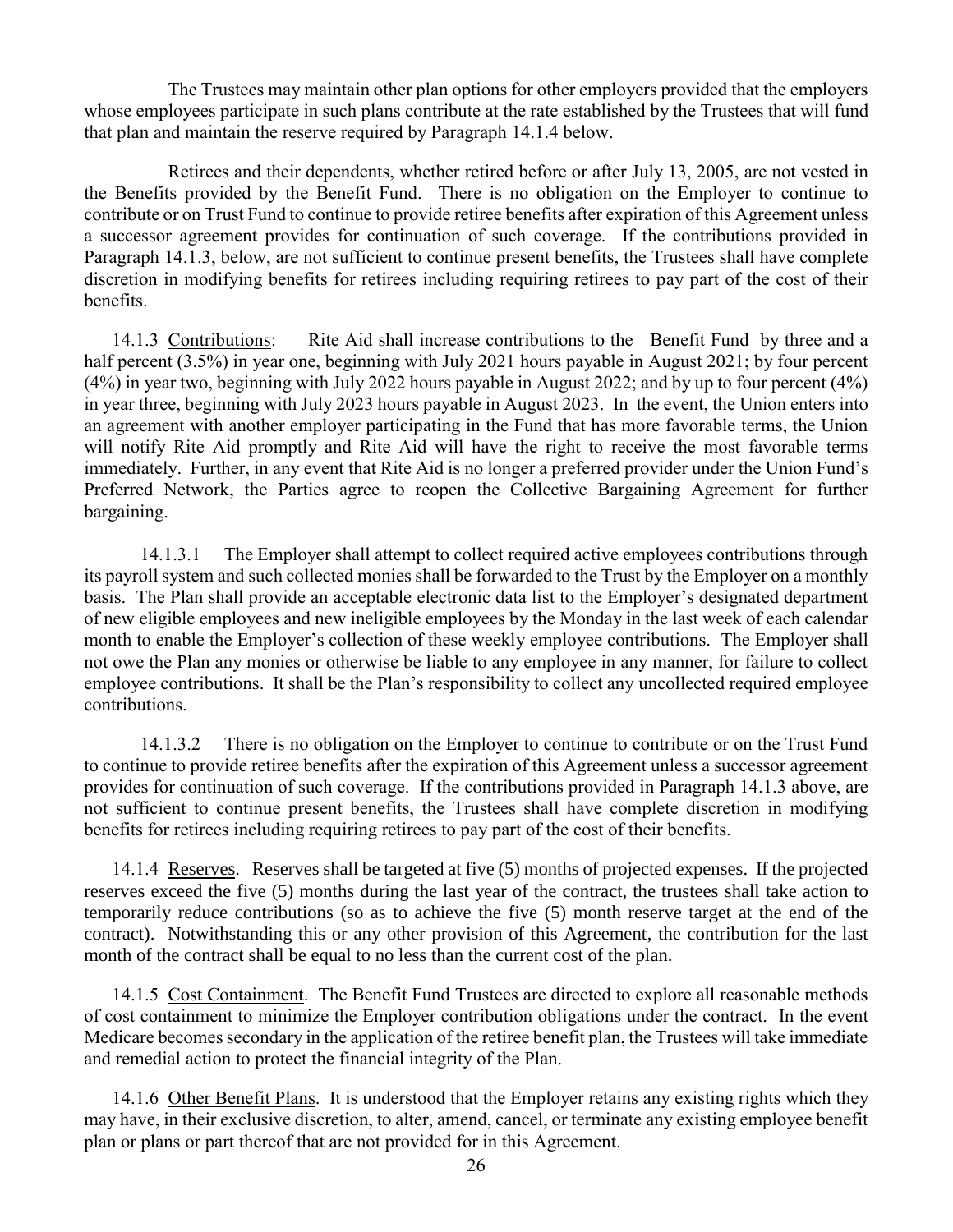The Trustees may maintain other plan options for other employers provided that the employers whose employees participate in such plans contribute at the rate established by the Trustees that will fund that plan and maintain the reserve required by Paragraph 14.1.4 below.

Retirees and their dependents, whether retired before or after July 13, 2005, are not vested in the Benefits provided by the Benefit Fund. There is no obligation on the Employer to continue to contribute or on Trust Fund to continue to provide retiree benefits after expiration of this Agreement unless a successor agreement provides for continuation of such coverage. If the contributions provided in Paragraph 14.1.3, below, are not sufficient to continue present benefits, the Trustees shall have complete discretion in modifying benefits for retirees including requiring retirees to pay part of the cost of their benefits.

14.1.3 Contributions: Rite Aid shall increase contributions to the Benefit Fund by three and a half percent (3.5%) in year one, beginning with July 2021 hours payable in August 2021; by four percent (4%) in year two, beginning with July 2022 hours payable in August 2022; and by up to four percent (4%) in year three, beginning with July 2023 hours payable in August 2023. In the event, the Union enters into an agreement with another employer participating in the Fund that has more favorable terms, the Union will notify Rite Aid promptly and Rite Aid will have the right to receive the most favorable terms immediately. Further, in any event that Rite Aid is no longer a preferred provider under the Union Fund's Preferred Network, the Parties agree to reopen the Collective Bargaining Agreement for further bargaining.

14.1.3.1 The Employer shall attempt to collect required active employees contributions through its payroll system and such collected monies shall be forwarded to the Trust by the Employer on a monthly basis. The Plan shall provide an acceptable electronic data list to the Employer's designated department of new eligible employees and new ineligible employees by the Monday in the last week of each calendar month to enable the Employer's collection of these weekly employee contributions. The Employer shall not owe the Plan any monies or otherwise be liable to any employee in any manner, for failure to collect employee contributions. It shall be the Plan's responsibility to collect any uncollected required employee contributions.

14.1.3.2 There is no obligation on the Employer to continue to contribute or on the Trust Fund to continue to provide retiree benefits after the expiration of this Agreement unless a successor agreement provides for continuation of such coverage. If the contributions provided in Paragraph 14.1.3 above, are not sufficient to continue present benefits, the Trustees shall have complete discretion in modifying benefits for retirees including requiring retirees to pay part of the cost of their benefits.

14.1.4 Reserves. Reserves shall be targeted at five (5) months of projected expenses. If the projected reserves exceed the five (5) months during the last year of the contract, the trustees shall take action to temporarily reduce contributions (so as to achieve the five (5) month reserve target at the end of the contract). Notwithstanding this or any other provision of this Agreement, the contribution for the last month of the contract shall be equal to no less than the current cost of the plan.

14.1.5 Cost Containment. The Benefit Fund Trustees are directed to explore all reasonable methods of cost containment to minimize the Employer contribution obligations under the contract. In the event Medicare becomes secondary in the application of the retiree benefit plan, the Trustees will take immediate and remedial action to protect the financial integrity of the Plan.

14.1.6 Other Benefit Plans. It is understood that the Employer retains any existing rights which they may have, in their exclusive discretion, to alter, amend, cancel, or terminate any existing employee benefit plan or plans or part thereof that are not provided for in this Agreement.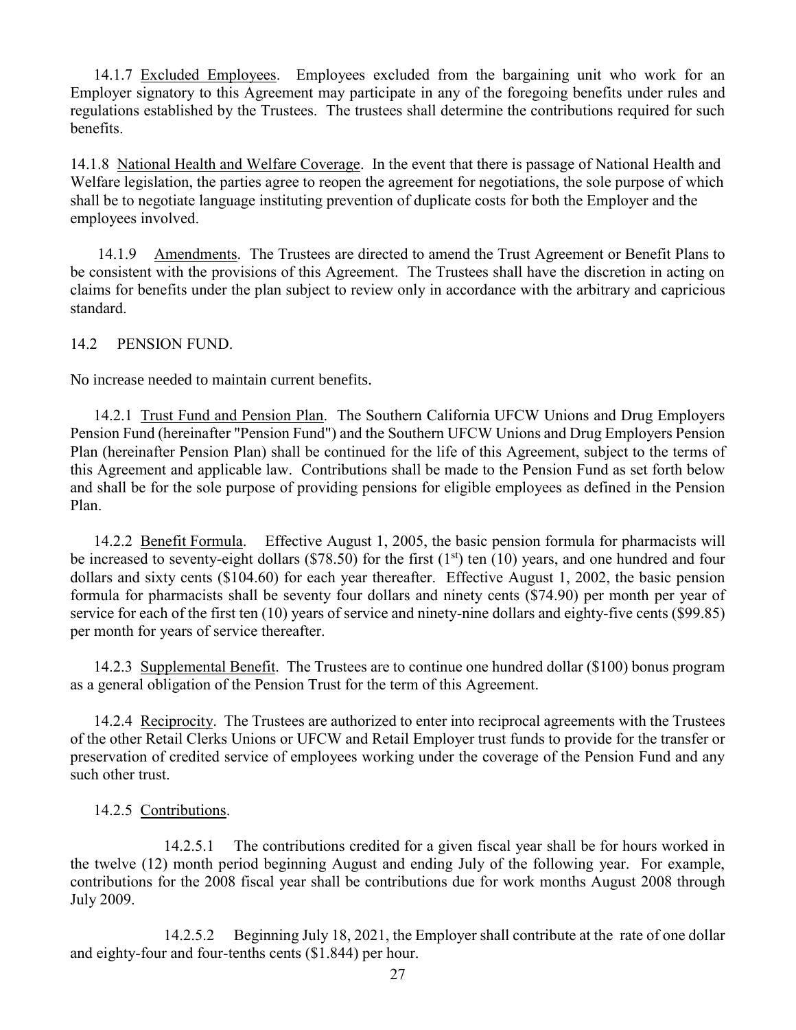14.1.7 <u>Excluded Employees</u>. Employees excluded from the bargaining unit who work for an Employer signatory to this Agreement may participate in any of the foregoing benefits under rules and regulations established by the Trustees. The trustees shall determine the contributions required for such benefits.

14.1.8 <u>National Health and Welfare Coverage</u>. In the event that there is passage of National Health and Welfare legislation, the parties agree to reopen the agreement for negotiations, the sole purpose of which shall be to negotiate language instituting prevention of duplicate costs for both the Employer and the employees involved.

14.1.9 <u>Amendments</u>. The Trustees are directed to amend the Trust Agreement or Benefit Plans to be consistent with the provisions of this Agreement. The Trustees shall have the discretion in acting on claims for benefits under the plan subject to review only in accordance with the arbitrary and capricious standard.

14.2 PENSION FUND.

No increase needed to maintain current benefits.

14.2.1 <u>Trust Fund and Pension Plan</u>. The Southern California UFCW Unions and Drug Employers Pension Fund (hereinafter "Pension Fund") and the Southern UFCW Unions and Drug Employers Pension Plan (hereinafter Pension Plan) shall be continued for the life of this Agreement, subject to the terms of this Agreement and applicable law. Contributions shall be made to the Pension Fund as set forth below and shall be for the sole purpose of providing pensions for eligible employees as defined in the Pension Plan.

14.2.2 <u>Benefit Formula</u>. Effective August 1, 2005, the basic pension formula for pharmacists will be increased to seventy-eight dollars ($78.50) for the first (1st) ten (10) years, and one hundred and four dollars and sixty cents ($104.60) for each year thereafter. Effective August 1, 2002, the basic pension formula for pharmacists shall be seventy four dollars and ninety cents ($74.90) per month per year of service for each of the first ten (10) years of service and ninety-nine dollars and eighty-five cents ($99.85) per month for years of service thereafter.

14.2.3 <u>Supplemental Benefit</u>. The Trustees are to continue one hundred dollar ($100) bonus program as a general obligation of the Pension Trust for the term of this Agreement.

14.2.4 <u>Reciprocity</u>. The Trustees are authorized to enter into reciprocal agreements with the Trustees of the other Retail Clerks Unions or UFCW and Retail Employer trust funds to provide for the transfer or preservation of credited service of employees working under the coverage of the Pension Fund and any such other trust.

14.2.5 <u>Contributions</u>.

14.2.5.1 The contributions credited for a given fiscal year shall be for hours worked in the twelve (12) month period beginning August and ending July of the following year. For example, contributions for the 2008 fiscal year shall be contributions due for work months August 2008 through July 2009.

14.2.5.2 Beginning July 18, 2021, the Employer shall contribute at the rate of one dollar and eighty-four and four-tenths cents ($1.844) per hour.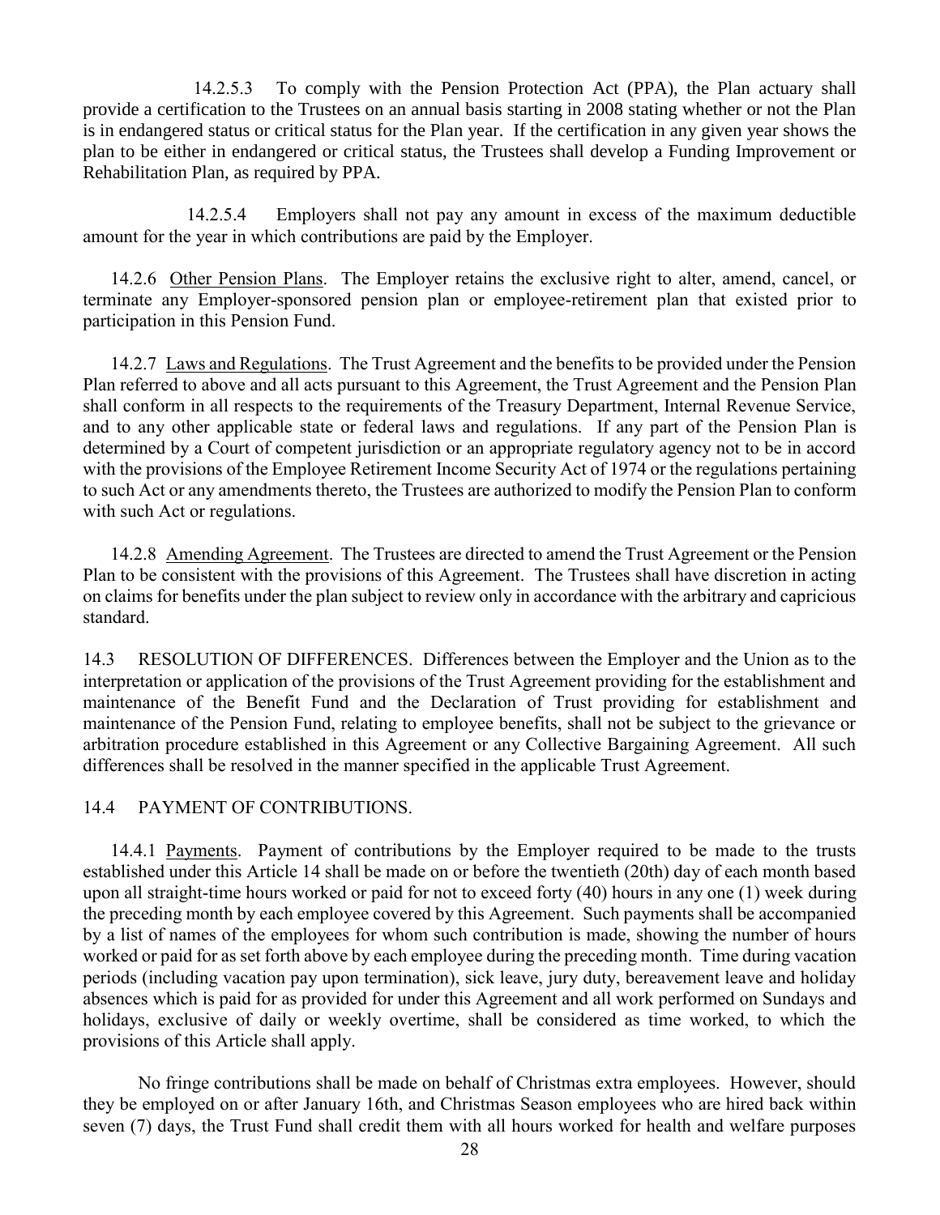14.2.5.3 To comply with the Pension Protection Act (PPA), the Plan actuary shall provide a certification to the Trustees on an annual basis starting in 2008 stating whether or not the Plan is in endangered status or critical status for the Plan year. If the certification in any given year shows the plan to be either in endangered or critical status, the Trustees shall develop a Funding Improvement or Rehabilitation Plan, as required by PPA.

14.2.5.4 Employers shall not pay any amount in excess of the maximum deductible amount for the year in which contributions are paid by the Employer.

14.2.6 Other Pension Plans. The Employer retains the exclusive right to alter, amend, cancel, or terminate any Employer-sponsored pension plan or employee-retirement plan that existed prior to participation in this Pension Fund.

14.2.7 Laws and Regulations. The Trust Agreement and the benefits to be provided under the Pension Plan referred to above and all acts pursuant to this Agreement, the Trust Agreement and the Pension Plan shall conform in all respects to the requirements of the Treasury Department, Internal Revenue Service, and to any other applicable state or federal laws and regulations. If any part of the Pension Plan is determined by a Court of competent jurisdiction or an appropriate regulatory agency not to be in accord with the provisions of the Employee Retirement Income Security Act of 1974 or the regulations pertaining to such Act or any amendments thereto, the Trustees are authorized to modify the Pension Plan to conform with such Act or regulations.

14.2.8 Amending Agreement. The Trustees are directed to amend the Trust Agreement or the Pension Plan to be consistent with the provisions of this Agreement. The Trustees shall have discretion in acting on claims for benefits under the plan subject to review only in accordance with the arbitrary and capricious standard.

14.3 RESOLUTION OF DIFFERENCES. Differences between the Employer and the Union as to the interpretation or application of the provisions of the Trust Agreement providing for the establishment and maintenance of the Benefit Fund and the Declaration of Trust providing for establishment and maintenance of the Pension Fund, relating to employee benefits, shall not be subject to the grievance or arbitration procedure established in this Agreement or any Collective Bargaining Agreement. All such differences shall be resolved in the manner specified in the applicable Trust Agreement.

14.4 PAYMENT OF CONTRIBUTIONS.

14.4.1 Payments. Payment of contributions by the Employer required to be made to the trusts established under this Article 14 shall be made on or before the twentieth (20th) day of each month based upon all straight-time hours worked or paid for not to exceed forty (40) hours in any one (1) week during the preceding month by each employee covered by this Agreement. Such payments shall be accompanied by a list of names of the employees for whom such contribution is made, showing the number of hours worked or paid for as set forth above by each employee during the preceding month. Time during vacation periods (including vacation pay upon termination), sick leave, jury duty, bereavement leave and holiday absences which is paid for as provided for under this Agreement and all work performed on Sundays and holidays, exclusive of daily or weekly overtime, shall be considered as time worked, to which the provisions of this Article shall apply.

No fringe contributions shall be made on behalf of Christmas extra employees. However, should they be employed on or after January 16th, and Christmas Season employees who are hired back within seven (7) days, the Trust Fund shall credit them with all hours worked for health and welfare purposes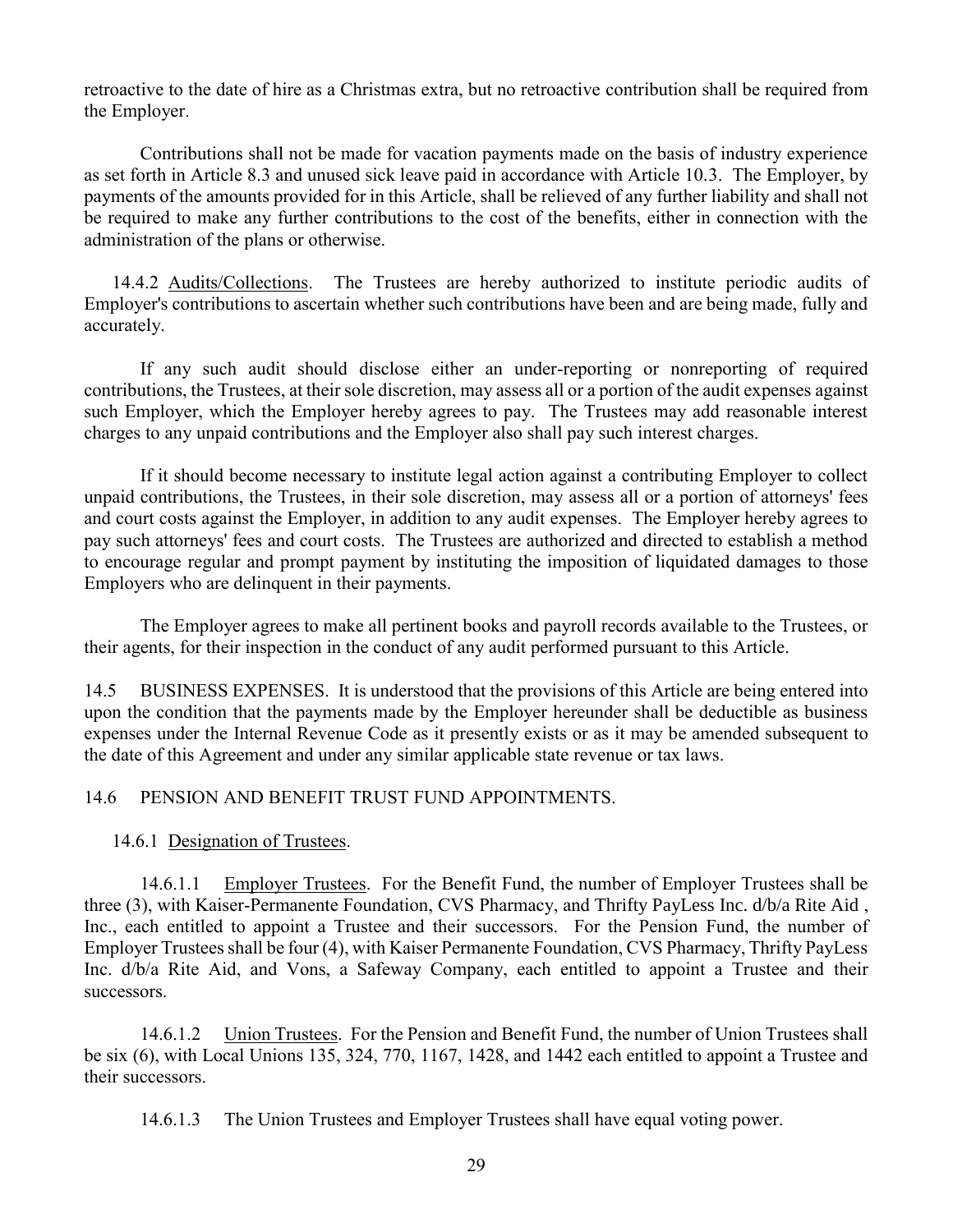retroactive to the date of hire as a Christmas extra, but no retroactive contribution shall be required from the Employer.

Contributions shall not be made for vacation payments made on the basis of industry experience as set forth in Article 8.3 and unused sick leave paid in accordance with Article 10.3. The Employer, by payments of the amounts provided for in this Article, shall be relieved of any further liability and shall not be required to make any further contributions to the cost of the benefits, either in connection with the administration of the plans or otherwise.

14.4.2 Audits/Collections. The Trustees are hereby authorized to institute periodic audits of Employer's contributions to ascertain whether such contributions have been and are being made, fully and accurately.

If any such audit should disclose either an under-reporting or nonreporting of required contributions, the Trustees, at their sole discretion, may assess all or a portion of the audit expenses against such Employer, which the Employer hereby agrees to pay. The Trustees may add reasonable interest charges to any unpaid contributions and the Employer also shall pay such interest charges.

If it should become necessary to institute legal action against a contributing Employer to collect unpaid contributions, the Trustees, in their sole discretion, may assess all or a portion of attorneys' fees and court costs against the Employer, in addition to any audit expenses. The Employer hereby agrees to pay such attorneys' fees and court costs. The Trustees are authorized and directed to establish a method to encourage regular and prompt payment by instituting the imposition of liquidated damages to those Employers who are delinquent in their payments.

The Employer agrees to make all pertinent books and payroll records available to the Trustees, or their agents, for their inspection in the conduct of any audit performed pursuant to this Article.

14.5 BUSINESS EXPENSES. It is understood that the provisions of this Article are being entered into upon the condition that the payments made by the Employer hereunder shall be deductible as business expenses under the Internal Revenue Code as it presently exists or as it may be amended subsequent to the date of this Agreement and under any similar applicable state revenue or tax laws.

14.6 PENSION AND BENEFIT TRUST FUND APPOINTMENTS.

14.6.1 Designation of Trustees.

14.6.1.1 Employer Trustees. For the Benefit Fund, the number of Employer Trustees shall be three (3), with Kaiser-Permanente Foundation, CVS Pharmacy, and Thrifty PayLess Inc. d/b/a Rite Aid , Inc., each entitled to appoint a Trustee and their successors. For the Pension Fund, the number of Employer Trustees shall be four (4), with Kaiser Permanente Foundation, CVS Pharmacy, Thrifty PayLess Inc. d/b/a Rite Aid, and Vons, a Safeway Company, each entitled to appoint a Trustee and their successors.

14.6.1.2 Union Trustees. For the Pension and Benefit Fund, the number of Union Trustees shall be six (6), with Local Unions 135, 324, 770, 1167, 1428, and 1442 each entitled to appoint a Trustee and their successors.

14.6.1.3 The Union Trustees and Employer Trustees shall have equal voting power.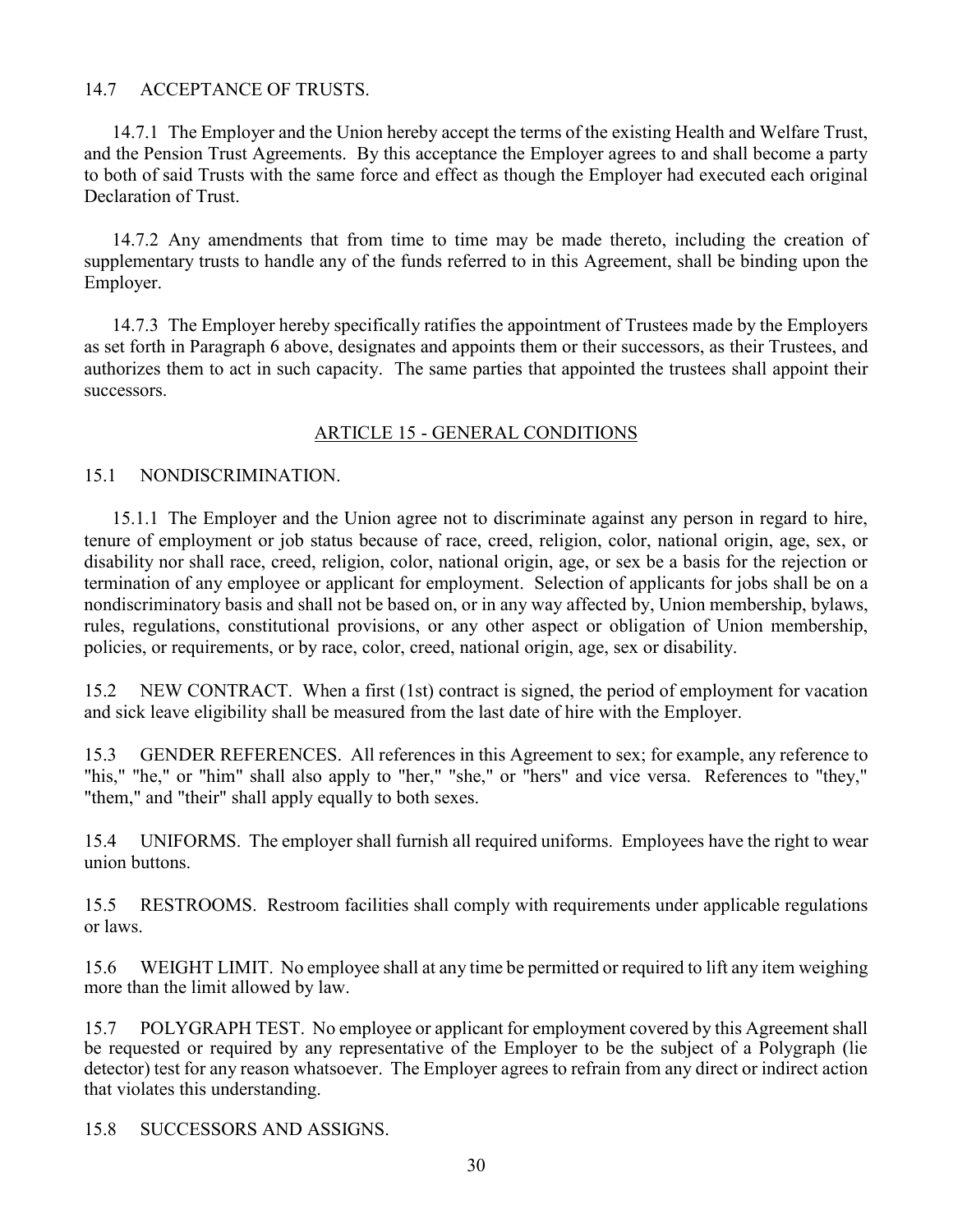14.7 ACCEPTANCE OF TRUSTS.

14.7.1 The Employer and the Union hereby accept the terms of the existing Health and Welfare Trust, and the Pension Trust Agreements. By this acceptance the Employer agrees to and shall become a party to both of said Trusts with the same force and effect as though the Employer had executed each original Declaration of Trust.

14.7.2 Any amendments that from time to time may be made thereto, including the creation of supplementary trusts to handle any of the funds referred to in this Agreement, shall be binding upon the Employer.

14.7.3 The Employer hereby specifically ratifies the appointment of Trustees made by the Employers as set forth in Paragraph 6 above, designates and appoints them or their successors, as their Trustees, and authorizes them to act in such capacity. The same parties that appointed the trustees shall appoint their successors.

## ARTICLE 15 - GENERAL CONDITIONS

15.1 NONDISCRIMINATION.

15.1.1 The Employer and the Union agree not to discriminate against any person in regard to hire, tenure of employment or job status because of race, creed, religion, color, national origin, age, sex, or disability nor shall race, creed, religion, color, national origin, age, or sex be a basis for the rejection or termination of any employee or applicant for employment. Selection of applicants for jobs shall be on a nondiscriminatory basis and shall not be based on, or in any way affected by, Union membership, bylaws, rules, regulations, constitutional provisions, or any other aspect or obligation of Union membership, policies, or requirements, or by race, color, creed, national origin, age, sex or disability.

15.2 NEW CONTRACT. When a first (1st) contract is signed, the period of employment for vacation and sick leave eligibility shall be measured from the last date of hire with the Employer.

15.3 GENDER REFERENCES. All references in this Agreement to sex; for example, any reference to "his," "he," or "him" shall also apply to "her," "she," or "hers" and vice versa. References to "they," "them," and "their" shall apply equally to both sexes.

15.4 UNIFORMS. The employer shall furnish all required uniforms. Employees have the right to wear union buttons.

15.5 RESTROOMS. Restroom facilities shall comply with requirements under applicable regulations or laws.

15.6 WEIGHT LIMIT. No employee shall at any time be permitted or required to lift any item weighing more than the limit allowed by law.

15.7 POLYGRAPH TEST. No employee or applicant for employment covered by this Agreement shall be requested or required by any representative of the Employer to be the subject of a Polygraph (lie detector) test for any reason whatsoever. The Employer agrees to refrain from any direct or indirect action that violates this understanding.

15.8 SUCCESSORS AND ASSIGNS.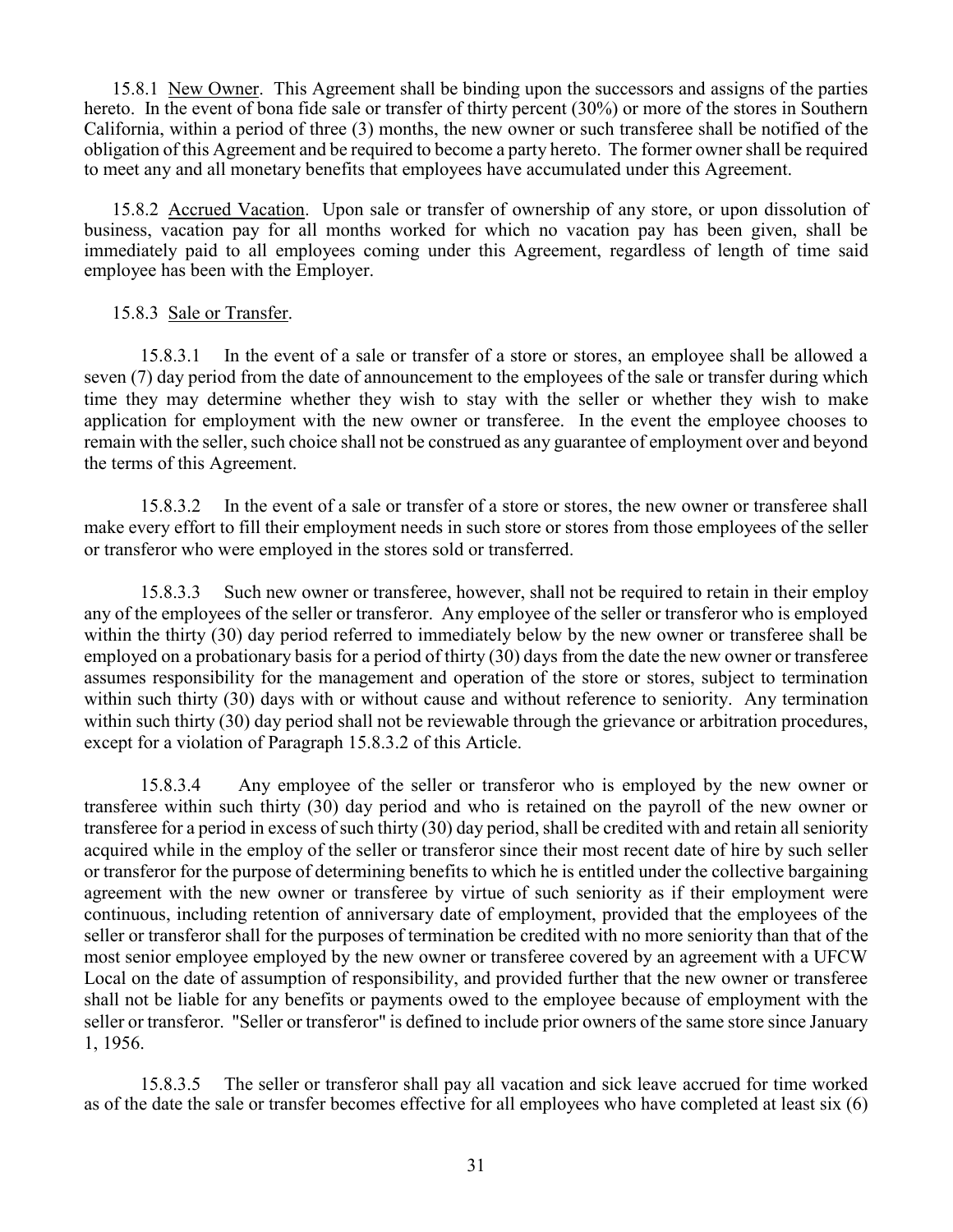15.8.1 <u>New Owner</u>. This Agreement shall be binding upon the successors and assigns of the parties hereto. In the event of bona fide sale or transfer of thirty percent (30%) or more of the stores in Southern California, within a period of three (3) months, the new owner or such transferee shall be notified of the obligation of this Agreement and be required to become a party hereto. The former owner shall be required to meet any and all monetary benefits that employees have accumulated under this Agreement.

15.8.2 <u>Accrued Vacation</u>. Upon sale or transfer of ownership of any store, or upon dissolution of business, vacation pay for all months worked for which no vacation pay has been given, shall be immediately paid to all employees coming under this Agreement, regardless of length of time said employee has been with the Employer.

15.8.3 <u>Sale or Transfer</u>.

15.8.3.1 In the event of a sale or transfer of a store or stores, an employee shall be allowed a seven (7) day period from the date of announcement to the employees of the sale or transfer during which time they may determine whether they wish to stay with the seller or whether they wish to make application for employment with the new owner or transferee. In the event the employee chooses to remain with the seller, such choice shall not be construed as any guarantee of employment over and beyond the terms of this Agreement.

15.8.3.2 In the event of a sale or transfer of a store or stores, the new owner or transferee shall make every effort to fill their employment needs in such store or stores from those employees of the seller or transferor who were employed in the stores sold or transferred.

15.8.3.3 Such new owner or transferee, however, shall not be required to retain in their employ any of the employees of the seller or transferor. Any employee of the seller or transferor who is employed within the thirty (30) day period referred to immediately below by the new owner or transferee shall be employed on a probationary basis for a period of thirty (30) days from the date the new owner or transferee assumes responsibility for the management and operation of the store or stores, subject to termination within such thirty (30) days with or without cause and without reference to seniority. Any termination within such thirty (30) day period shall not be reviewable through the grievance or arbitration procedures, except for a violation of Paragraph 15.8.3.2 of this Article.

15.8.3.4 Any employee of the seller or transferor who is employed by the new owner or transferee within such thirty (30) day period and who is retained on the payroll of the new owner or transferee for a period in excess of such thirty (30) day period, shall be credited with and retain all seniority acquired while in the employ of the seller or transferor since their most recent date of hire by such seller or transferor for the purpose of determining benefits to which he is entitled under the collective bargaining agreement with the new owner or transferee by virtue of such seniority as if their employment were continuous, including retention of anniversary date of employment, provided that the employees of the seller or transferor shall for the purposes of termination be credited with no more seniority than that of the most senior employee employed by the new owner or transferee covered by an agreement with a UFCW Local on the date of assumption of responsibility, and provided further that the new owner or transferee shall not be liable for any benefits or payments owed to the employee because of employment with the seller or transferor. "Seller or transferor" is defined to include prior owners of the same store since January 1, 1956.

15.8.3.5 The seller or transferor shall pay all vacation and sick leave accrued for time worked as of the date the sale or transfer becomes effective for all employees who have completed at least six (6)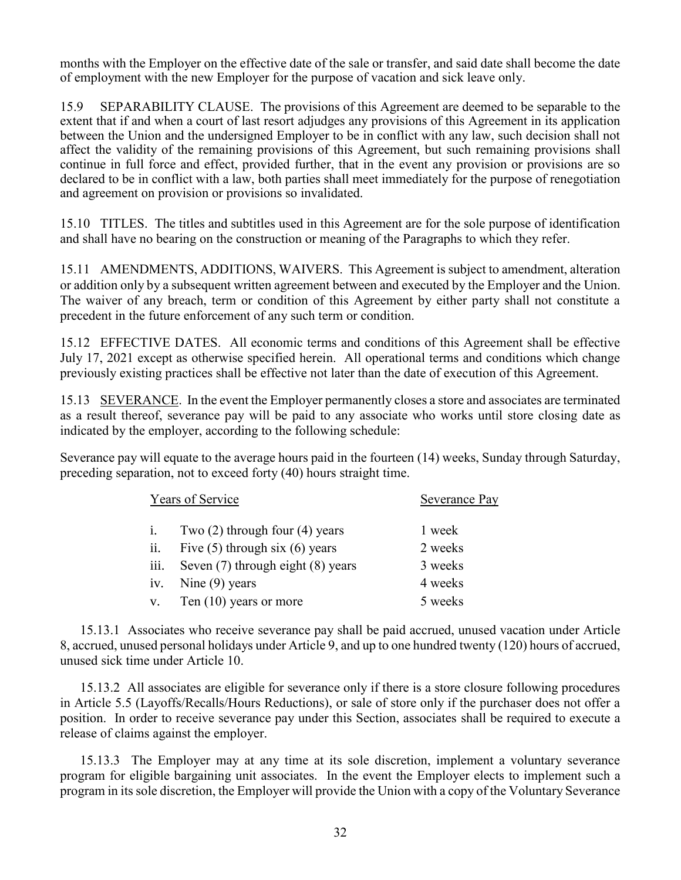months with the Employer on the effective date of the sale or transfer, and said date shall become the date of employment with the new Employer for the purpose of vacation and sick leave only.

15.9 SEPARABILITY CLAUSE. The provisions of this Agreement are deemed to be separable to the extent that if and when a court of last resort adjudges any provisions of this Agreement in its application between the Union and the undersigned Employer to be in conflict with any law, such decision shall not affect the validity of the remaining provisions of this Agreement, but such remaining provisions shall continue in full force and effect, provided further, that in the event any provision or provisions are so declared to be in conflict with a law, both parties shall meet immediately for the purpose of renegotiation and agreement on provision or provisions so invalidated.

15.10 TITLES. The titles and subtitles used in this Agreement are for the sole purpose of identification and shall have no bearing on the construction or meaning of the Paragraphs to which they refer.

15.11 AMENDMENTS, ADDITIONS, WAIVERS. This Agreement is subject to amendment, alteration or addition only by a subsequent written agreement between and executed by the Employer and the Union. The waiver of any breach, term or condition of this Agreement by either party shall not constitute a precedent in the future enforcement of any such term or condition.

15.12 EFFECTIVE DATES. All economic terms and conditions of this Agreement shall be effective July 17, 2021 except as otherwise specified herein. All operational terms and conditions which change previously existing practices shall be effective not later than the date of execution of this Agreement.

15.13 SEVERANCE. In the event the Employer permanently closes a store and associates are terminated as a result thereof, severance pay will be paid to any associate who works until store closing date as indicated by the employer, according to the following schedule:

Severance pay will equate to the average hours paid in the fourteen (14) weeks, Sunday through Saturday, preceding separation, not to exceed forty (40) hours straight time.

| Years of Service | Severance Pay |
|---|---|
| i. Two (2) through four (4) years | 1 week |
| ii. Five (5) through six (6) years | 2 weeks |
| iii. Seven (7) through eight (8) years | 3 weeks |
| iv. Nine (9) years | 4 weeks |
| v. Ten (10) years or more | 5 weeks |

15.13.1 Associates who receive severance pay shall be paid accrued, unused vacation under Article 8, accrued, unused personal holidays under Article 9, and up to one hundred twenty (120) hours of accrued, unused sick time under Article 10.

15.13.2 All associates are eligible for severance only if there is a store closure following procedures in Article 5.5 (Layoffs/Recalls/Hours Reductions), or sale of store only if the purchaser does not offer a position. In order to receive severance pay under this Section, associates shall be required to execute a release of claims against the employer.

15.13.3 The Employer may at any time at its sole discretion, implement a voluntary severance program for eligible bargaining unit associates. In the event the Employer elects to implement such a program in its sole discretion, the Employer will provide the Union with a copy of the Voluntary Severance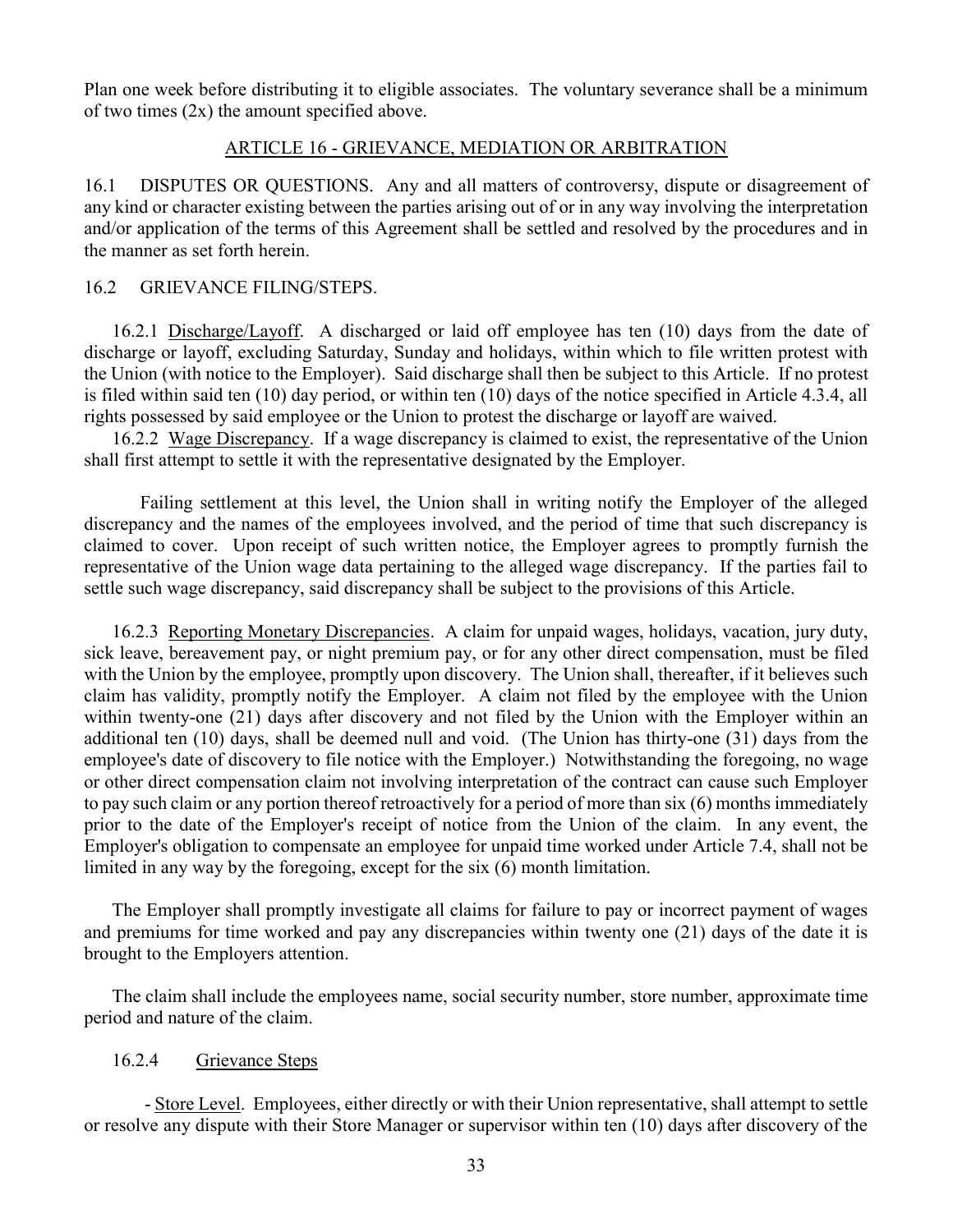Plan one week before distributing it to eligible associates. The voluntary severance shall be a minimum of two times (2x) the amount specified above.

## ARTICLE 16 - GRIEVANCE, MEDIATION OR ARBITRATION

16.1 DISPUTES OR QUESTIONS. Any and all matters of controversy, dispute or disagreement of any kind or character existing between the parties arising out of or in any way involving the interpretation and/or application of the terms of this Agreement shall be settled and resolved by the procedures and in the manner as set forth herein.

16.2 GRIEVANCE FILING/STEPS.

16.2.1 Discharge/Layoff. A discharged or laid off employee has ten (10) days from the date of discharge or layoff, excluding Saturday, Sunday and holidays, within which to file written protest with the Union (with notice to the Employer). Said discharge shall then be subject to this Article. If no protest is filed within said ten (10) day period, or within ten (10) days of the notice specified in Article 4.3.4, all rights possessed by said employee or the Union to protest the discharge or layoff are waived.

16.2.2 Wage Discrepancy. If a wage discrepancy is claimed to exist, the representative of the Union shall first attempt to settle it with the representative designated by the Employer.

Failing settlement at this level, the Union shall in writing notify the Employer of the alleged discrepancy and the names of the employees involved, and the period of time that such discrepancy is claimed to cover. Upon receipt of such written notice, the Employer agrees to promptly furnish the representative of the Union wage data pertaining to the alleged wage discrepancy. If the parties fail to settle such wage discrepancy, said discrepancy shall be subject to the provisions of this Article.

16.2.3 Reporting Monetary Discrepancies. A claim for unpaid wages, holidays, vacation, jury duty, sick leave, bereavement pay, or night premium pay, or for any other direct compensation, must be filed with the Union by the employee, promptly upon discovery. The Union shall, thereafter, if it believes such claim has validity, promptly notify the Employer. A claim not filed by the employee with the Union within twenty-one (21) days after discovery and not filed by the Union with the Employer within an additional ten (10) days, shall be deemed null and void. (The Union has thirty-one (31) days from the employee's date of discovery to file notice with the Employer.) Notwithstanding the foregoing, no wage or other direct compensation claim not involving interpretation of the contract can cause such Employer to pay such claim or any portion thereof retroactively for a period of more than six (6) months immediately prior to the date of the Employer's receipt of notice from the Union of the claim. In any event, the Employer's obligation to compensate an employee for unpaid time worked under Article 7.4, shall not be limited in any way by the foregoing, except for the six (6) month limitation.

The Employer shall promptly investigate all claims for failure to pay or incorrect payment of wages and premiums for time worked and pay any discrepancies within twenty one (21) days of the date it is brought to the Employers attention.

The claim shall include the employees name, social security number, store number, approximate time period and nature of the claim.

16.2.4 Grievance Steps

- Store Level. Employees, either directly or with their Union representative, shall attempt to settle or resolve any dispute with their Store Manager or supervisor within ten (10) days after discovery of the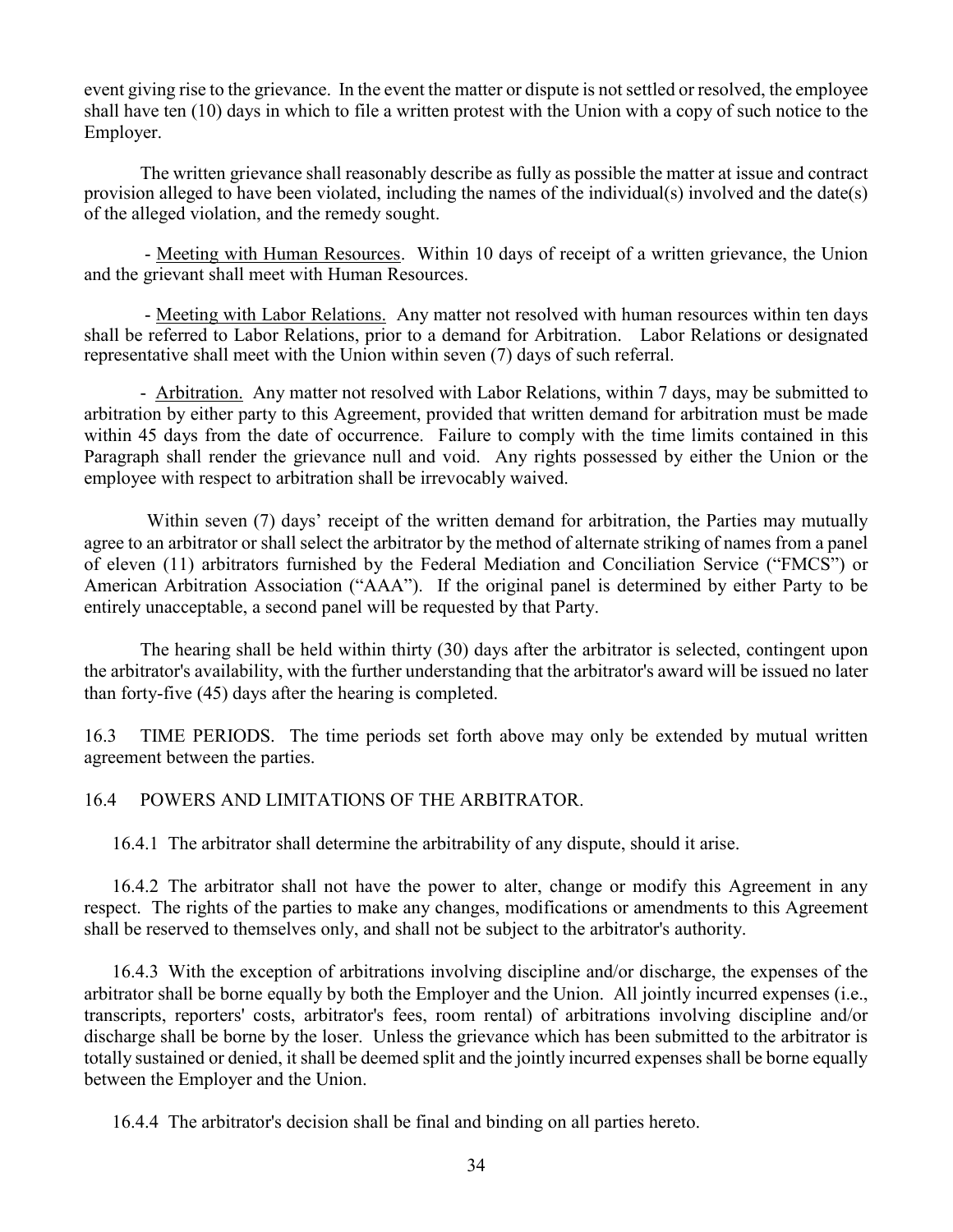event giving rise to the grievance. In the event the matter or dispute is not settled or resolved, the employee shall have ten (10) days in which to file a written protest with the Union with a copy of such notice to the Employer.

The written grievance shall reasonably describe as fully as possible the matter at issue and contract provision alleged to have been violated, including the names of the individual(s) involved and the date(s) of the alleged violation, and the remedy sought.

- Meeting with Human Resources. Within 10 days of receipt of a written grievance, the Union and the grievant shall meet with Human Resources.

- Meeting with Labor Relations. Any matter not resolved with human resources within ten days shall be referred to Labor Relations, prior to a demand for Arbitration. Labor Relations or designated representative shall meet with the Union within seven (7) days of such referral.

- Arbitration. Any matter not resolved with Labor Relations, within 7 days, may be submitted to arbitration by either party to this Agreement, provided that written demand for arbitration must be made within 45 days from the date of occurrence. Failure to comply with the time limits contained in this Paragraph shall render the grievance null and void. Any rights possessed by either the Union or the employee with respect to arbitration shall be irrevocably waived.

Within seven (7) days' receipt of the written demand for arbitration, the Parties may mutually agree to an arbitrator or shall select the arbitrator by the method of alternate striking of names from a panel of eleven (11) arbitrators furnished by the Federal Mediation and Conciliation Service ("FMCS") or American Arbitration Association ("AAA"). If the original panel is determined by either Party to be entirely unacceptable, a second panel will be requested by that Party.

The hearing shall be held within thirty (30) days after the arbitrator is selected, contingent upon the arbitrator's availability, with the further understanding that the arbitrator's award will be issued no later than forty-five (45) days after the hearing is completed.

16.3 TIME PERIODS. The time periods set forth above may only be extended by mutual written agreement between the parties.

16.4 POWERS AND LIMITATIONS OF THE ARBITRATOR.

16.4.1 The arbitrator shall determine the arbitrability of any dispute, should it arise.

16.4.2 The arbitrator shall not have the power to alter, change or modify this Agreement in any respect. The rights of the parties to make any changes, modifications or amendments to this Agreement shall be reserved to themselves only, and shall not be subject to the arbitrator's authority.

16.4.3 With the exception of arbitrations involving discipline and/or discharge, the expenses of the arbitrator shall be borne equally by both the Employer and the Union. All jointly incurred expenses (i.e., transcripts, reporters' costs, arbitrator's fees, room rental) of arbitrations involving discipline and/or discharge shall be borne by the loser. Unless the grievance which has been submitted to the arbitrator is totally sustained or denied, it shall be deemed split and the jointly incurred expenses shall be borne equally between the Employer and the Union.

16.4.4 The arbitrator's decision shall be final and binding on all parties hereto.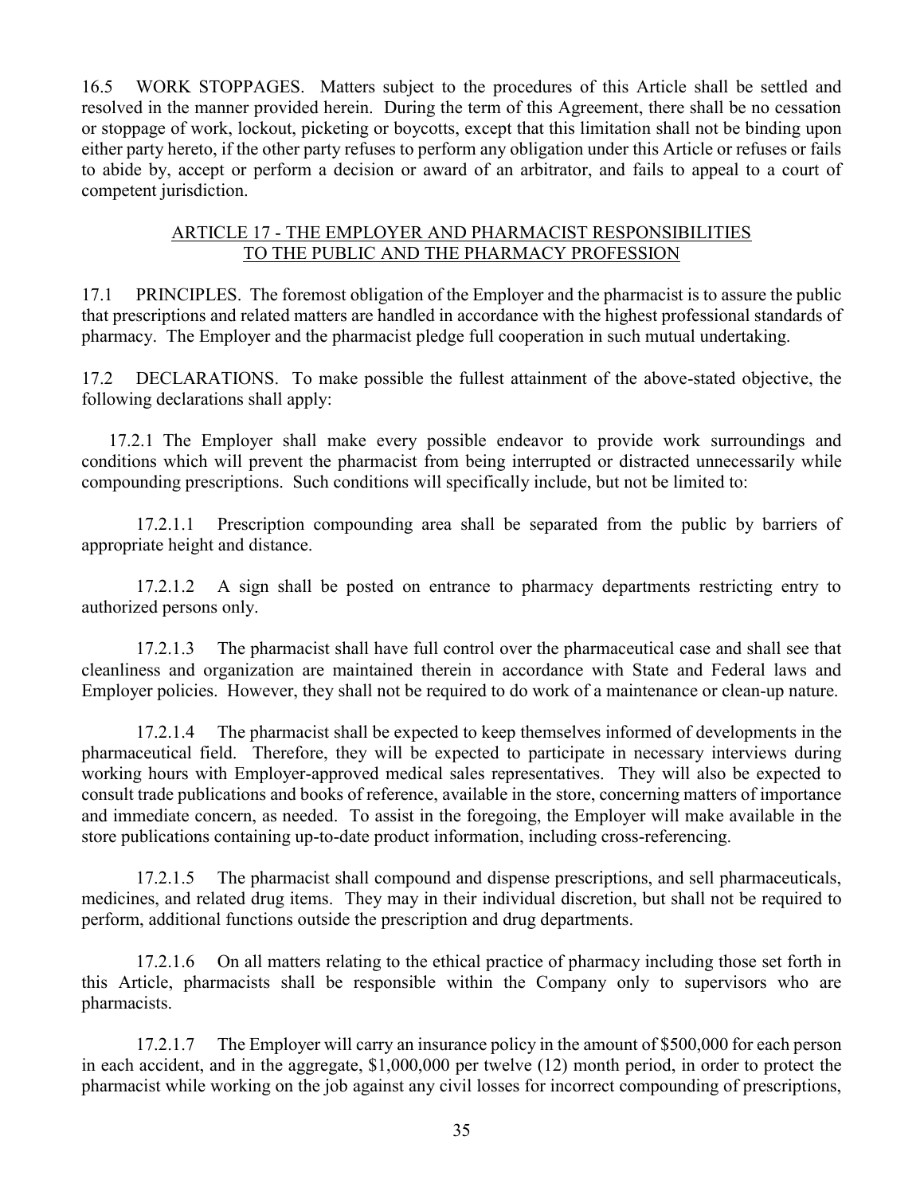16.5 WORK STOPPAGES. Matters subject to the procedures of this Article shall be settled and resolved in the manner provided herein. During the term of this Agreement, there shall be no cessation or stoppage of work, lockout, picketing or boycotts, except that this limitation shall not be binding upon either party hereto, if the other party refuses to perform any obligation under this Article or refuses or fails to abide by, accept or perform a decision or award of an arbitrator, and fails to appeal to a court of competent jurisdiction.

## ARTICLE 17 - THE EMPLOYER AND PHARMACIST RESPONSIBILITIES TO THE PUBLIC AND THE PHARMACY PROFESSION

17.1 PRINCIPLES. The foremost obligation of the Employer and the pharmacist is to assure the public that prescriptions and related matters are handled in accordance with the highest professional standards of pharmacy. The Employer and the pharmacist pledge full cooperation in such mutual undertaking.

17.2 DECLARATIONS. To make possible the fullest attainment of the above-stated objective, the following declarations shall apply:

17.2.1 The Employer shall make every possible endeavor to provide work surroundings and conditions which will prevent the pharmacist from being interrupted or distracted unnecessarily while compounding prescriptions. Such conditions will specifically include, but not be limited to:

17.2.1.1 Prescription compounding area shall be separated from the public by barriers of appropriate height and distance.

17.2.1.2 A sign shall be posted on entrance to pharmacy departments restricting entry to authorized persons only.

17.2.1.3 The pharmacist shall have full control over the pharmaceutical case and shall see that cleanliness and organization are maintained therein in accordance with State and Federal laws and Employer policies. However, they shall not be required to do work of a maintenance or clean-up nature.

17.2.1.4 The pharmacist shall be expected to keep themselves informed of developments in the pharmaceutical field. Therefore, they will be expected to participate in necessary interviews during working hours with Employer-approved medical sales representatives. They will also be expected to consult trade publications and books of reference, available in the store, concerning matters of importance and immediate concern, as needed. To assist in the foregoing, the Employer will make available in the store publications containing up-to-date product information, including cross-referencing.

17.2.1.5 The pharmacist shall compound and dispense prescriptions, and sell pharmaceuticals, medicines, and related drug items. They may in their individual discretion, but shall not be required to perform, additional functions outside the prescription and drug departments.

17.2.1.6 On all matters relating to the ethical practice of pharmacy including those set forth in this Article, pharmacists shall be responsible within the Company only to supervisors who are pharmacists.

17.2.1.7 The Employer will carry an insurance policy in the amount of $500,000 for each person in each accident, and in the aggregate, $1,000,000 per twelve (12) month period, in order to protect the pharmacist while working on the job against any civil losses for incorrect compounding of prescriptions,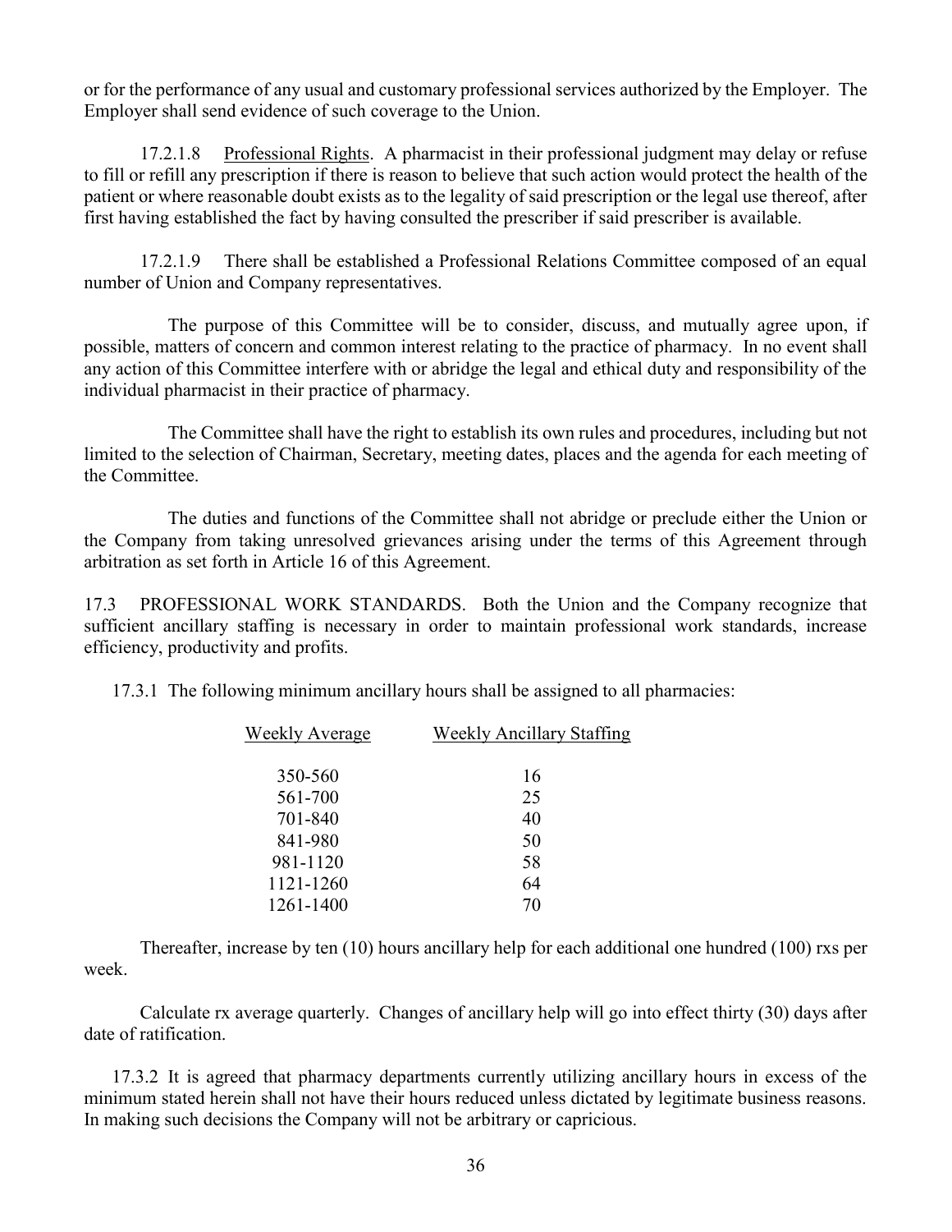or for the performance of any usual and customary professional services authorized by the Employer. The Employer shall send evidence of such coverage to the Union.

17.2.1.8 Professional Rights. A pharmacist in their professional judgment may delay or refuse to fill or refill any prescription if there is reason to believe that such action would protect the health of the patient or where reasonable doubt exists as to the legality of said prescription or the legal use thereof, after first having established the fact by having consulted the prescriber if said prescriber is available.

17.2.1.9 There shall be established a Professional Relations Committee composed of an equal number of Union and Company representatives.

The purpose of this Committee will be to consider, discuss, and mutually agree upon, if possible, matters of concern and common interest relating to the practice of pharmacy. In no event shall any action of this Committee interfere with or abridge the legal and ethical duty and responsibility of the individual pharmacist in their practice of pharmacy.

The Committee shall have the right to establish its own rules and procedures, including but not limited to the selection of Chairman, Secretary, meeting dates, places and the agenda for each meeting of the Committee.

The duties and functions of the Committee shall not abridge or preclude either the Union or the Company from taking unresolved grievances arising under the terms of this Agreement through arbitration as set forth in Article 16 of this Agreement.

17.3 PROFESSIONAL WORK STANDARDS. Both the Union and the Company recognize that sufficient ancillary staffing is necessary in order to maintain professional work standards, increase efficiency, productivity and profits.

17.3.1 The following minimum ancillary hours shall be assigned to all pharmacies:

| Weekly Average | Weekly Ancillary Staffing |
|---|---|
| 350-560 | 16 |
| 561-700 | 25 |
| 701-840 | 40 |
| 841-980 | 50 |
| 981-1120 | 58 |
| 1121-1260 | 64 |
| 1261-1400 | 70 |

Thereafter, increase by ten (10) hours ancillary help for each additional one hundred (100) rxs per week.

Calculate rx average quarterly. Changes of ancillary help will go into effect thirty (30) days after date of ratification.

17.3.2 It is agreed that pharmacy departments currently utilizing ancillary hours in excess of the minimum stated herein shall not have their hours reduced unless dictated by legitimate business reasons. In making such decisions the Company will not be arbitrary or capricious.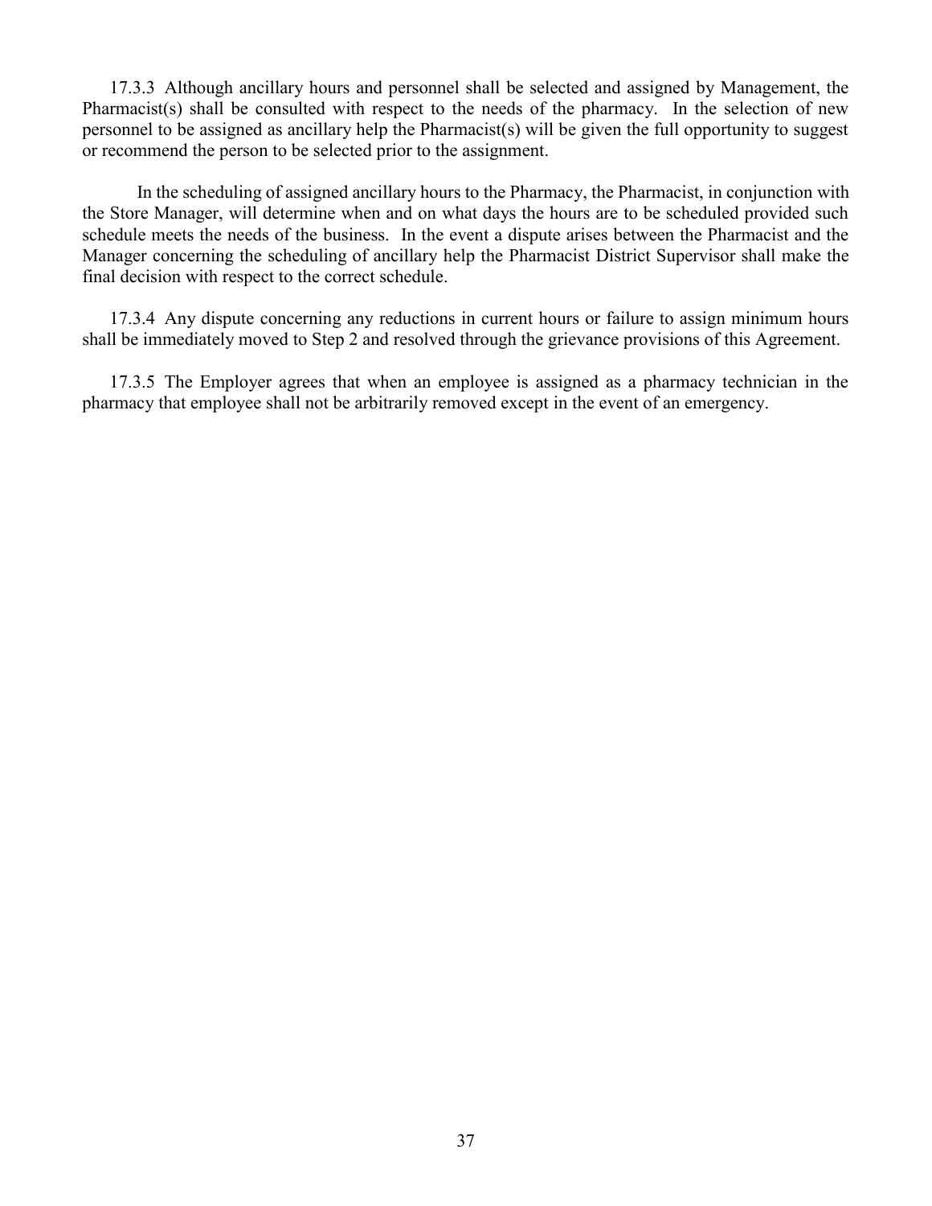17.3.3 Although ancillary hours and personnel shall be selected and assigned by Management, the Pharmacist(s) shall be consulted with respect to the needs of the pharmacy. In the selection of new personnel to be assigned as ancillary help the Pharmacist(s) will be given the full opportunity to suggest or recommend the person to be selected prior to the assignment.

In the scheduling of assigned ancillary hours to the Pharmacy, the Pharmacist, in conjunction with the Store Manager, will determine when and on what days the hours are to be scheduled provided such schedule meets the needs of the business. In the event a dispute arises between the Pharmacist and the Manager concerning the scheduling of ancillary help the Pharmacist District Supervisor shall make the final decision with respect to the correct schedule.

17.3.4 Any dispute concerning any reductions in current hours or failure to assign minimum hours shall be immediately moved to Step 2 and resolved through the grievance provisions of this Agreement.

17.3.5 The Employer agrees that when an employee is assigned as a pharmacy technician in the pharmacy that employee shall not be arbitrarily removed except in the event of an emergency.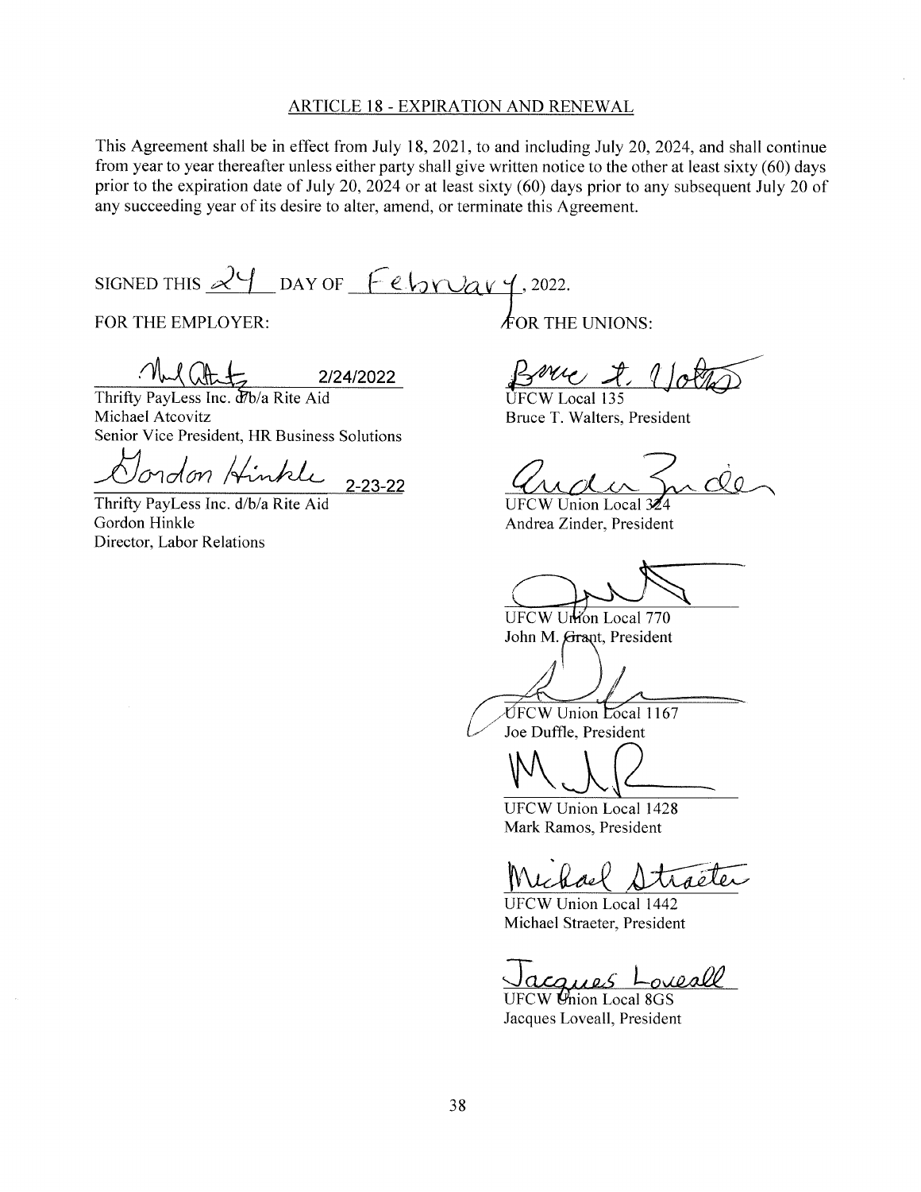## ARTICLE 18 - EXPIRATION AND RENEWAL

This Agreement shall be in effect from July 18, 2021, to and including July 20, 2024, and shall continue from year to year thereafter unless either party shall give written notice to the other at least sixty (60) days prior to the expiration date of July 20, 2024 or at least sixty (60) days prior to any subsequent July 20 of any succeeding year of its desire to alter, amend, or terminate this Agreement.

SIGNED THIS 24 DAY OF February, 2022.

FOR THE EMPLOYER:

2/24/2022
Thrifty PayLess Inc. d/b/a Rite Aid
Michael Atcovitz
Senior Vice President, HR Business Solutions

2-23-22
Thrifty PayLess Inc. d/b/a Rite Aid
Gordon Hinkle
Director, Labor Relations

FOR THE UNIONS:

UFCW Local 135
Bruce T. Walters, President

UFCW Union Local 324
Andrea Zinder, President

UFCW Union Local 770
John M. Grant, President

UFCW Union Local 1167
Joe Duffle, President

UFCW Union Local 1428
Mark Ramos, President

UFCW Union Local 1442
Michael Straeter, President

UFCW Union Local 8GS
Jacques Loveall, President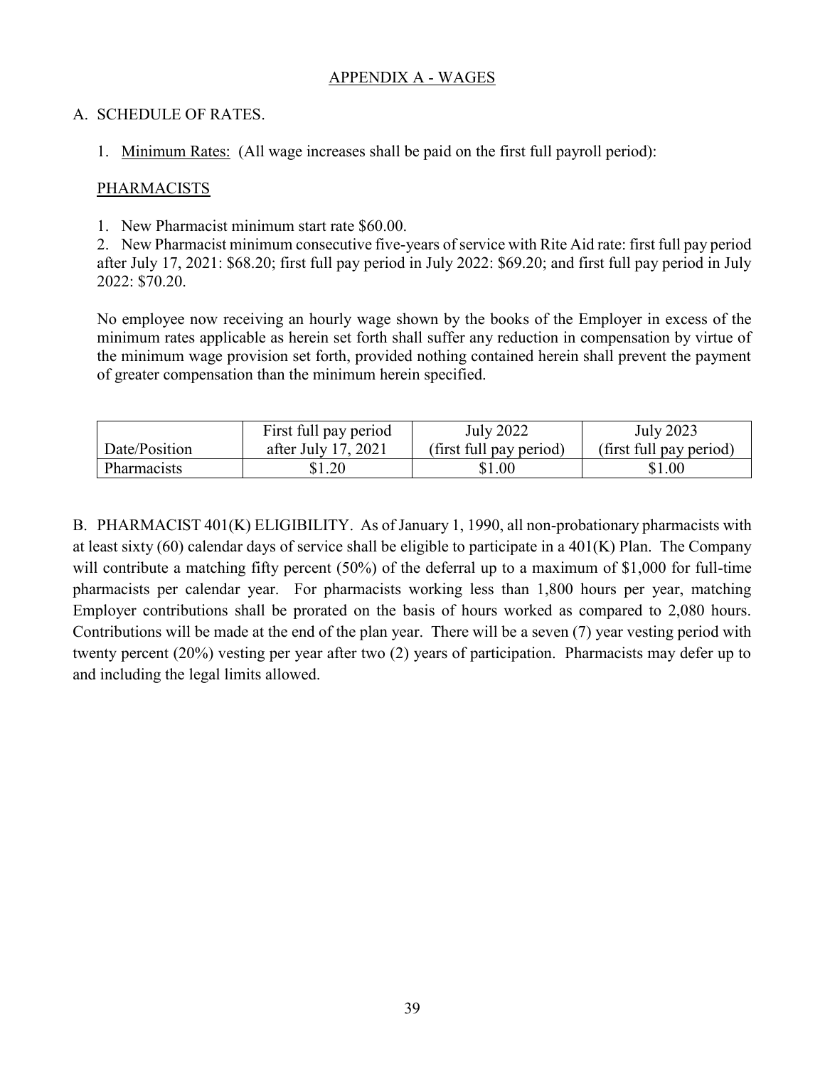## APPENDIX A - WAGES

A. SCHEDULE OF RATES.

1. Minimum Rates: (All wage increases shall be paid on the first full payroll period):

PHARMACISTS

1. New Pharmacist minimum start rate $60.00.
2. New Pharmacist minimum consecutive five-years of service with Rite Aid rate: first full pay period after July 17, 2021: $68.20; first full pay period in July 2022: $69.20; and first full pay period in July 2022: $70.20.

No employee now receiving an hourly wage shown by the books of the Employer in excess of the minimum rates applicable as herein set forth shall suffer any reduction in compensation by virtue of the minimum wage provision set forth, provided nothing contained herein shall prevent the payment of greater compensation than the minimum herein specified.

| Date/Position | First full pay period after July 17, 2021 | July 2022 (first full pay period) | July 2023 (first full pay period) |
|---|---|---|---|
| Pharmacists | $1.20 | $1.00 | $1.00 |

B. PHARMACIST 401(K) ELIGIBILITY. As of January 1, 1990, all non-probationary pharmacists with at least sixty (60) calendar days of service shall be eligible to participate in a 401(K) Plan. The Company will contribute a matching fifty percent (50%) of the deferral up to a maximum of $1,000 for full-time pharmacists per calendar year. For pharmacists working less than 1,800 hours per year, matching Employer contributions shall be prorated on the basis of hours worked as compared to 2,080 hours. Contributions will be made at the end of the plan year. There will be a seven (7) year vesting period with twenty percent (20%) vesting per year after two (2) years of participation. Pharmacists may defer up to and including the legal limits allowed.